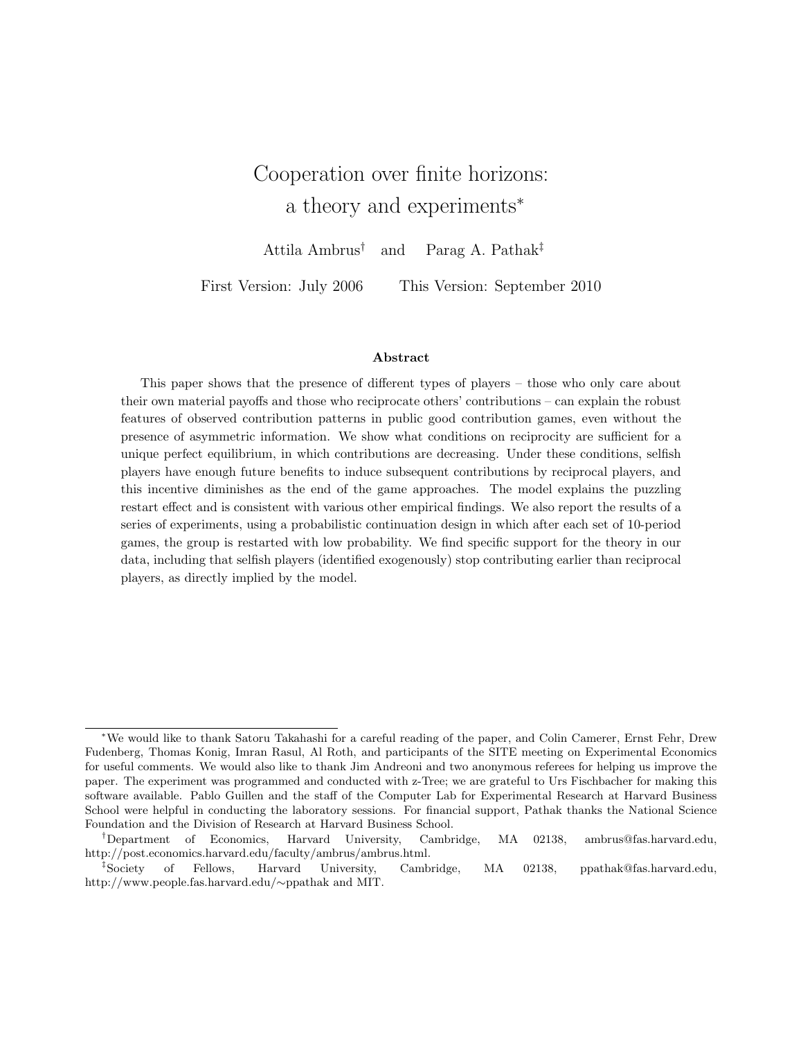# Cooperation over finite horizons: a theory and experiments*

Attila Ambrus† and Parag A. Pathak‡

First Version: July 2006 This Version: September 2010

## Abstract

This paper shows that the presence of different types of players – those who only care about their own material payoffs and those who reciprocate others' contributions – can explain the robust features of observed contribution patterns in public good contribution games, even without the presence of asymmetric information. We show what conditions on reciprocity are sufficient for a unique perfect equilibrium, in which contributions are decreasing. Under these conditions, selfish players have enough future benefits to induce subsequent contributions by reciprocal players, and this incentive diminishes as the end of the game approaches. The model explains the puzzling restart effect and is consistent with various other empirical findings. We also report the results of a series of experiments, using a probabilistic continuation design in which after each set of 10-period games, the group is restarted with low probability. We find specific support for the theory in our data, including that selfish players (identified exogenously) stop contributing earlier than reciprocal players, as directly implied by the model.

---

*We would like to thank Satoru Takahashi for a careful reading of the paper, and Colin Camerer, Ernst Fehr, Drew Fudenberg, Thomas Konig, Imran Rasul, Al Roth, and participants of the SITE meeting on Experimental Economics for useful comments. We would also like to thank Jim Andreoni and two anonymous referees for helping us improve the paper. The experiment was programmed and conducted with z-Tree; we are grateful to Urs Fischbacher for making this software available. Pablo Guillen and the staff of the Computer Lab for Experimental Research at Harvard Business School were helpful in conducting the laboratory sessions. For financial support, Pathak thanks the National Science Foundation and the Division of Research at Harvard Business School.

†Department of Economics, Harvard University, Cambridge, MA 02138, ambrus@fas.harvard.edu, http://post.economics.harvard.edu/faculty/ambrus/ambrus.html.

‡Society of Fellows, Harvard University, Cambridge, MA 02138, ppathak@fas.harvard.edu, http://www.people.fas.harvard.edu/∼ppathak and MIT.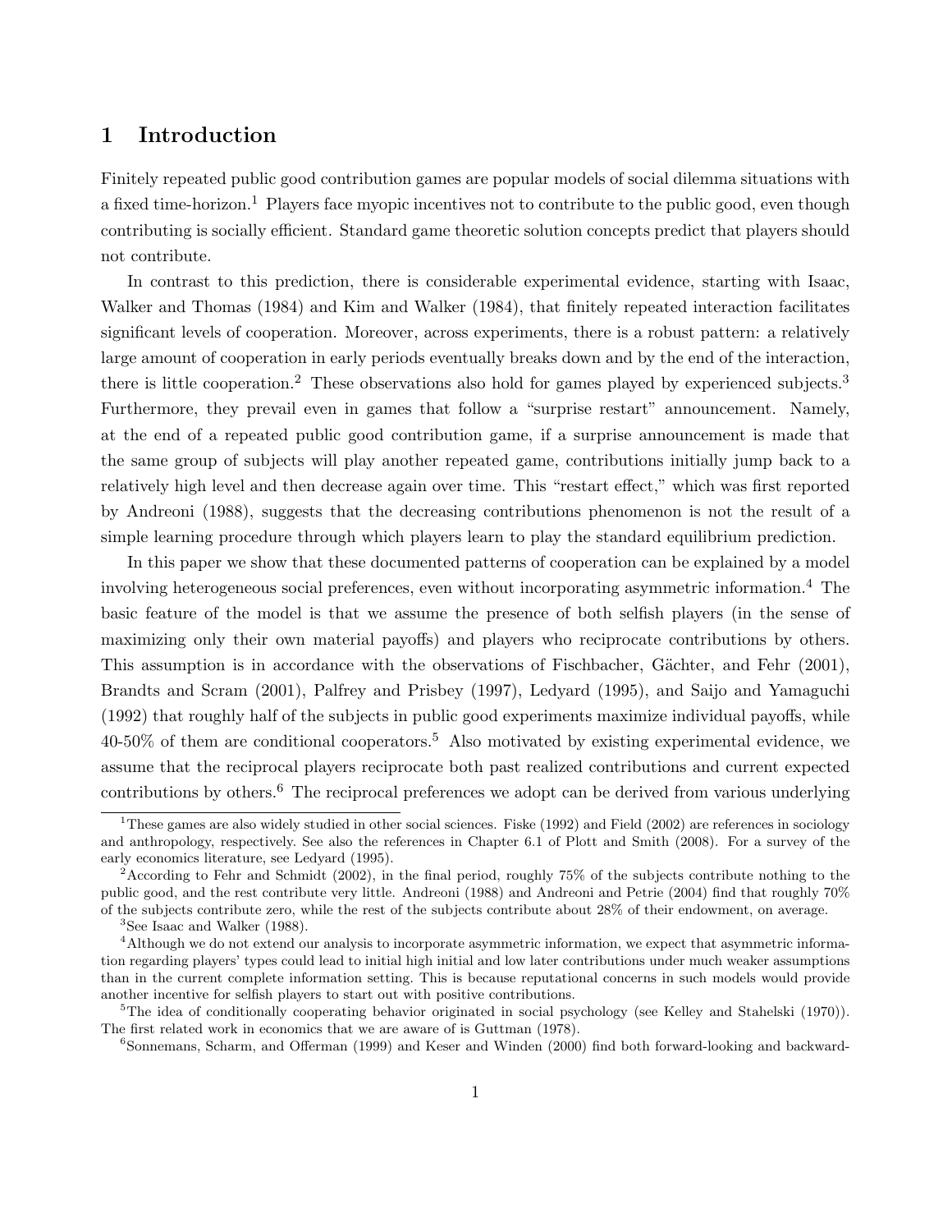# 1 Introduction

Finitely repeated public good contribution games are popular models of social dilemma situations with a fixed time-horizon.[1] Players face myopic incentives not to contribute to the public good, even though contributing is socially efficient. Standard game theoretic solution concepts predict that players should not contribute.

In contrast to this prediction, there is considerable experimental evidence, starting with Isaac, Walker and Thomas (1984) and Kim and Walker (1984), that finitely repeated interaction facilitates significant levels of cooperation. Moreover, across experiments, there is a robust pattern: a relatively large amount of cooperation in early periods eventually breaks down and by the end of the interaction, there is little cooperation.[2] These observations also hold for games played by experienced subjects.[3] Furthermore, they prevail even in games that follow a "surprise restart" announcement. Namely, at the end of a repeated public good contribution game, if a surprise announcement is made that the same group of subjects will play another repeated game, contributions initially jump back to a relatively high level and then decrease again over time. This "restart effect," which was first reported by Andreoni (1988), suggests that the decreasing contributions phenomenon is not the result of a simple learning procedure through which players learn to play the standard equilibrium prediction.

In this paper we show that these documented patterns of cooperation can be explained by a model involving heterogeneous social preferences, even without incorporating asymmetric information.[4] The basic feature of the model is that we assume the presence of both selfish players (in the sense of maximizing only their own material payoffs) and players who reciprocate contributions by others. This assumption is in accordance with the observations of Fischbacher, Gächter, and Fehr (2001), Brandts and Scram (2001), Palfrey and Prisbey (1997), Ledyard (1995), and Saijo and Yamaguchi (1992) that roughly half of the subjects in public good experiments maximize individual payoffs, while 40-50% of them are conditional cooperators.[5] Also motivated by existing experimental evidence, we assume that the reciprocal players reciprocate both past realized contributions and current expected contributions by others.[6] The reciprocal preferences we adopt can be derived from various underlying

---

[1] These games are also widely studied in other social sciences. Fiske (1992) and Field (2002) are references in sociology and anthropology, respectively. See also the references in Chapter 6.1 of Plott and Smith (2008). For a survey of the early economics literature, see Ledyard (1995).

[2] According to Fehr and Schmidt (2002), in the final period, roughly 75% of the subjects contribute nothing to the public good, and the rest contribute very little. Andreoni (1988) and Andreoni and Petrie (2004) find that roughly 70% of the subjects contribute zero, while the rest of the subjects contribute about 28% of their endowment, on average.

[3] See Isaac and Walker (1988).

[4] Although we do not extend our analysis to incorporate asymmetric information, we expect that asymmetric information regarding players' types could lead to initial high initial and low later contributions under much weaker assumptions than in the current complete information setting. This is because reputational concerns in such models would provide another incentive for selfish players to start out with positive contributions.

[5] The idea of conditionally cooperating behavior originated in social psychology (see Kelley and Stahelski (1970)). The first related work in economics that we are aware of is Guttman (1978).

[6] Sonnemans, Scharm, and Offerman (1999) and Keser and Winden (2000) find both forward-looking and backward-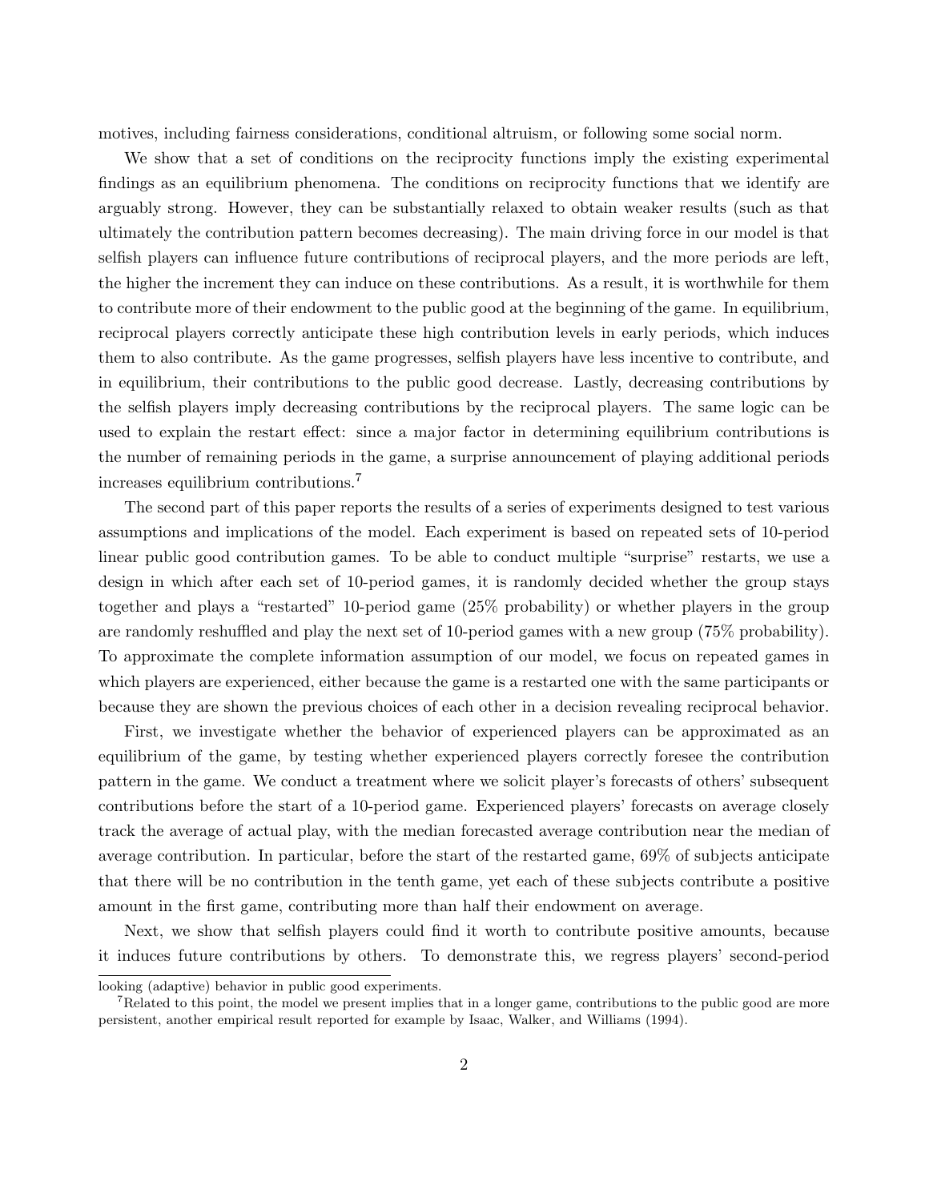motives, including fairness considerations, conditional altruism, or following some social norm.

We show that a set of conditions on the reciprocity functions imply the existing experimental findings as an equilibrium phenomena. The conditions on reciprocity functions that we identify are arguably strong. However, they can be substantially relaxed to obtain weaker results (such as that ultimately the contribution pattern becomes decreasing). The main driving force in our model is that selfish players can influence future contributions of reciprocal players, and the more periods are left, the higher the increment they can induce on these contributions. As a result, it is worthwhile for them to contribute more of their endowment to the public good at the beginning of the game. In equilibrium, reciprocal players correctly anticipate these high contribution levels in early periods, which induces them to also contribute. As the game progresses, selfish players have less incentive to contribute, and in equilibrium, their contributions to the public good decrease. Lastly, decreasing contributions by the selfish players imply decreasing contributions by the reciprocal players. The same logic can be used to explain the restart effect: since a major factor in determining equilibrium contributions is the number of remaining periods in the game, a surprise announcement of playing additional periods increases equilibrium contributions.[7]

The second part of this paper reports the results of a series of experiments designed to test various assumptions and implications of the model. Each experiment is based on repeated sets of 10-period linear public good contribution games. To be able to conduct multiple "surprise" restarts, we use a design in which after each set of 10-period games, it is randomly decided whether the group stays together and plays a "restarted" 10-period game (25% probability) or whether players in the group are randomly reshuffled and play the next set of 10-period games with a new group (75% probability). To approximate the complete information assumption of our model, we focus on repeated games in which players are experienced, either because the game is a restarted one with the same participants or because they are shown the previous choices of each other in a decision revealing reciprocal behavior.

First, we investigate whether the behavior of experienced players can be approximated as an equilibrium of the game, by testing whether experienced players correctly foresee the contribution pattern in the game. We conduct a treatment where we solicit player's forecasts of others' subsequent contributions before the start of a 10-period game. Experienced players' forecasts on average closely track the average of actual play, with the median forecasted average contribution near the median of average contribution. In particular, before the start of the restarted game, 69% of subjects anticipate that there will be no contribution in the tenth game, yet each of these subjects contribute a positive amount in the first game, contributing more than half their endowment on average.

Next, we show that selfish players could find it worth to contribute positive amounts, because it induces future contributions by others. To demonstrate this, we regress players' second-period

looking (adaptive) behavior in public good experiments.

[7]Related to this point, the model we present implies that in a longer game, contributions to the public good are more persistent, another empirical result reported for example by Isaac, Walker, and Williams (1994).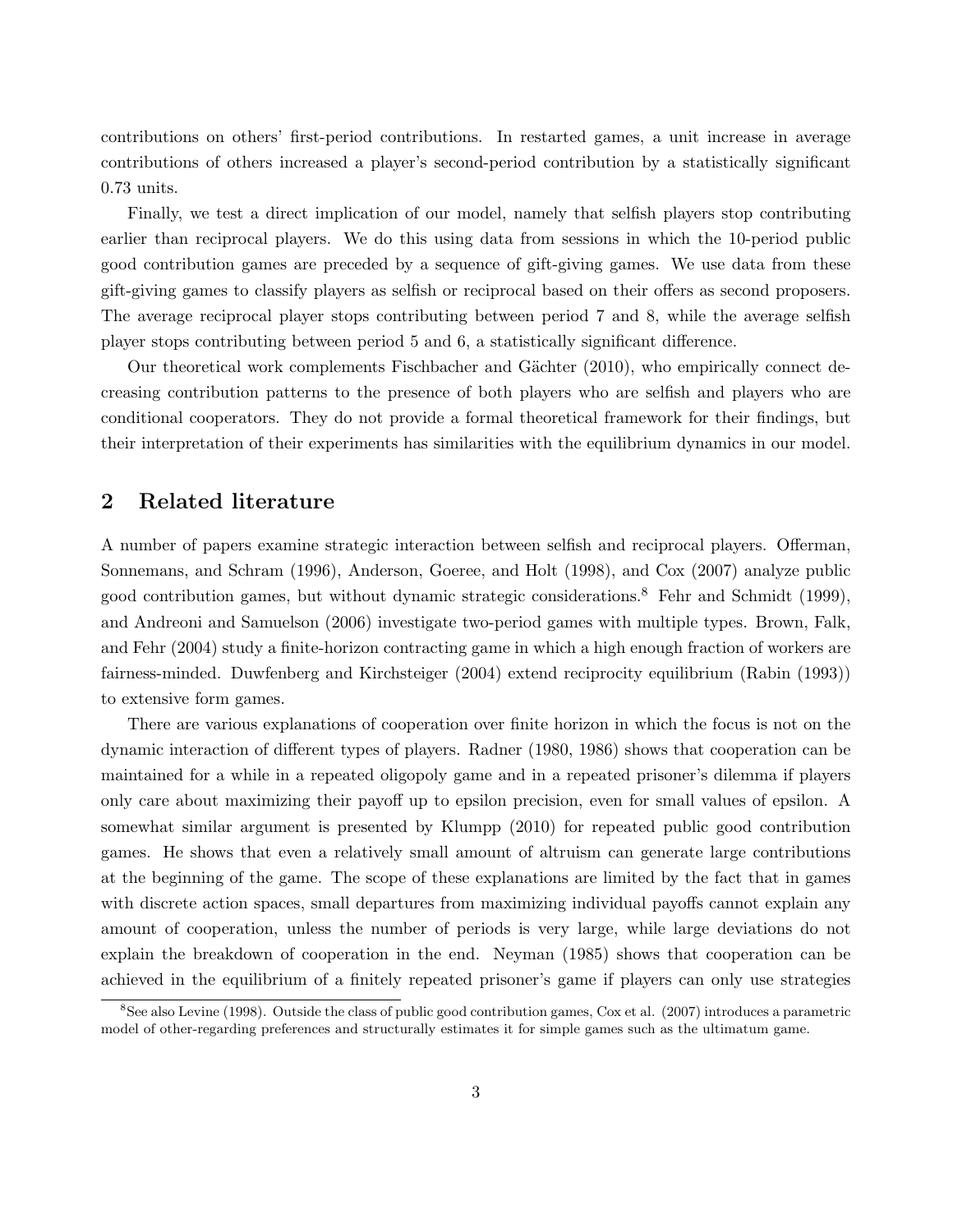contributions on others' first-period contributions. In restarted games, a unit increase in average contributions of others increased a player's second-period contribution by a statistically significant 0.73 units.

Finally, we test a direct implication of our model, namely that selfish players stop contributing earlier than reciprocal players. We do this using data from sessions in which the 10-period public good contribution games are preceded by a sequence of gift-giving games. We use data from these gift-giving games to classify players as selfish or reciprocal based on their offers as second proposers. The average reciprocal player stops contributing between period 7 and 8, while the average selfish player stops contributing between period 5 and 6, a statistically significant difference.

Our theoretical work complements Fischbacher and Gächter (2010), who empirically connect decreasing contribution patterns to the presence of both players who are selfish and players who are conditional cooperators. They do not provide a formal theoretical framework for their findings, but their interpretation of their experiments has similarities with the equilibrium dynamics in our model.

## 2 Related literature

A number of papers examine strategic interaction between selfish and reciprocal players. Offerman, Sonnemans, and Schram (1996), Anderson, Goeree, and Holt (1998), and Cox (2007) analyze public good contribution games, but without dynamic strategic considerations.[8] Fehr and Schmidt (1999), and Andreoni and Samuelson (2006) investigate two-period games with multiple types. Brown, Falk, and Fehr (2004) study a finite-horizon contracting game in which a high enough fraction of workers are fairness-minded. Duwfenberg and Kirchsteiger (2004) extend reciprocity equilibrium (Rabin (1993)) to extensive form games.

There are various explanations of cooperation over finite horizon in which the focus is not on the dynamic interaction of different types of players. Radner (1980, 1986) shows that cooperation can be maintained for a while in a repeated oligopoly game and in a repeated prisoner's dilemma if players only care about maximizing their payoff up to epsilon precision, even for small values of epsilon. A somewhat similar argument is presented by Klumpp (2010) for repeated public good contribution games. He shows that even a relatively small amount of altruism can generate large contributions at the beginning of the game. The scope of these explanations are limited by the fact that in games with discrete action spaces, small departures from maximizing individual payoffs cannot explain any amount of cooperation, unless the number of periods is very large, while large deviations do not explain the breakdown of cooperation in the end. Neyman (1985) shows that cooperation can be achieved in the equilibrium of a finitely repeated prisoner's game if players can only use strategies

[8] See also Levine (1998). Outside the class of public good contribution games, Cox et al. (2007) introduces a parametric model of other-regarding preferences and structurally estimates it for simple games such as the ultimatum game.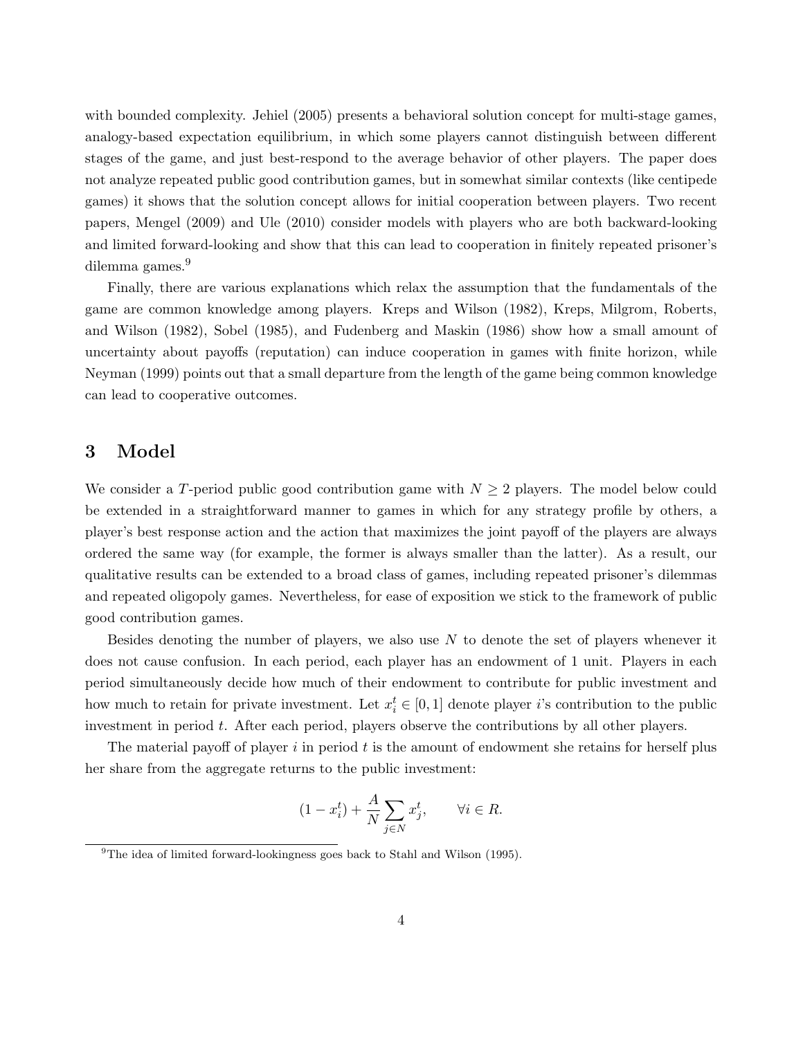with bounded complexity. Jehiel (2005) presents a behavioral solution concept for multi-stage games, analogy-based expectation equilibrium, in which some players cannot distinguish between different stages of the game, and just best-respond to the average behavior of other players. The paper does not analyze repeated public good contribution games, but in somewhat similar contexts (like centipede games) it shows that the solution concept allows for initial cooperation between players. Two recent papers, Mengel (2009) and Ule (2010) consider models with players who are both backward-looking and limited forward-looking and show that this can lead to cooperation in finitely repeated prisoner's dilemma games.[9]

Finally, there are various explanations which relax the assumption that the fundamentals of the game are common knowledge among players. Kreps and Wilson (1982), Kreps, Milgrom, Roberts, and Wilson (1982), Sobel (1985), and Fudenberg and Maskin (1986) show how a small amount of uncertainty about payoffs (reputation) can induce cooperation in games with finite horizon, while Neyman (1999) points out that a small departure from the length of the game being common knowledge can lead to cooperative outcomes.

# 3 Model

We consider a $T$-period public good contribution game with $N \geq 2$ players. The model below could be extended in a straightforward manner to games in which for any strategy profile by others, a player's best response action and the action that maximizes the joint payoff of the players are always ordered the same way (for example, the former is always smaller than the latter). As a result, our qualitative results can be extended to a broad class of games, including repeated prisoner's dilemmas and repeated oligopoly games. Nevertheless, for ease of exposition we stick to the framework of public good contribution games.

Besides denoting the number of players, we also use $N$ to denote the set of players whenever it does not cause confusion. In each period, each player has an endowment of 1 unit. Players in each period simultaneously decide how much of their endowment to contribute for public investment and how much to retain for private investment. Let $x_i^t \in [0, 1]$ denote player $i$'s contribution to the public investment in period $t$. After each period, players observe the contributions by all other players.

The material payoff of player $i$ in period $t$ is the amount of endowment she retains for herself plus her share from the aggregate returns to the public investment:

$$(1 - x_i^t) + \frac{A}{N} \sum_{j \in N} x_j^t, \qquad \forall i \in R.$$

[9] The idea of limited forward-lookingness goes back to Stahl and Wilson (1995).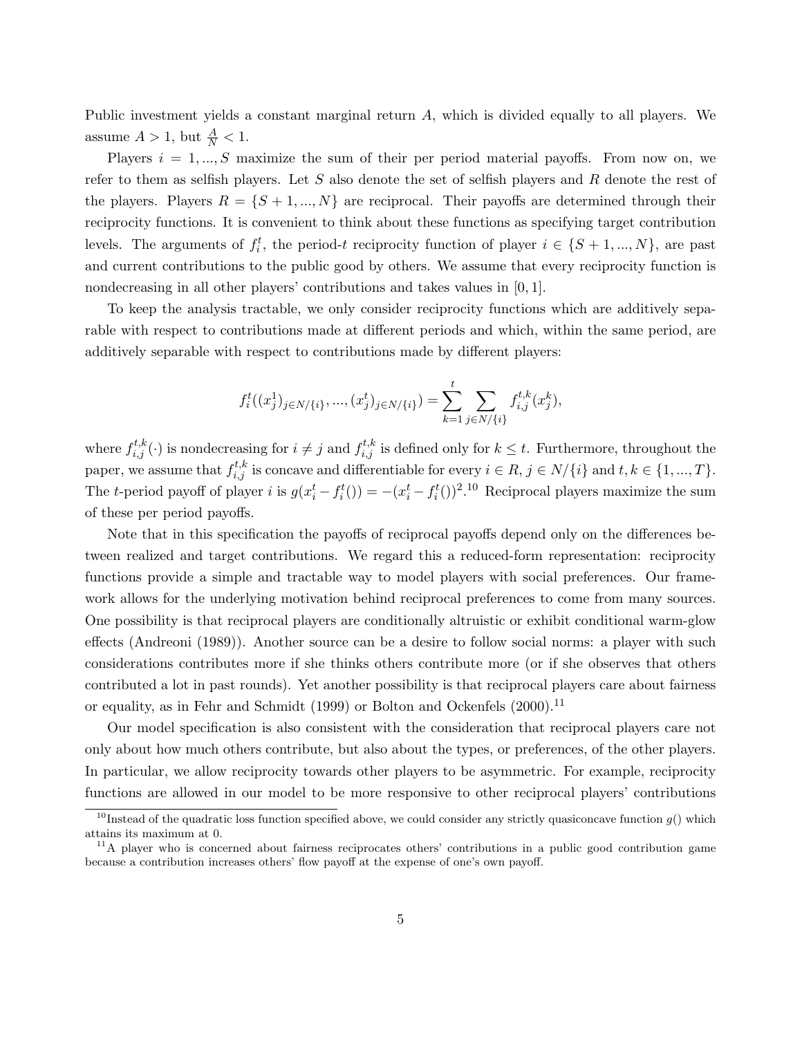Public investment yields a constant marginal return $A$, which is divided equally to all players. We assume $A > 1$, but $\frac{A}{N} < 1$.

Players $i = 1, ..., S$ maximize the sum of their per period material payoffs. From now on, we refer to them as selfish players. Let $S$ also denote the set of selfish players and $R$ denote the rest of the players. Players $R = \{S+1, ..., N\}$ are reciprocal. Their payoffs are determined through their reciprocity functions. It is convenient to think about these functions as specifying target contribution levels. The arguments of $f_i^t$, the period-$t$ reciprocity function of player $i \in \{S+1, ..., N\}$, are past and current contributions to the public good by others. We assume that every reciprocity function is nondecreasing in all other players' contributions and takes values in $[0, 1]$.

To keep the analysis tractable, we only consider reciprocity functions which are additively separable with respect to contributions made at different periods and which, within the same period, are additively separable with respect to contributions made by different players:

$$f_i^t((x_j^1)_{j \in N/\{i\}}, ..., (x_j^t)_{j \in N/\{i\}}) = \sum_{k=1}^{t} \sum_{j \in N/\{i\}} f_{i,j}^{t,k}(x_j^k),$$

where $f_{i,j}^{t,k}(\cdot)$ is nondecreasing for $i \neq j$ and $f_{i,j}^{t,k}$ is defined only for $k \leq t$. Furthermore, throughout the paper, we assume that $f_{i,j}^{t,k}$ is concave and differentiable for every $i \in R$, $j \in N/\{i\}$ and $t, k \in \{1, ..., T\}$. The $t$-period payoff of player $i$ is $g(x_i^t - f_i^t()) = -(x_i^t - f_i^t())^2$.[10] Reciprocal players maximize the sum of these per period payoffs.

Note that in this specification the payoffs of reciprocal payoffs depend only on the differences between realized and target contributions. We regard this a reduced-form representation: reciprocity functions provide a simple and tractable way to model players with social preferences. Our framework allows for the underlying motivation behind reciprocal preferences to come from many sources. One possibility is that reciprocal players are conditionally altruistic or exhibit conditional warm-glow effects (Andreoni (1989)). Another source can be a desire to follow social norms: a player with such considerations contributes more if she thinks others contribute more (or if she observes that others contributed a lot in past rounds). Yet another possibility is that reciprocal players care about fairness or equality, as in Fehr and Schmidt (1999) or Bolton and Ockenfels (2000).[11]

Our model specification is also consistent with the consideration that reciprocal players care not only about how much others contribute, but also about the types, or preferences, of the other players. In particular, we allow reciprocity towards other players to be asymmetric. For example, reciprocity functions are allowed in our model to be more responsive to other reciprocal players' contributions

[10] Instead of the quadratic loss function specified above, we could consider any strictly quasiconcave function $g()$ which attains its maximum at 0.

[11] A player who is concerned about fairness reciprocates others' contributions in a public good contribution game because a contribution increases others' flow payoff at the expense of one's own payoff.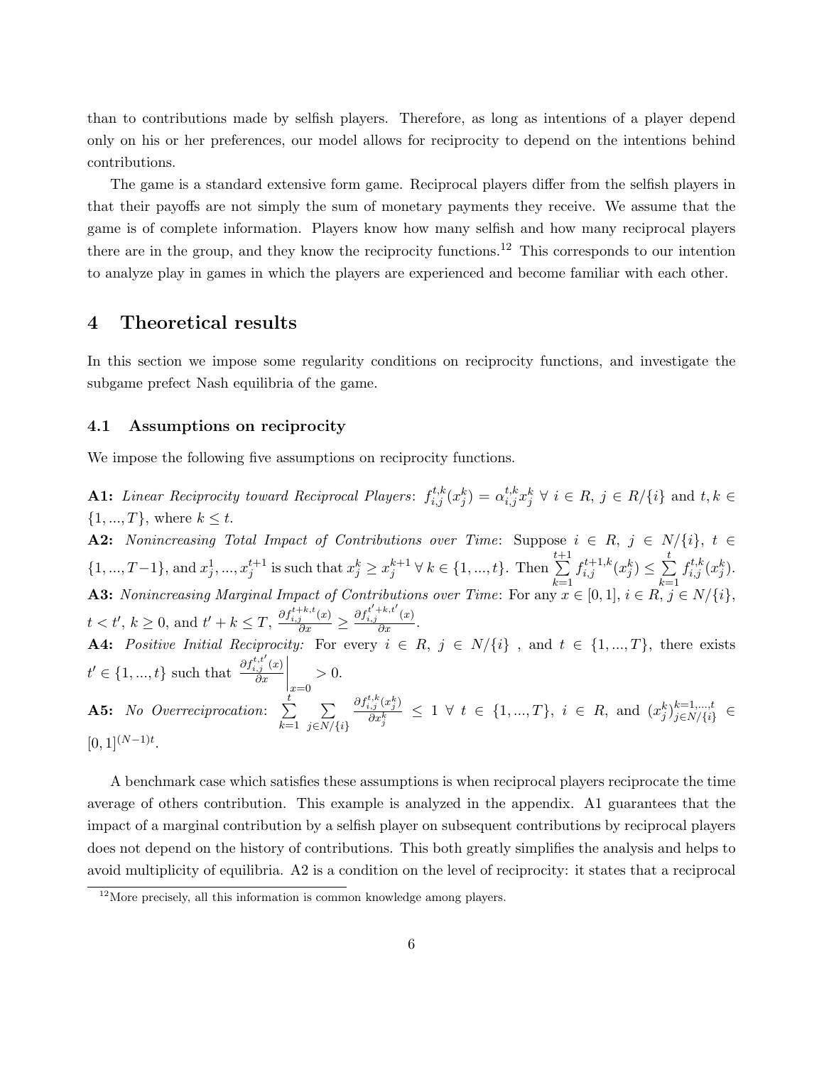than to contributions made by selfish players. Therefore, as long as intentions of a player depend only on his or her preferences, our model allows for reciprocity to depend on the intentions behind contributions.

The game is a standard extensive form game. Reciprocal players differ from the selfish players in that their payoffs are not simply the sum of monetary payments they receive. We assume that the game is of complete information. Players know how many selfish and how many reciprocal players there are in the group, and they know the reciprocity functions.[12] This corresponds to our intention to analyze play in games in which the players are experienced and become familiar with each other.

## 4 Theoretical results

In this section we impose some regularity conditions on reciprocity functions, and investigate the subgame prefect Nash equilibria of the game.

### 4.1 Assumptions on reciprocity

We impose the following five assumptions on reciprocity functions.

**A1:** *Linear Reciprocity toward Reciprocal Players*: $f_{i,j}^{t,k}(x_j^k) = \alpha_{i,j}^{t,k} x_j^k \; \forall \; i \in R, \; j \in R/\{i\}$ and $t, k \in \{1, ..., T\}$, where $k \leq t$.

**A2:** *Nonincreasing Total Impact of Contributions over Time*: Suppose $i \in R$, $j \in N/\{i\}$, $t \in \{1, ..., T-1\}$, and $x_j^1, ..., x_j^{t+1}$ is such that $x_j^k \geq x_j^{k+1} \; \forall \; k \in \{1, ..., t\}$. Then $\sum\limits_{k=1}^{t+1} f_{i,j}^{t+1,k}(x_j^k) \leq \sum\limits_{k=1}^{t} f_{i,j}^{t,k}(x_j^k)$.

**A3:** *Nonincreasing Marginal Impact of Contributions over Time*: For any $x \in [0, 1]$, $i \in R$, $j \in N/\{i\}$, $t < t'$, $k \geq 0$, and $t' + k \leq T$, $\frac{\partial f_{i,j}^{t+k,t}(x)}{\partial x} \geq \frac{\partial f_{i,j}^{t'+k,t'}(x)}{\partial x}$.

**A4:** *Positive Initial Reciprocity:* For every $i \in R$, $j \in N/\{i\}$ , and $t \in \{1, ..., T\}$, there exists $t' \in \{1, ..., t\}$ such that $\left. \frac{\partial f_{i,j}^{t,t'}(x)}{\partial x} \right|_{x=0} > 0$.

**A5:** *No Overreciprocation*: $\sum\limits_{k=1}^{t} \sum\limits_{j \in N/\{i\}} \frac{\partial f_{i,j}^{t,k}(x_j^k)}{\partial x_j^k} \leq 1 \; \forall \; t \in \{1, ..., T\}$, $i \in R$, and $(x_j^k)_{j \in N/\{i\}}^{k=1,...,t} \in [0, 1]^{(N-1)t}$.

A benchmark case which satisfies these assumptions is when reciprocal players reciprocate the time average of others contribution. This example is analyzed in the appendix. A1 guarantees that the impact of a marginal contribution by a selfish player on subsequent contributions by reciprocal players does not depend on the history of contributions. This both greatly simplifies the analysis and helps to avoid multiplicity of equilibria. A2 is a condition on the level of reciprocity: it states that a reciprocal

[12] More precisely, all this information is common knowledge among players.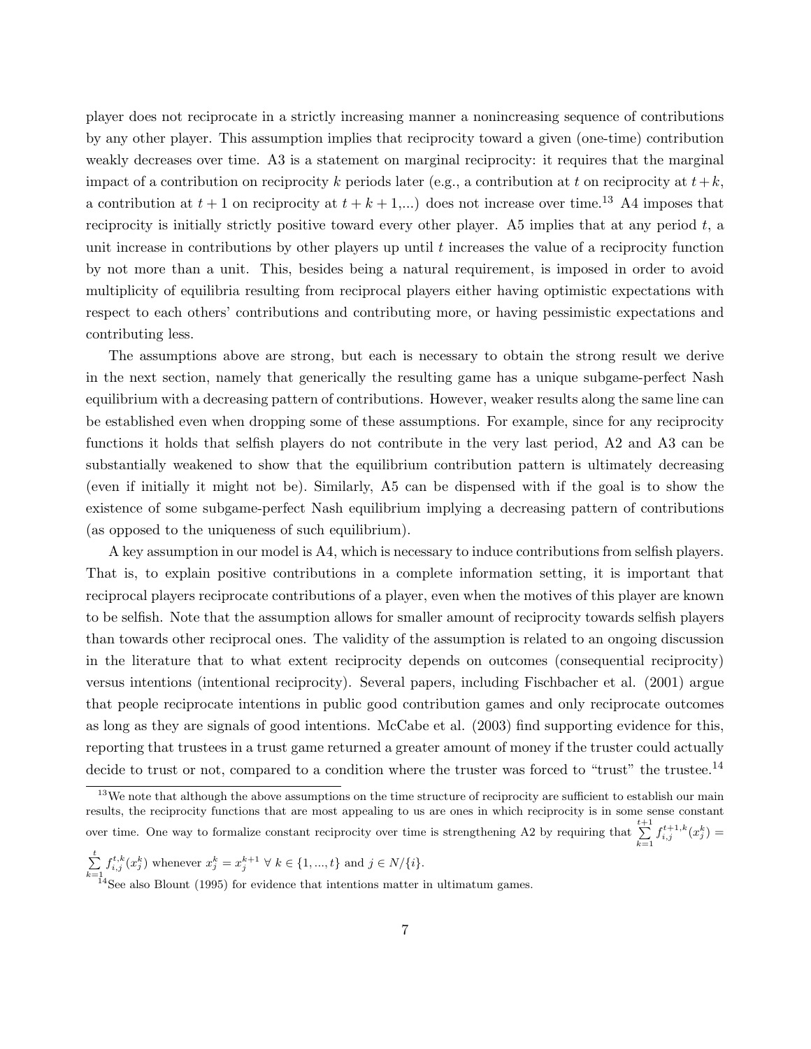player does not reciprocate in a strictly increasing manner a nonincreasing sequence of contributions by any other player. This assumption implies that reciprocity toward a given (one-time) contribution weakly decreases over time. A3 is a statement on marginal reciprocity: it requires that the marginal impact of a contribution on reciprocity $k$ periods later (e.g., a contribution at $t$ on reciprocity at $t+k$, a contribution at $t+1$ on reciprocity at $t+k+1$,...) does not increase over time.[13] A4 imposes that reciprocity is initially strictly positive toward every other player. A5 implies that at any period $t$, a unit increase in contributions by other players up until $t$ increases the value of a reciprocity function by not more than a unit. This, besides being a natural requirement, is imposed in order to avoid multiplicity of equilibria resulting from reciprocal players either having optimistic expectations with respect to each others' contributions and contributing more, or having pessimistic expectations and contributing less.

The assumptions above are strong, but each is necessary to obtain the strong result we derive in the next section, namely that generically the resulting game has a unique subgame-perfect Nash equilibrium with a decreasing pattern of contributions. However, weaker results along the same line can be established even when dropping some of these assumptions. For example, since for any reciprocity functions it holds that selfish players do not contribute in the very last period, A2 and A3 can be substantially weakened to show that the equilibrium contribution pattern is ultimately decreasing (even if initially it might not be). Similarly, A5 can be dispensed with if the goal is to show the existence of some subgame-perfect Nash equilibrium implying a decreasing pattern of contributions (as opposed to the uniqueness of such equilibrium).

A key assumption in our model is A4, which is necessary to induce contributions from selfish players. That is, to explain positive contributions in a complete information setting, it is important that reciprocal players reciprocate contributions of a player, even when the motives of this player are known to be selfish. Note that the assumption allows for smaller amount of reciprocity towards selfish players than towards other reciprocal ones. The validity of the assumption is related to an ongoing discussion in the literature that to what extent reciprocity depends on outcomes (consequential reciprocity) versus intentions (intentional reciprocity). Several papers, including Fischbacher et al. (2001) argue that people reciprocate intentions in public good contribution games and only reciprocate outcomes as long as they are signals of good intentions. McCabe et al. (2003) find supporting evidence for this, reporting that trustees in a trust game returned a greater amount of money if the truster could actually decide to trust or not, compared to a condition where the truster was forced to "trust" the trustee.[14]

[13] We note that although the above assumptions on the time structure of reciprocity are sufficient to establish our main results, the reciprocity functions that are most appealing to us are ones in which reciprocity is in some sense constant over time. One way to formalize constant reciprocity over time is strengthening A2 by requiring that $\sum_{k=1}^{t+1} f_{i,j}^{t+1,k}(x_j^k) = \sum_{k=1}^{t} f_{i,j}^{t,k}(x_j^k)$ whenever $x_j^k = x_j^{k+1}\ \forall\ k \in \{1,...,t\}$ and $j \in N/\{i\}$.

[14] See also Blount (1995) for evidence that intentions matter in ultimatum games.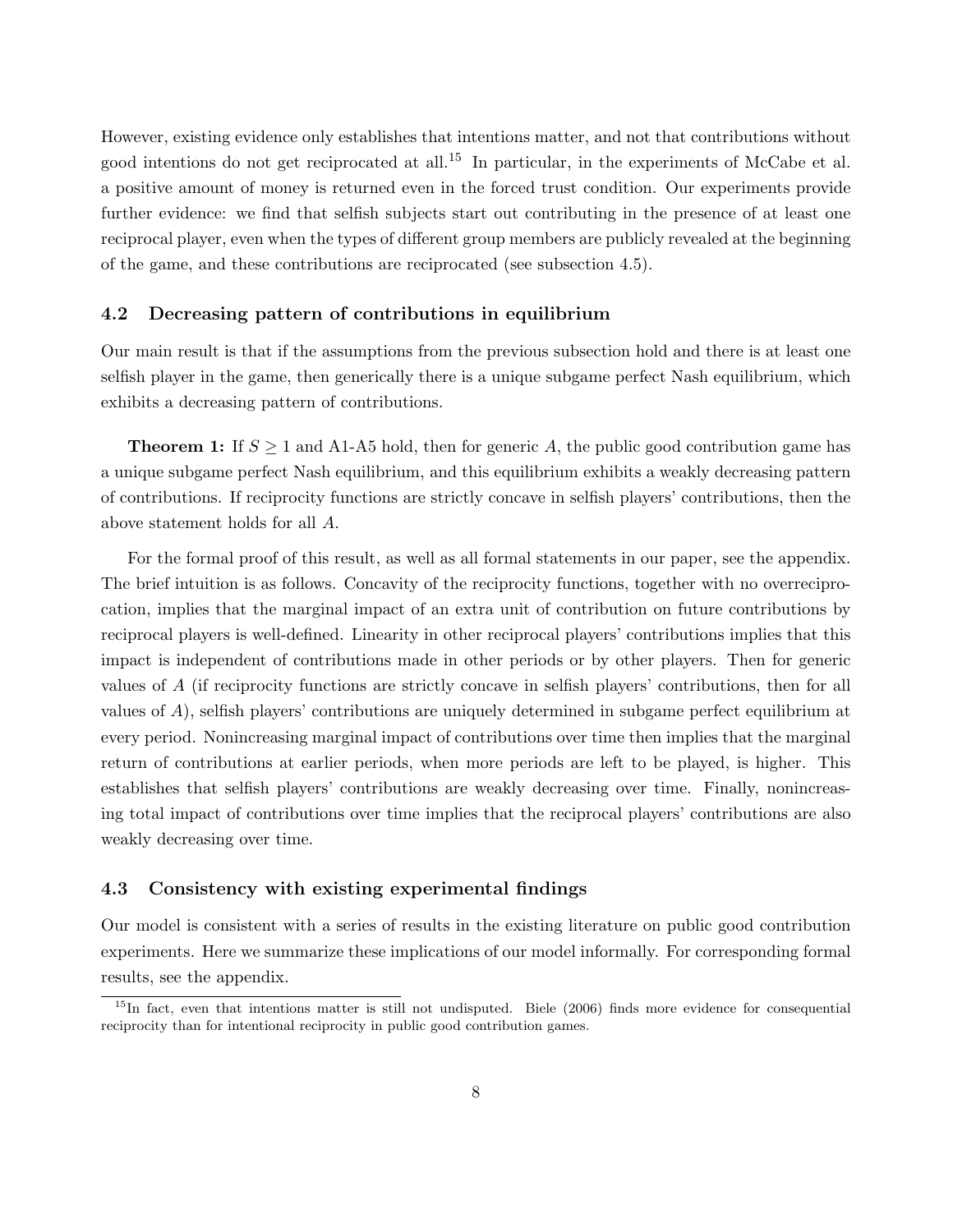However, existing evidence only establishes that intentions matter, and not that contributions without good intentions do not get reciprocated at all.[15] In particular, in the experiments of McCabe et al. a positive amount of money is returned even in the forced trust condition. Our experiments provide further evidence: we find that selfish subjects start out contributing in the presence of at least one reciprocal player, even when the types of different group members are publicly revealed at the beginning of the game, and these contributions are reciprocated (see subsection 4.5).

### 4.2 Decreasing pattern of contributions in equilibrium

Our main result is that if the assumptions from the previous subsection hold and there is at least one selfish player in the game, then generically there is a unique subgame perfect Nash equilibrium, which exhibits a decreasing pattern of contributions.

**Theorem 1:** If $S \geq 1$ and A1-A5 hold, then for generic $A$, the public good contribution game has a unique subgame perfect Nash equilibrium, and this equilibrium exhibits a weakly decreasing pattern of contributions. If reciprocity functions are strictly concave in selfish players' contributions, then the above statement holds for all $A$.

For the formal proof of this result, as well as all formal statements in our paper, see the appendix. The brief intuition is as follows. Concavity of the reciprocity functions, together with no overreciprocation, implies that the marginal impact of an extra unit of contribution on future contributions by reciprocal players is well-defined. Linearity in other reciprocal players' contributions implies that this impact is independent of contributions made in other periods or by other players. Then for generic values of $A$ (if reciprocity functions are strictly concave in selfish players' contributions, then for all values of $A$), selfish players' contributions are uniquely determined in subgame perfect equilibrium at every period. Nonincreasing marginal impact of contributions over time then implies that the marginal return of contributions at earlier periods, when more periods are left to be played, is higher. This establishes that selfish players' contributions are weakly decreasing over time. Finally, nonincreasing total impact of contributions over time implies that the reciprocal players' contributions are also weakly decreasing over time.

### 4.3 Consistency with existing experimental findings

Our model is consistent with a series of results in the existing literature on public good contribution experiments. Here we summarize these implications of our model informally. For corresponding formal results, see the appendix.

[15] In fact, even that intentions matter is still not undisputed. Biele (2006) finds more evidence for consequential reciprocity than for intentional reciprocity in public good contribution games.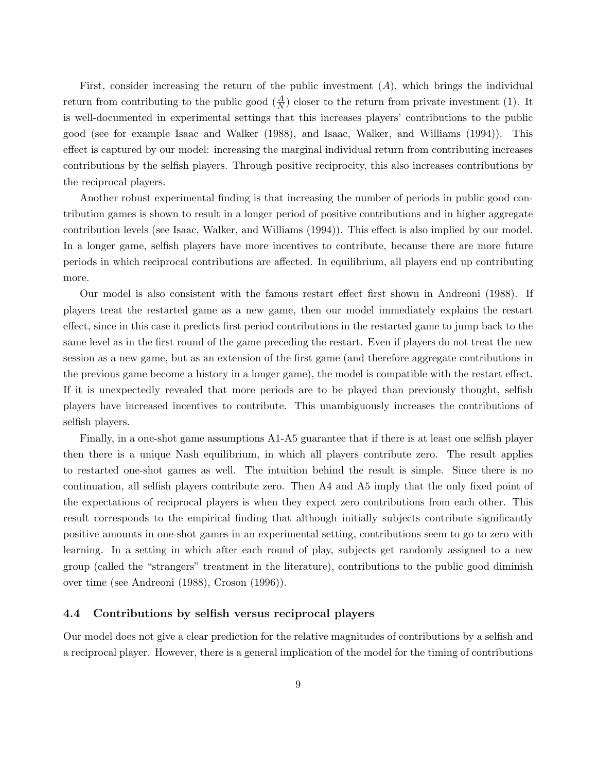First, consider increasing the return of the public investment ($A$), which brings the individual return from contributing to the public good ($\frac{A}{N}$) closer to the return from private investment (1). It is well-documented in experimental settings that this increases players' contributions to the public good (see for example Isaac and Walker (1988), and Isaac, Walker, and Williams (1994)). This effect is captured by our model: increasing the marginal individual return from contributing increases contributions by the selfish players. Through positive reciprocity, this also increases contributions by the reciprocal players.

Another robust experimental finding is that increasing the number of periods in public good contribution games is shown to result in a longer period of positive contributions and in higher aggregate contribution levels (see Isaac, Walker, and Williams (1994)). This effect is also implied by our model. In a longer game, selfish players have more incentives to contribute, because there are more future periods in which reciprocal contributions are affected. In equilibrium, all players end up contributing more.

Our model is also consistent with the famous restart effect first shown in Andreoni (1988). If players treat the restarted game as a new game, then our model immediately explains the restart effect, since in this case it predicts first period contributions in the restarted game to jump back to the same level as in the first round of the game preceding the restart. Even if players do not treat the new session as a new game, but as an extension of the first game (and therefore aggregate contributions in the previous game become a history in a longer game), the model is compatible with the restart effect. If it is unexpectedly revealed that more periods are to be played than previously thought, selfish players have increased incentives to contribute. This unambiguously increases the contributions of selfish players.

Finally, in a one-shot game assumptions A1-A5 guarantee that if there is at least one selfish player then there is a unique Nash equilibrium, in which all players contribute zero. The result applies to restarted one-shot games as well. The intuition behind the result is simple. Since there is no continuation, all selfish players contribute zero. Then A4 and A5 imply that the only fixed point of the expectations of reciprocal players is when they expect zero contributions from each other. This result corresponds to the empirical finding that although initially subjects contribute significantly positive amounts in one-shot games in an experimental setting, contributions seem to go to zero with learning. In a setting in which after each round of play, subjects get randomly assigned to a new group (called the "strangers" treatment in the literature), contributions to the public good diminish over time (see Andreoni (1988), Croson (1996)).

### 4.4 Contributions by selfish versus reciprocal players

Our model does not give a clear prediction for the relative magnitudes of contributions by a selfish and a reciprocal player. However, there is a general implication of the model for the timing of contributions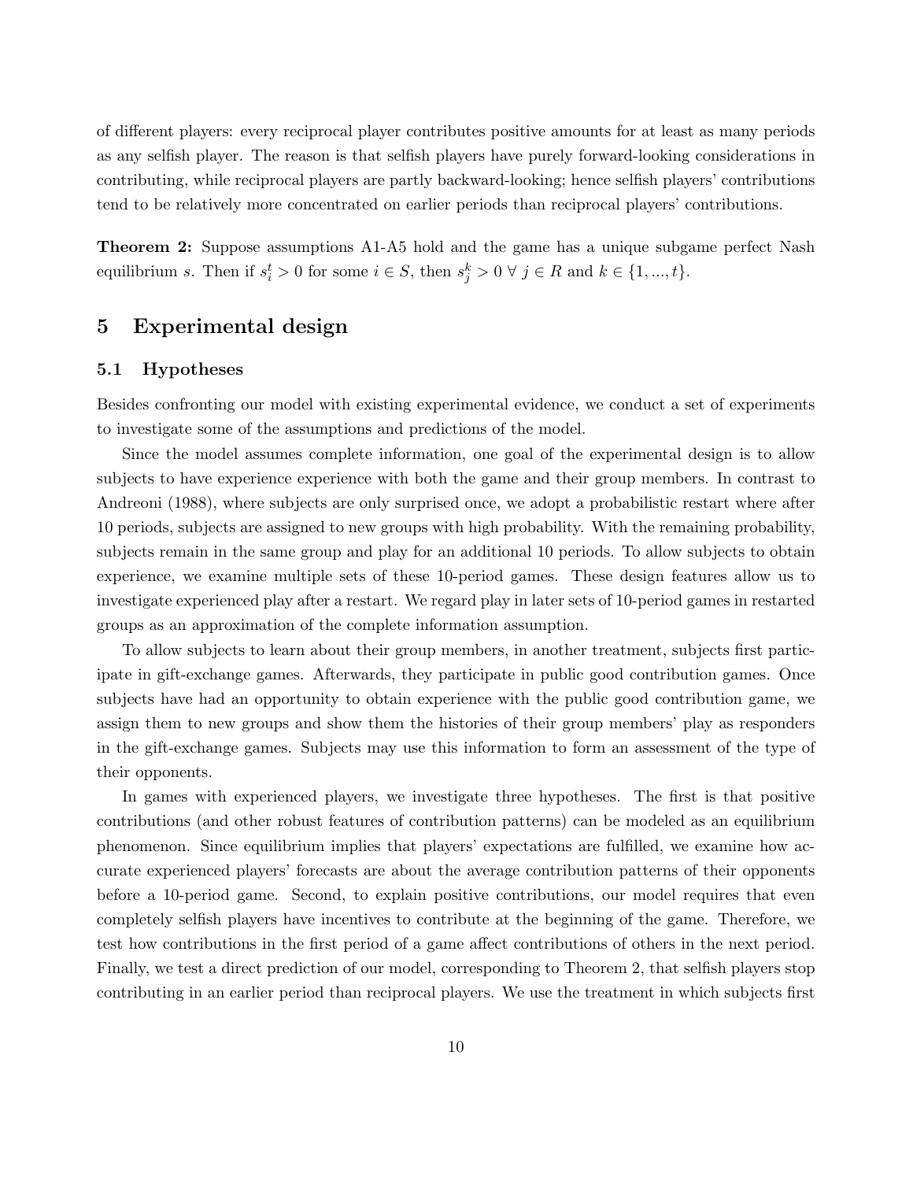of different players: every reciprocal player contributes positive amounts for at least as many periods as any selfish player. The reason is that selfish players have purely forward-looking considerations in contributing, while reciprocal players are partly backward-looking; hence selfish players' contributions tend to be relatively more concentrated on earlier periods than reciprocal players' contributions.

**Theorem 2:** Suppose assumptions A1-A5 hold and the game has a unique subgame perfect Nash equilibrium $s$. Then if $s_i^t > 0$ for some $i \in S$, then $s_j^k > 0 \ \forall \ j \in R$ and $k \in \{1, ..., t\}$.

## 5 Experimental design

### 5.1 Hypotheses

Besides confronting our model with existing experimental evidence, we conduct a set of experiments to investigate some of the assumptions and predictions of the model.

Since the model assumes complete information, one goal of the experimental design is to allow subjects to have experience experience with both the game and their group members. In contrast to Andreoni (1988), where subjects are only surprised once, we adopt a probabilistic restart where after 10 periods, subjects are assigned to new groups with high probability. With the remaining probability, subjects remain in the same group and play for an additional 10 periods. To allow subjects to obtain experience, we examine multiple sets of these 10-period games. These design features allow us to investigate experienced play after a restart. We regard play in later sets of 10-period games in restarted groups as an approximation of the complete information assumption.

To allow subjects to learn about their group members, in another treatment, subjects first participate in gift-exchange games. Afterwards, they participate in public good contribution games. Once subjects have had an opportunity to obtain experience with the public good contribution game, we assign them to new groups and show them the histories of their group members' play as responders in the gift-exchange games. Subjects may use this information to form an assessment of the type of their opponents.

In games with experienced players, we investigate three hypotheses. The first is that positive contributions (and other robust features of contribution patterns) can be modeled as an equilibrium phenomenon. Since equilibrium implies that players' expectations are fulfilled, we examine how accurate experienced players' forecasts are about the average contribution patterns of their opponents before a 10-period game. Second, to explain positive contributions, our model requires that even completely selfish players have incentives to contribute at the beginning of the game. Therefore, we test how contributions in the first period of a game affect contributions of others in the next period. Finally, we test a direct prediction of our model, corresponding to Theorem 2, that selfish players stop contributing in an earlier period than reciprocal players. We use the treatment in which subjects first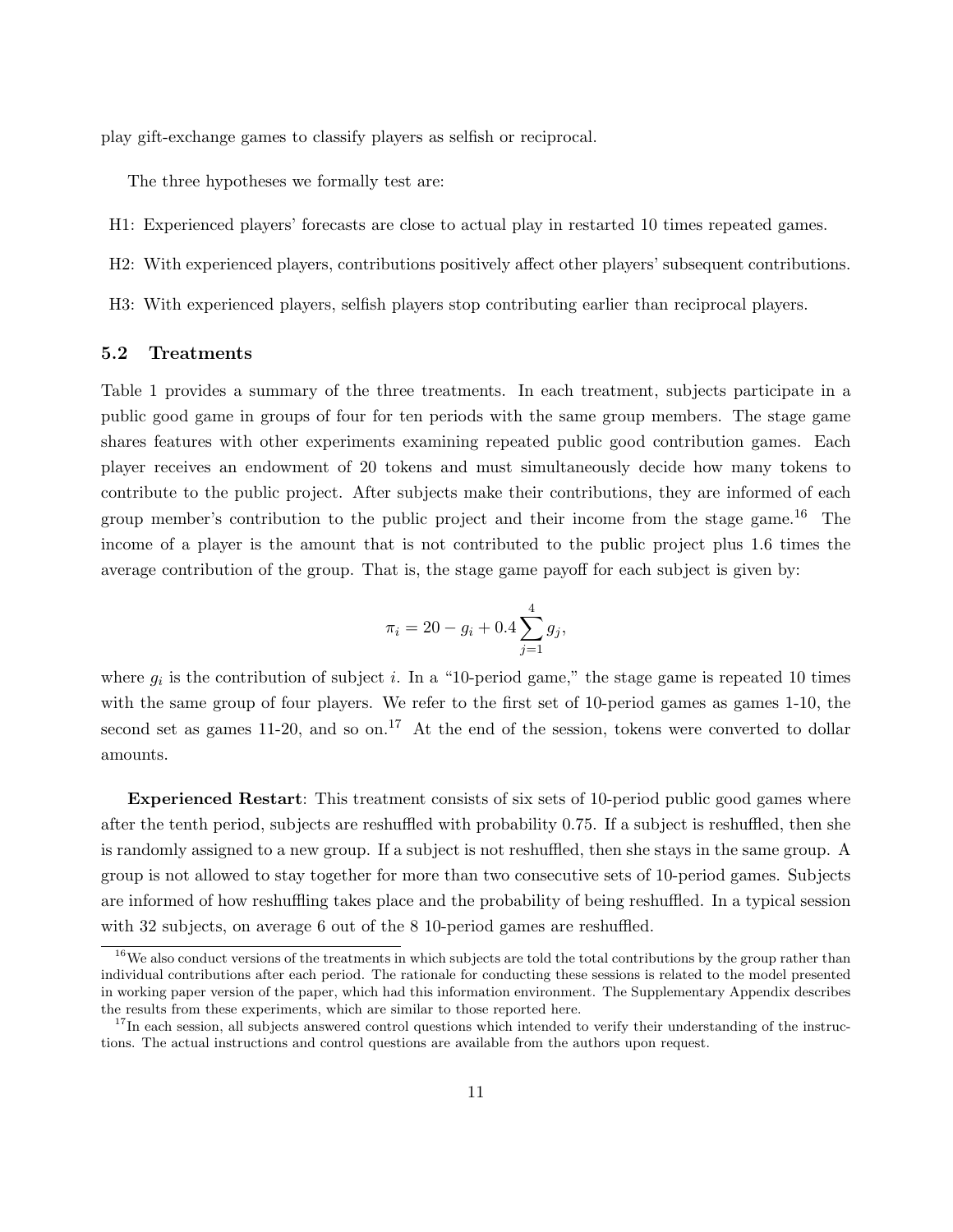play gift-exchange games to classify players as selfish or reciprocal.

The three hypotheses we formally test are:

H1: Experienced players' forecasts are close to actual play in restarted 10 times repeated games.

H2: With experienced players, contributions positively affect other players' subsequent contributions.

H3: With experienced players, selfish players stop contributing earlier than reciprocal players.

### 5.2 Treatments

Table 1 provides a summary of the three treatments. In each treatment, subjects participate in a public good game in groups of four for ten periods with the same group members. The stage game shares features with other experiments examining repeated public good contribution games. Each player receives an endowment of 20 tokens and must simultaneously decide how many tokens to contribute to the public project. After subjects make their contributions, they are informed of each group member's contribution to the public project and their income from the stage game.[16] The income of a player is the amount that is not contributed to the public project plus 1.6 times the average contribution of the group. That is, the stage game payoff for each subject is given by:

$$\pi_i = 20 - g_i + 0.4 \sum_{j=1}^{4} g_j,$$

where $g_i$ is the contribution of subject $i$. In a "10-period game," the stage game is repeated 10 times with the same group of four players. We refer to the first set of 10-period games as games 1-10, the second set as games 11-20, and so on.[17] At the end of the session, tokens were converted to dollar amounts.

**Experienced Restart**: This treatment consists of six sets of 10-period public good games where after the tenth period, subjects are reshuffled with probability 0.75. If a subject is reshuffled, then she is randomly assigned to a new group. If a subject is not reshuffled, then she stays in the same group. A group is not allowed to stay together for more than two consecutive sets of 10-period games. Subjects are informed of how reshuffling takes place and the probability of being reshuffled. In a typical session with 32 subjects, on average 6 out of the 8 10-period games are reshuffled.

[16] We also conduct versions of the treatments in which subjects are told the total contributions by the group rather than individual contributions after each period. The rationale for conducting these sessions is related to the model presented in working paper version of the paper, which had this information environment. The Supplementary Appendix describes the results from these experiments, which are similar to those reported here.

[17] In each session, all subjects answered control questions which intended to verify their understanding of the instructions. The actual instructions and control questions are available from the authors upon request.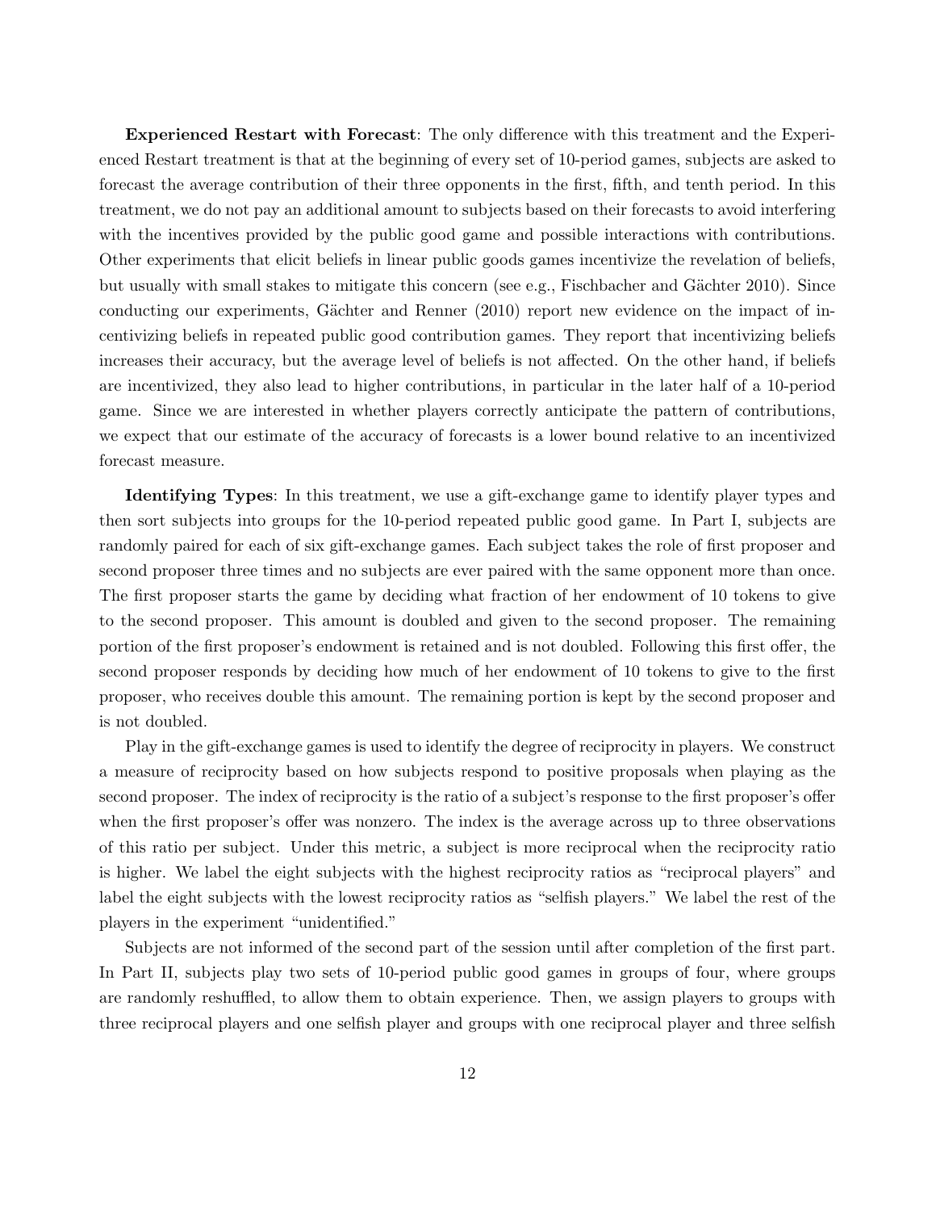**Experienced Restart with Forecast**: The only difference with this treatment and the Experienced Restart treatment is that at the beginning of every set of 10-period games, subjects are asked to forecast the average contribution of their three opponents in the first, fifth, and tenth period. In this treatment, we do not pay an additional amount to subjects based on their forecasts to avoid interfering with the incentives provided by the public good game and possible interactions with contributions. Other experiments that elicit beliefs in linear public goods games incentivize the revelation of beliefs, but usually with small stakes to mitigate this concern (see e.g., Fischbacher and Gächter 2010). Since conducting our experiments, Gächter and Renner (2010) report new evidence on the impact of incentivizing beliefs in repeated public good contribution games. They report that incentivizing beliefs increases their accuracy, but the average level of beliefs is not affected. On the other hand, if beliefs are incentivized, they also lead to higher contributions, in particular in the later half of a 10-period game. Since we are interested in whether players correctly anticipate the pattern of contributions, we expect that our estimate of the accuracy of forecasts is a lower bound relative to an incentivized forecast measure.

**Identifying Types**: In this treatment, we use a gift-exchange game to identify player types and then sort subjects into groups for the 10-period repeated public good game. In Part I, subjects are randomly paired for each of six gift-exchange games. Each subject takes the role of first proposer and second proposer three times and no subjects are ever paired with the same opponent more than once. The first proposer starts the game by deciding what fraction of her endowment of 10 tokens to give to the second proposer. This amount is doubled and given to the second proposer. The remaining portion of the first proposer's endowment is retained and is not doubled. Following this first offer, the second proposer responds by deciding how much of her endowment of 10 tokens to give to the first proposer, who receives double this amount. The remaining portion is kept by the second proposer and is not doubled.

Play in the gift-exchange games is used to identify the degree of reciprocity in players. We construct a measure of reciprocity based on how subjects respond to positive proposals when playing as the second proposer. The index of reciprocity is the ratio of a subject's response to the first proposer's offer when the first proposer's offer was nonzero. The index is the average across up to three observations of this ratio per subject. Under this metric, a subject is more reciprocal when the reciprocity ratio is higher. We label the eight subjects with the highest reciprocity ratios as "reciprocal players" and label the eight subjects with the lowest reciprocity ratios as "selfish players." We label the rest of the players in the experiment "unidentified."

Subjects are not informed of the second part of the session until after completion of the first part. In Part II, subjects play two sets of 10-period public good games in groups of four, where groups are randomly reshuffled, to allow them to obtain experience. Then, we assign players to groups with three reciprocal players and one selfish player and groups with one reciprocal player and three selfish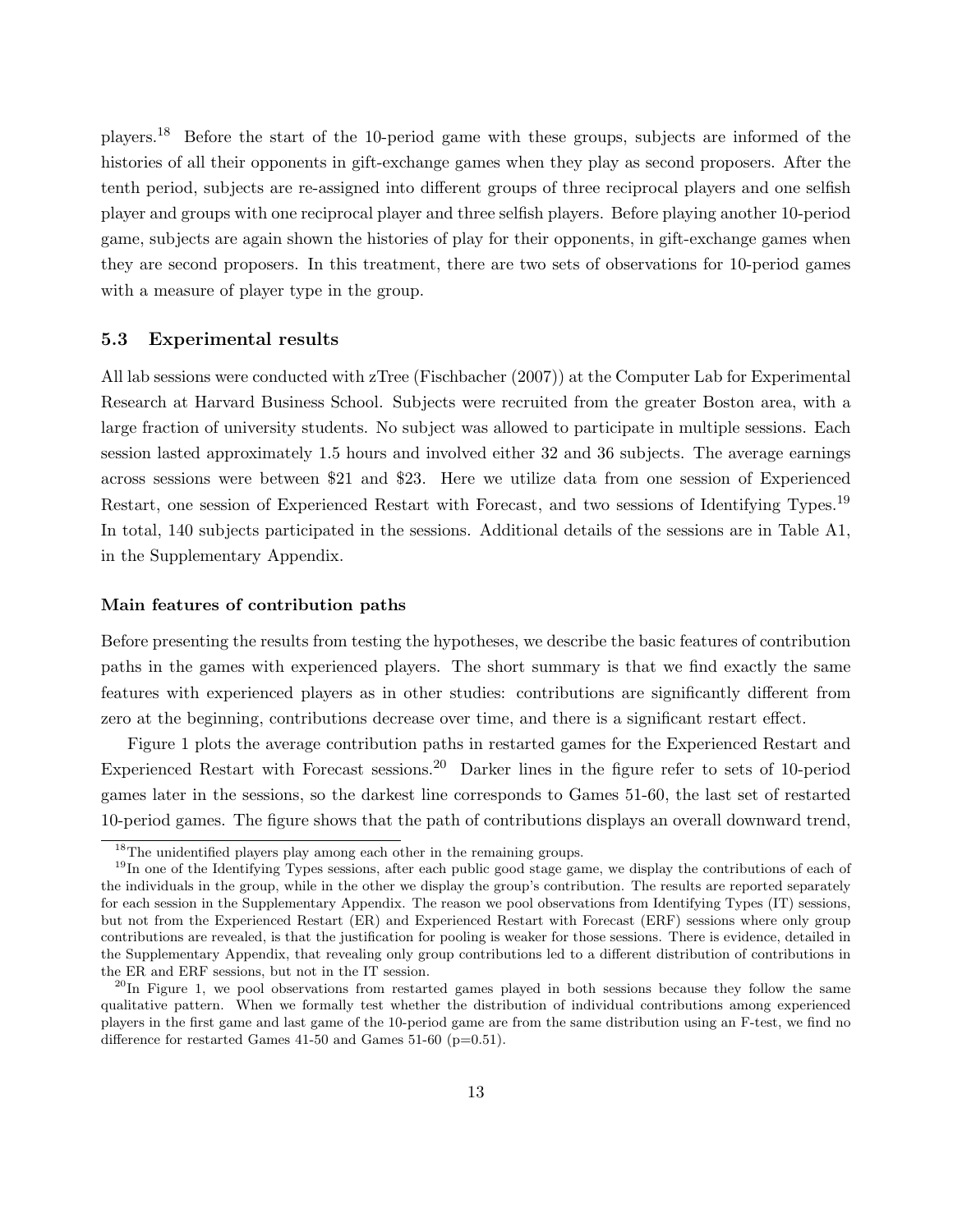players.[18] Before the start of the 10-period game with these groups, subjects are informed of the histories of all their opponents in gift-exchange games when they play as second proposers. After the tenth period, subjects are re-assigned into different groups of three reciprocal players and one selfish player and groups with one reciprocal player and three selfish players. Before playing another 10-period game, subjects are again shown the histories of play for their opponents, in gift-exchange games when they are second proposers. In this treatment, there are two sets of observations for 10-period games with a measure of player type in the group.

### 5.3 Experimental results

All lab sessions were conducted with zTree (Fischbacher (2007)) at the Computer Lab for Experimental Research at Harvard Business School. Subjects were recruited from the greater Boston area, with a large fraction of university students. No subject was allowed to participate in multiple sessions. Each session lasted approximately 1.5 hours and involved either 32 and 36 subjects. The average earnings across sessions were between \$21 and \$23. Here we utilize data from one session of Experienced Restart, one session of Experienced Restart with Forecast, and two sessions of Identifying Types.[19] In total, 140 subjects participated in the sessions. Additional details of the sessions are in Table A1, in the Supplementary Appendix.

#### Main features of contribution paths

Before presenting the results from testing the hypotheses, we describe the basic features of contribution paths in the games with experienced players. The short summary is that we find exactly the same features with experienced players as in other studies: contributions are significantly different from zero at the beginning, contributions decrease over time, and there is a significant restart effect.

Figure 1 plots the average contribution paths in restarted games for the Experienced Restart and Experienced Restart with Forecast sessions.[20] Darker lines in the figure refer to sets of 10-period games later in the sessions, so the darkest line corresponds to Games 51-60, the last set of restarted 10-period games. The figure shows that the path of contributions displays an overall downward trend,

---

[18] The unidentified players play among each other in the remaining groups.

[19] In one of the Identifying Types sessions, after each public good stage game, we display the contributions of each of the individuals in the group, while in the other we display the group's contribution. The results are reported separately for each session in the Supplementary Appendix. The reason we pool observations from Identifying Types (IT) sessions, but not from the Experienced Restart (ER) and Experienced Restart with Forecast (ERF) sessions where only group contributions are revealed, is that the justification for pooling is weaker for those sessions. There is evidence, detailed in the Supplementary Appendix, that revealing only group contributions led to a different distribution of contributions in the ER and ERF sessions, but not in the IT session.

[20] In Figure 1, we pool observations from restarted games played in both sessions because they follow the same qualitative pattern. When we formally test whether the distribution of individual contributions among experienced players in the first game and last game of the 10-period game are from the same distribution using an F-test, we find no difference for restarted Games 41-50 and Games 51-60 ($p=0.51$).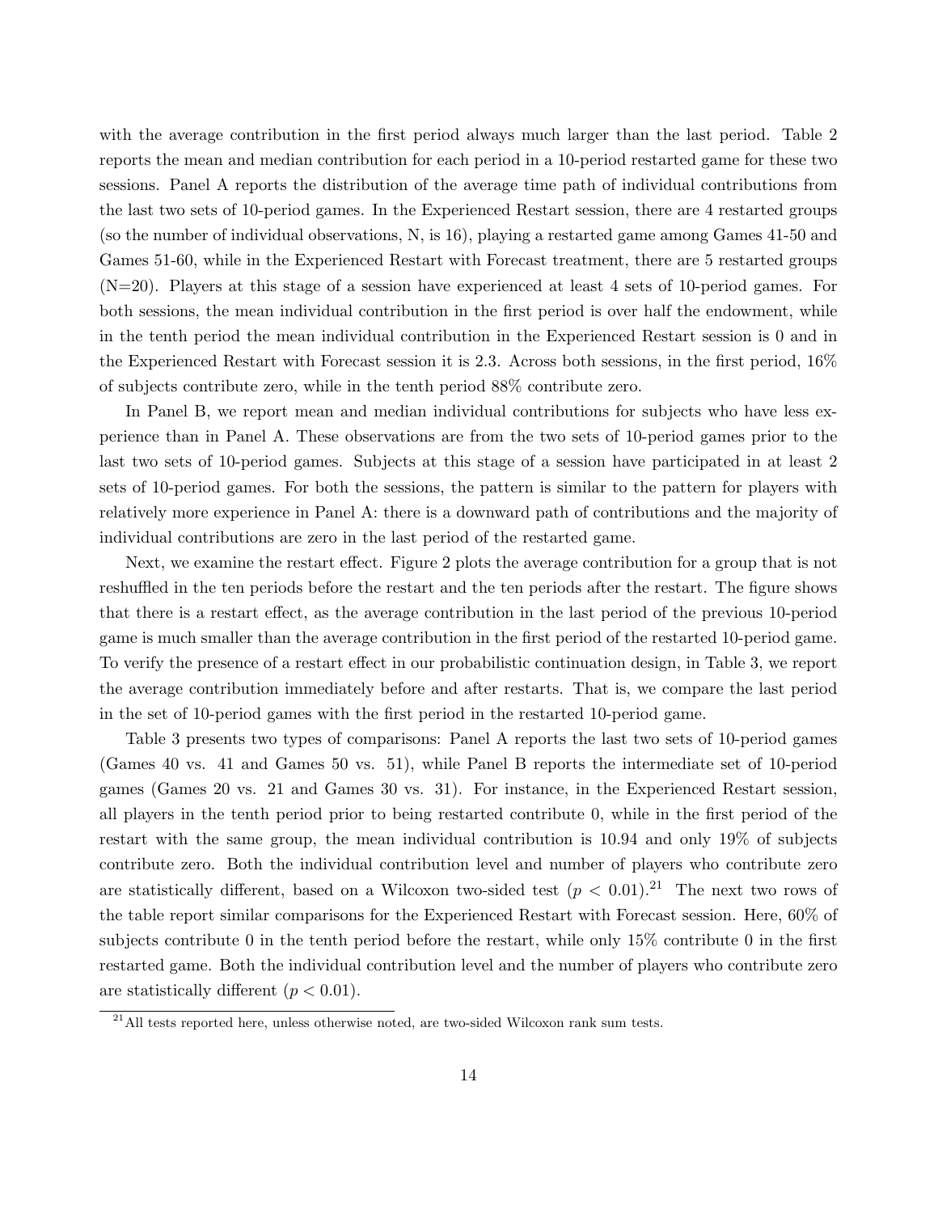with the average contribution in the first period always much larger than the last period. Table 2 reports the mean and median contribution for each period in a 10-period restarted game for these two sessions. Panel A reports the distribution of the average time path of individual contributions from the last two sets of 10-period games. In the Experienced Restart session, there are 4 restarted groups (so the number of individual observations, N, is 16), playing a restarted game among Games 41-50 and Games 51-60, while in the Experienced Restart with Forecast treatment, there are 5 restarted groups (N=20). Players at this stage of a session have experienced at least 4 sets of 10-period games. For both sessions, the mean individual contribution in the first period is over half the endowment, while in the tenth period the mean individual contribution in the Experienced Restart session is 0 and in the Experienced Restart with Forecast session it is 2.3. Across both sessions, in the first period, 16% of subjects contribute zero, while in the tenth period 88% contribute zero.

In Panel B, we report mean and median individual contributions for subjects who have less experience than in Panel A. These observations are from the two sets of 10-period games prior to the last two sets of 10-period games. Subjects at this stage of a session have participated in at least 2 sets of 10-period games. For both the sessions, the pattern is similar to the pattern for players with relatively more experience in Panel A: there is a downward path of contributions and the majority of individual contributions are zero in the last period of the restarted game.

Next, we examine the restart effect. Figure 2 plots the average contribution for a group that is not reshuffled in the ten periods before the restart and the ten periods after the restart. The figure shows that there is a restart effect, as the average contribution in the last period of the previous 10-period game is much smaller than the average contribution in the first period of the restarted 10-period game. To verify the presence of a restart effect in our probabilistic continuation design, in Table 3, we report the average contribution immediately before and after restarts. That is, we compare the last period in the set of 10-period games with the first period in the restarted 10-period game.

Table 3 presents two types of comparisons: Panel A reports the last two sets of 10-period games (Games 40 vs. 41 and Games 50 vs. 51), while Panel B reports the intermediate set of 10-period games (Games 20 vs. 21 and Games 30 vs. 31). For instance, in the Experienced Restart session, all players in the tenth period prior to being restarted contribute 0, while in the first period of the restart with the same group, the mean individual contribution is 10.94 and only 19% of subjects contribute zero. Both the individual contribution level and number of players who contribute zero are statistically different, based on a Wilcoxon two-sided test ($p < 0.01$).[21] The next two rows of the table report similar comparisons for the Experienced Restart with Forecast session. Here, 60% of subjects contribute 0 in the tenth period before the restart, while only 15% contribute 0 in the first restarted game. Both the individual contribution level and the number of players who contribute zero are statistically different ($p < 0.01$).

[21] All tests reported here, unless otherwise noted, are two-sided Wilcoxon rank sum tests.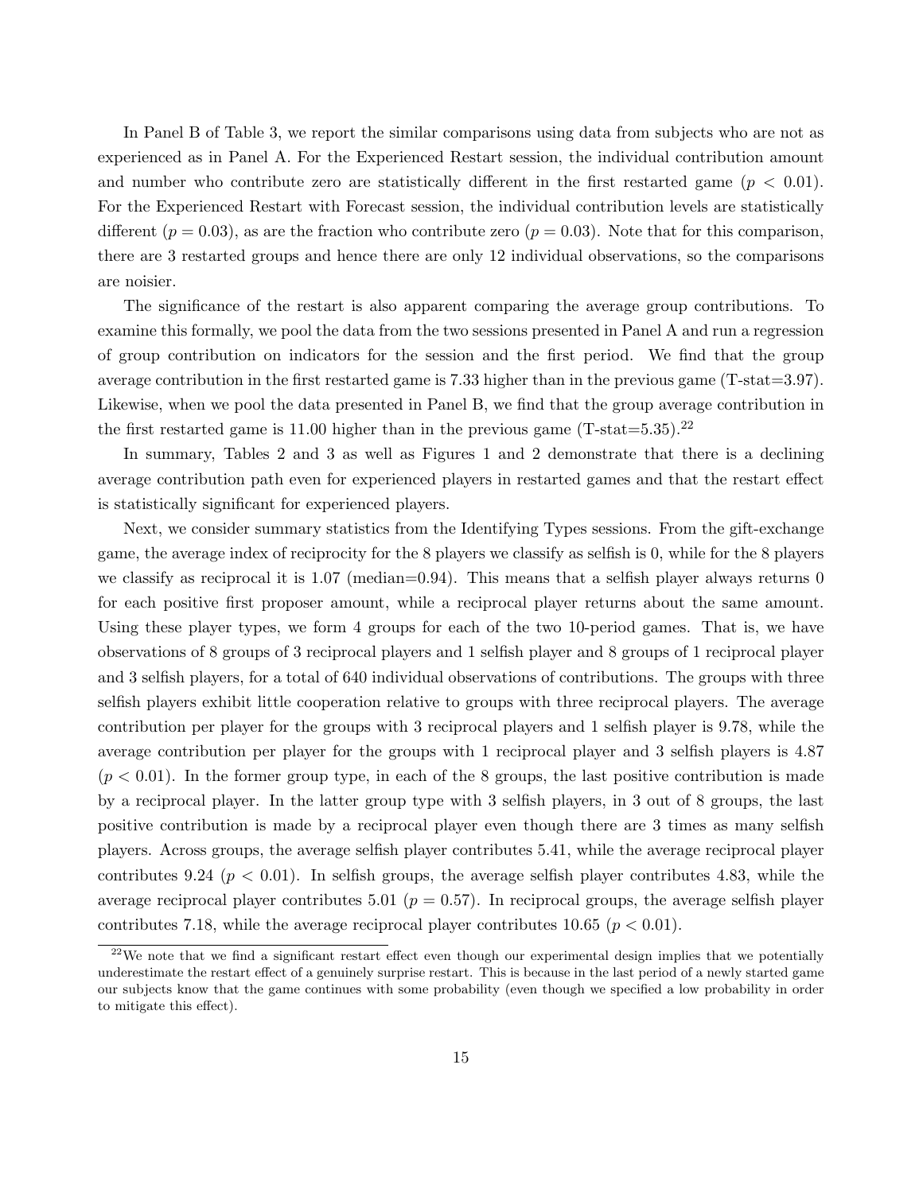In Panel B of Table 3, we report the similar comparisons using data from subjects who are not as experienced as in Panel A. For the Experienced Restart session, the individual contribution amount and number who contribute zero are statistically different in the first restarted game ($p < 0.01$). For the Experienced Restart with Forecast session, the individual contribution levels are statistically different ($p = 0.03$), as are the fraction who contribute zero ($p = 0.03$). Note that for this comparison, there are 3 restarted groups and hence there are only 12 individual observations, so the comparisons are noisier.

The significance of the restart is also apparent comparing the average group contributions. To examine this formally, we pool the data from the two sessions presented in Panel A and run a regression of group contribution on indicators for the session and the first period. We find that the group average contribution in the first restarted game is 7.33 higher than in the previous game (T-stat=3.97). Likewise, when we pool the data presented in Panel B, we find that the group average contribution in the first restarted game is 11.00 higher than in the previous game (T-stat=5.35).[22]

In summary, Tables 2 and 3 as well as Figures 1 and 2 demonstrate that there is a declining average contribution path even for experienced players in restarted games and that the restart effect is statistically significant for experienced players.

Next, we consider summary statistics from the Identifying Types sessions. From the gift-exchange game, the average index of reciprocity for the 8 players we classify as selfish is 0, while for the 8 players we classify as reciprocal it is 1.07 (median=0.94). This means that a selfish player always returns 0 for each positive first proposer amount, while a reciprocal player returns about the same amount. Using these player types, we form 4 groups for each of the two 10-period games. That is, we have observations of 8 groups of 3 reciprocal players and 1 selfish player and 8 groups of 1 reciprocal player and 3 selfish players, for a total of 640 individual observations of contributions. The groups with three selfish players exhibit little cooperation relative to groups with three reciprocal players. The average contribution per player for the groups with 3 reciprocal players and 1 selfish player is 9.78, while the average contribution per player for the groups with 1 reciprocal player and 3 selfish players is 4.87 ($p < 0.01$). In the former group type, in each of the 8 groups, the last positive contribution is made by a reciprocal player. In the latter group type with 3 selfish players, in 3 out of 8 groups, the last positive contribution is made by a reciprocal player even though there are 3 times as many selfish players. Across groups, the average selfish player contributes 5.41, while the average reciprocal player contributes 9.24 ($p < 0.01$). In selfish groups, the average selfish player contributes 4.83, while the average reciprocal player contributes 5.01 ($p = 0.57$). In reciprocal groups, the average selfish player contributes 7.18, while the average reciprocal player contributes 10.65 ($p < 0.01$).

[22]We note that we find a significant restart effect even though our experimental design implies that we potentially underestimate the restart effect of a genuinely surprise restart. This is because in the last period of a newly started game our subjects know that the game continues with some probability (even though we specified a low probability in order to mitigate this effect).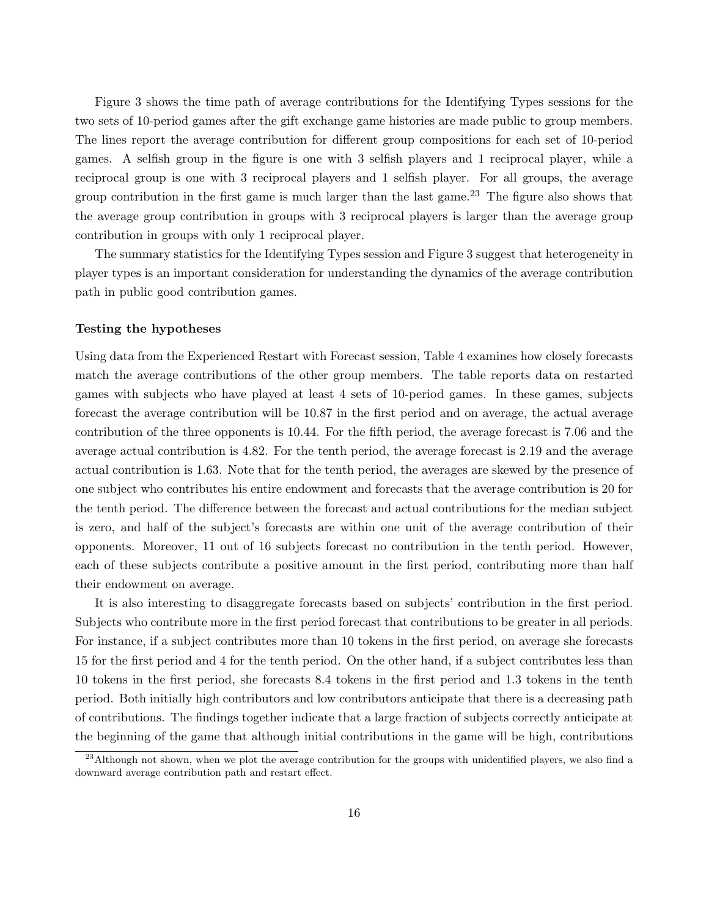Figure 3 shows the time path of average contributions for the Identifying Types sessions for the two sets of 10-period games after the gift exchange game histories are made public to group members. The lines report the average contribution for different group compositions for each set of 10-period games. A selfish group in the figure is one with 3 selfish players and 1 reciprocal player, while a reciprocal group is one with 3 reciprocal players and 1 selfish player. For all groups, the average group contribution in the first game is much larger than the last game.[23] The figure also shows that the average group contribution in groups with 3 reciprocal players is larger than the average group contribution in groups with only 1 reciprocal player.

The summary statistics for the Identifying Types session and Figure 3 suggest that heterogeneity in player types is an important consideration for understanding the dynamics of the average contribution path in public good contribution games.

**Testing the hypotheses**

Using data from the Experienced Restart with Forecast session, Table 4 examines how closely forecasts match the average contributions of the other group members. The table reports data on restarted games with subjects who have played at least 4 sets of 10-period games. In these games, subjects forecast the average contribution will be 10.87 in the first period and on average, the actual average contribution of the three opponents is 10.44. For the fifth period, the average forecast is 7.06 and the average actual contribution is 4.82. For the tenth period, the average forecast is 2.19 and the average actual contribution is 1.63. Note that for the tenth period, the averages are skewed by the presence of one subject who contributes his entire endowment and forecasts that the average contribution is 20 for the tenth period. The difference between the forecast and actual contributions for the median subject is zero, and half of the subject's forecasts are within one unit of the average contribution of their opponents. Moreover, 11 out of 16 subjects forecast no contribution in the tenth period. However, each of these subjects contribute a positive amount in the first period, contributing more than half their endowment on average.

It is also interesting to disaggregate forecasts based on subjects' contribution in the first period. Subjects who contribute more in the first period forecast that contributions to be greater in all periods. For instance, if a subject contributes more than 10 tokens in the first period, on average she forecasts 15 for the first period and 4 for the tenth period. On the other hand, if a subject contributes less than 10 tokens in the first period, she forecasts 8.4 tokens in the first period and 1.3 tokens in the tenth period. Both initially high contributors and low contributors anticipate that there is a decreasing path of contributions. The findings together indicate that a large fraction of subjects correctly anticipate at the beginning of the game that although initial contributions in the game will be high, contributions

[23] Although not shown, when we plot the average contribution for the groups with unidentified players, we also find a downward average contribution path and restart effect.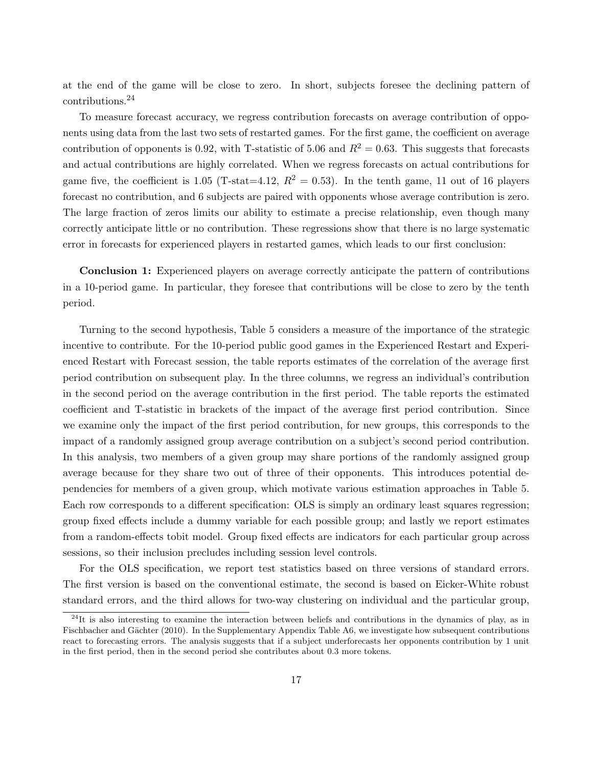at the end of the game will be close to zero. In short, subjects foresee the declining pattern of contributions.[24]

To measure forecast accuracy, we regress contribution forecasts on average contribution of opponents using data from the last two sets of restarted games. For the first game, the coefficient on average contribution of opponents is 0.92, with T-statistic of 5.06 and $R^2 = 0.63$. This suggests that forecasts and actual contributions are highly correlated. When we regress forecasts on actual contributions for game five, the coefficient is 1.05 (T-stat=4.12, $R^2 = 0.53$). In the tenth game, 11 out of 16 players forecast no contribution, and 6 subjects are paired with opponents whose average contribution is zero. The large fraction of zeros limits our ability to estimate a precise relationship, even though many correctly anticipate little or no contribution. These regressions show that there is no large systematic error in forecasts for experienced players in restarted games, which leads to our first conclusion:

**Conclusion 1:** Experienced players on average correctly anticipate the pattern of contributions in a 10-period game. In particular, they foresee that contributions will be close to zero by the tenth period.

Turning to the second hypothesis, Table 5 considers a measure of the importance of the strategic incentive to contribute. For the 10-period public good games in the Experienced Restart and Experienced Restart with Forecast session, the table reports estimates of the correlation of the average first period contribution on subsequent play. In the three columns, we regress an individual's contribution in the second period on the average contribution in the first period. The table reports the estimated coefficient and T-statistic in brackets of the impact of the average first period contribution. Since we examine only the impact of the first period contribution, for new groups, this corresponds to the impact of a randomly assigned group average contribution on a subject's second period contribution. In this analysis, two members of a given group may share portions of the randomly assigned group average because for they share two out of three of their opponents. This introduces potential dependencies for members of a given group, which motivate various estimation approaches in Table 5. Each row corresponds to a different specification: OLS is simply an ordinary least squares regression; group fixed effects include a dummy variable for each possible group; and lastly we report estimates from a random-effects tobit model. Group fixed effects are indicators for each particular group across sessions, so their inclusion precludes including session level controls.

For the OLS specification, we report test statistics based on three versions of standard errors. The first version is based on the conventional estimate, the second is based on Eicker-White robust standard errors, and the third allows for two-way clustering on individual and the particular group,

[24]It is also interesting to examine the interaction between beliefs and contributions in the dynamics of play, as in Fischbacher and Gächter (2010). In the Supplementary Appendix Table A6, we investigate how subsequent contributions react to forecasting errors. The analysis suggests that if a subject underforecasts her opponents contribution by 1 unit in the first period, then in the second period she contributes about 0.3 more tokens.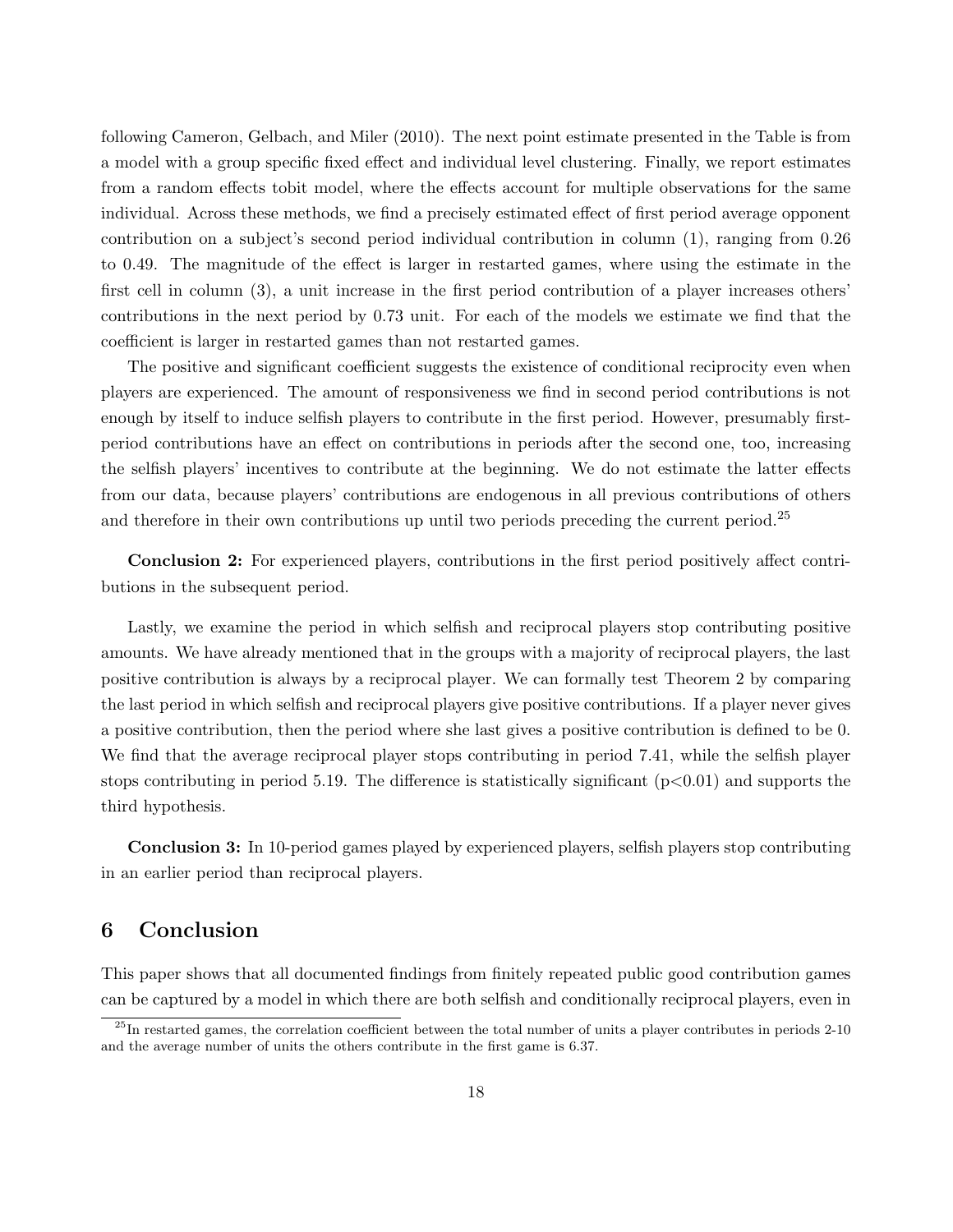following Cameron, Gelbach, and Miler (2010). The next point estimate presented in the Table is from a model with a group specific fixed effect and individual level clustering. Finally, we report estimates from a random effects tobit model, where the effects account for multiple observations for the same individual. Across these methods, we find a precisely estimated effect of first period average opponent contribution on a subject's second period individual contribution in column (1), ranging from 0.26 to 0.49. The magnitude of the effect is larger in restarted games, where using the estimate in the first cell in column (3), a unit increase in the first period contribution of a player increases others' contributions in the next period by 0.73 unit. For each of the models we estimate we find that the coefficient is larger in restarted games than not restarted games.

The positive and significant coefficient suggests the existence of conditional reciprocity even when players are experienced. The amount of responsiveness we find in second period contributions is not enough by itself to induce selfish players to contribute in the first period. However, presumably first-period contributions have an effect on contributions in periods after the second one, too, increasing the selfish players' incentives to contribute at the beginning. We do not estimate the latter effects from our data, because players' contributions are endogenous in all previous contributions of others and therefore in their own contributions up until two periods preceding the current period.[25]

**Conclusion 2:** For experienced players, contributions in the first period positively affect contributions in the subsequent period.

Lastly, we examine the period in which selfish and reciprocal players stop contributing positive amounts. We have already mentioned that in the groups with a majority of reciprocal players, the last positive contribution is always by a reciprocal player. We can formally test Theorem 2 by comparing the last period in which selfish and reciprocal players give positive contributions. If a player never gives a positive contribution, then the period where she last gives a positive contribution is defined to be 0. We find that the average reciprocal player stops contributing in period 7.41, while the selfish player stops contributing in period 5.19. The difference is statistically significant ($p<0.01$) and supports the third hypothesis.

**Conclusion 3:** In 10-period games played by experienced players, selfish players stop contributing in an earlier period than reciprocal players.

## 6 Conclusion

This paper shows that all documented findings from finitely repeated public good contribution games can be captured by a model in which there are both selfish and conditionally reciprocal players, even in

[25] In restarted games, the correlation coefficient between the total number of units a player contributes in periods 2-10 and the average number of units the others contribute in the first game is 6.37.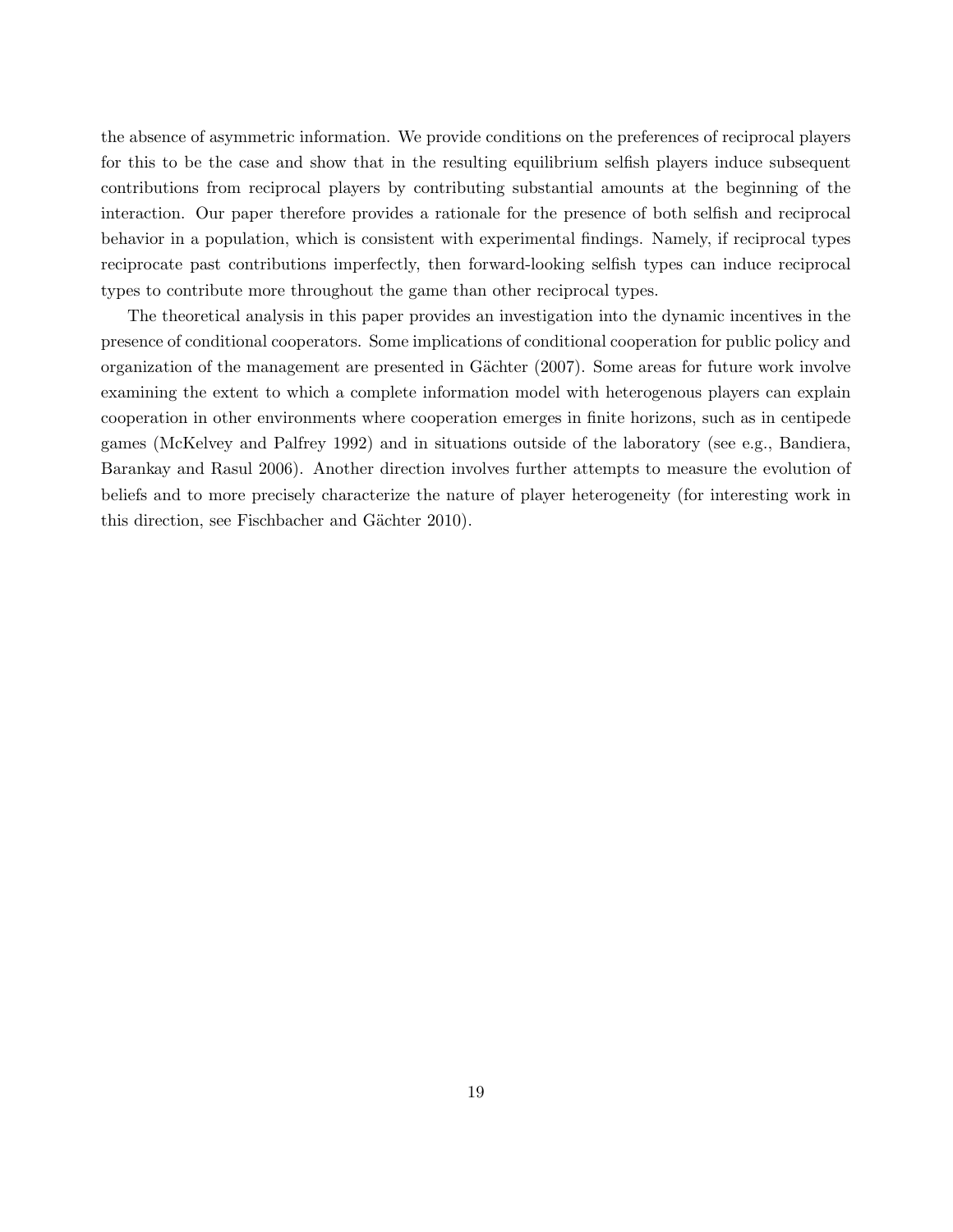the absence of asymmetric information. We provide conditions on the preferences of reciprocal players for this to be the case and show that in the resulting equilibrium selfish players induce subsequent contributions from reciprocal players by contributing substantial amounts at the beginning of the interaction. Our paper therefore provides a rationale for the presence of both selfish and reciprocal behavior in a population, which is consistent with experimental findings. Namely, if reciprocal types reciprocate past contributions imperfectly, then forward-looking selfish types can induce reciprocal types to contribute more throughout the game than other reciprocal types.

The theoretical analysis in this paper provides an investigation into the dynamic incentives in the presence of conditional cooperators. Some implications of conditional cooperation for public policy and organization of the management are presented in Gächter (2007). Some areas for future work involve examining the extent to which a complete information model with heterogenous players can explain cooperation in other environments where cooperation emerges in finite horizons, such as in centipede games (McKelvey and Palfrey 1992) and in situations outside of the laboratory (see e.g., Bandiera, Barankay and Rasul 2006). Another direction involves further attempts to measure the evolution of beliefs and to more precisely characterize the nature of player heterogeneity (for interesting work in this direction, see Fischbacher and Gächter 2010).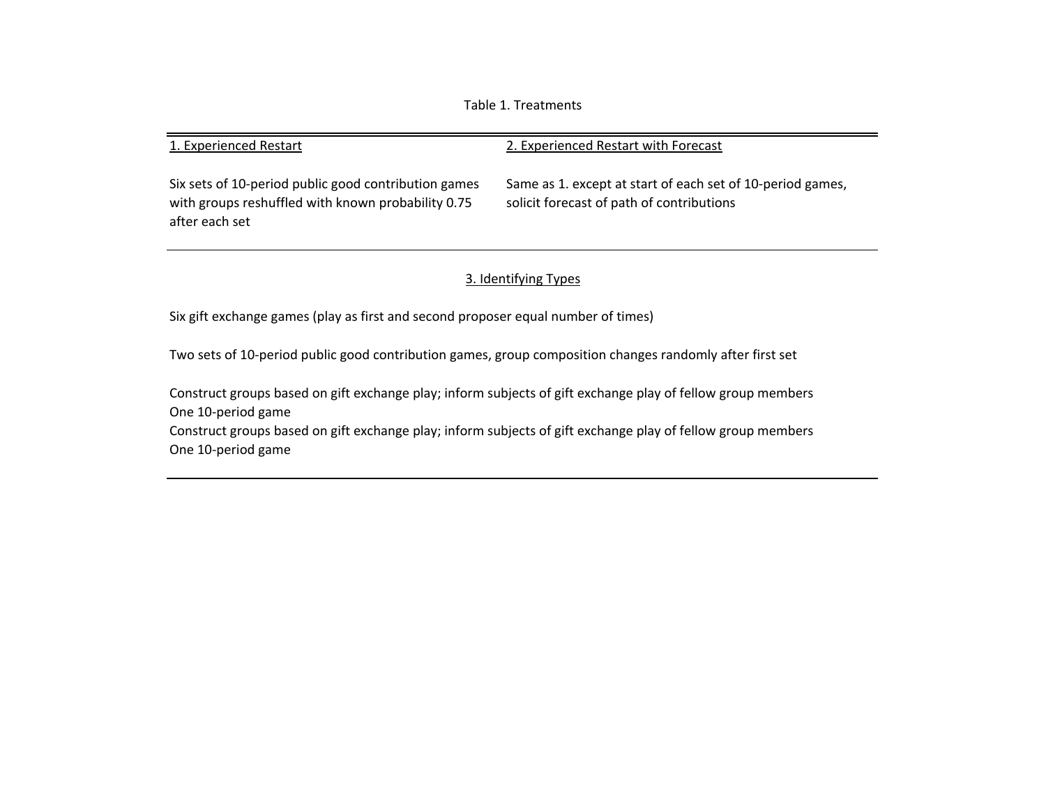Table 1. Treatments

| 1. Experienced Restart | 2. Experienced Restart with Forecast |
| --- | --- |
| Six sets of 10-period public good contribution games with groups reshuffled with known probability 0.75 after each set | Same as 1. except at start of each set of 10-period games, solicit forecast of path of contributions |

3. Identifying Types

Six gift exchange games (play as first and second proposer equal number of times)

Two sets of 10-period public good contribution games, group composition changes randomly after first set

Construct groups based on gift exchange play; inform subjects of gift exchange play of fellow group members
One 10-period game
Construct groups based on gift exchange play; inform subjects of gift exchange play of fellow group members
One 10-period game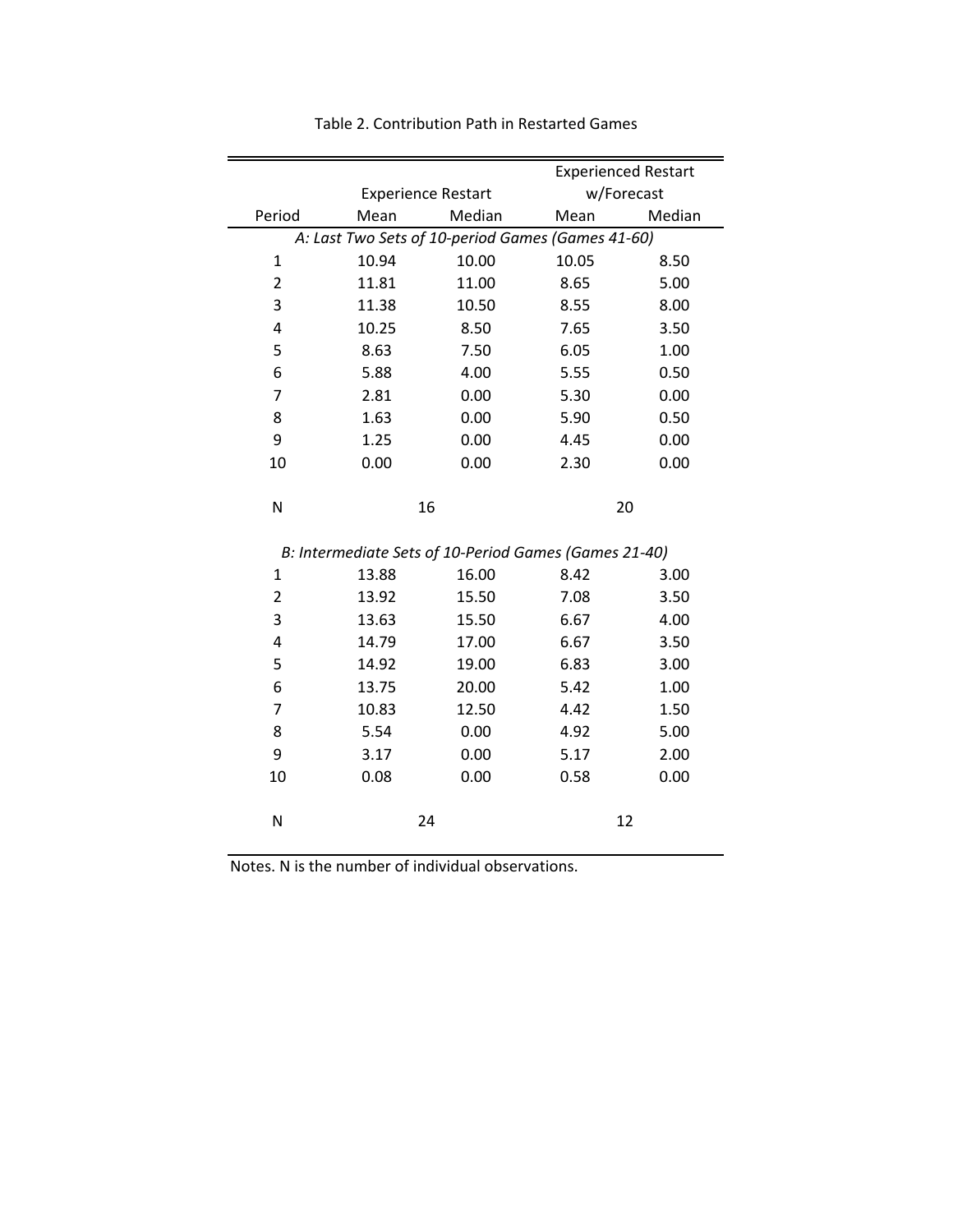Table 2. Contribution Path in Restarted Games

| Period | Experience Restart | | Experienced Restart w/Forecast | |
|---|---|---|---|---|
| | Mean | Median | Mean | Median |
| *A: Last Two Sets of 10-period Games (Games 41-60)* | | | | |
| 1 | 10.94 | 10.00 | 10.05 | 8.50 |
| 2 | 11.81 | 11.00 | 8.65 | 5.00 |
| 3 | 11.38 | 10.50 | 8.55 | 8.00 |
| 4 | 10.25 | 8.50 | 7.65 | 3.50 |
| 5 | 8.63 | 7.50 | 6.05 | 1.00 |
| 6 | 5.88 | 4.00 | 5.55 | 0.50 |
| 7 | 2.81 | 0.00 | 5.30 | 0.00 |
| 8 | 1.63 | 0.00 | 5.90 | 0.50 |
| 9 | 1.25 | 0.00 | 4.45 | 0.00 |
| 10 | 0.00 | 0.00 | 2.30 | 0.00 |
| N | 16 | | 20 | |
| *B: Intermediate Sets of 10-Period Games (Games 21-40)* | | | | |
| 1 | 13.88 | 16.00 | 8.42 | 3.00 |
| 2 | 13.92 | 15.50 | 7.08 | 3.50 |
| 3 | 13.63 | 15.50 | 6.67 | 4.00 |
| 4 | 14.79 | 17.00 | 6.67 | 3.50 |
| 5 | 14.92 | 19.00 | 6.83 | 3.00 |
| 6 | 13.75 | 20.00 | 5.42 | 1.00 |
| 7 | 10.83 | 12.50 | 4.42 | 1.50 |
| 8 | 5.54 | 0.00 | 4.92 | 5.00 |
| 9 | 3.17 | 0.00 | 5.17 | 2.00 |
| 10 | 0.08 | 0.00 | 0.58 | 0.00 |
| N | 24 | | 12 | |

Notes. N is the number of individual observations.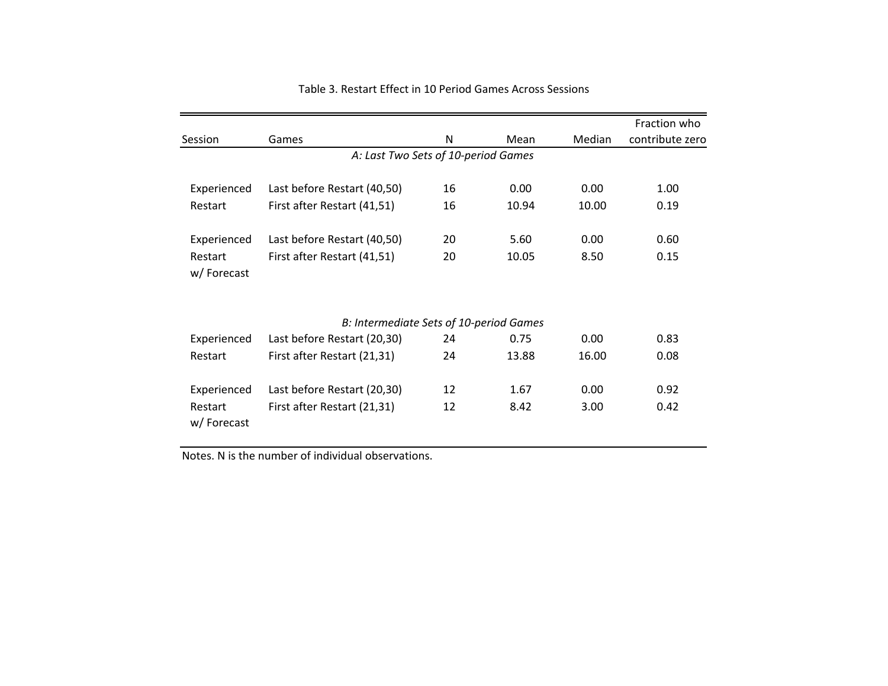Table 3. Restart Effect in 10 Period Games Across Sessions

| Session | Games | N | Mean | Median | Fraction who contribute zero |
|---|---|---|---|---|---|
| *A: Last Two Sets of 10-period Games* | | | | | |
| Experienced Restart | Last before Restart (40,50) | 16 | 0.00 | 0.00 | 1.00 |
| | First after Restart (41,51) | 16 | 10.94 | 10.00 | 0.19 |
| Experienced Restart w/ Forecast | Last before Restart (40,50) | 20 | 5.60 | 0.00 | 0.60 |
| | First after Restart (41,51) | 20 | 10.05 | 8.50 | 0.15 |
| *B: Intermediate Sets of 10-period Games* | | | | | |
| Experienced Restart | Last before Restart (20,30) | 24 | 0.75 | 0.00 | 0.83 |
| | First after Restart (21,31) | 24 | 13.88 | 16.00 | 0.08 |
| Experienced Restart w/ Forecast | Last before Restart (20,30) | 12 | 1.67 | 0.00 | 0.92 |
| | First after Restart (21,31) | 12 | 8.42 | 3.00 | 0.42 |

Notes. N is the number of individual observations.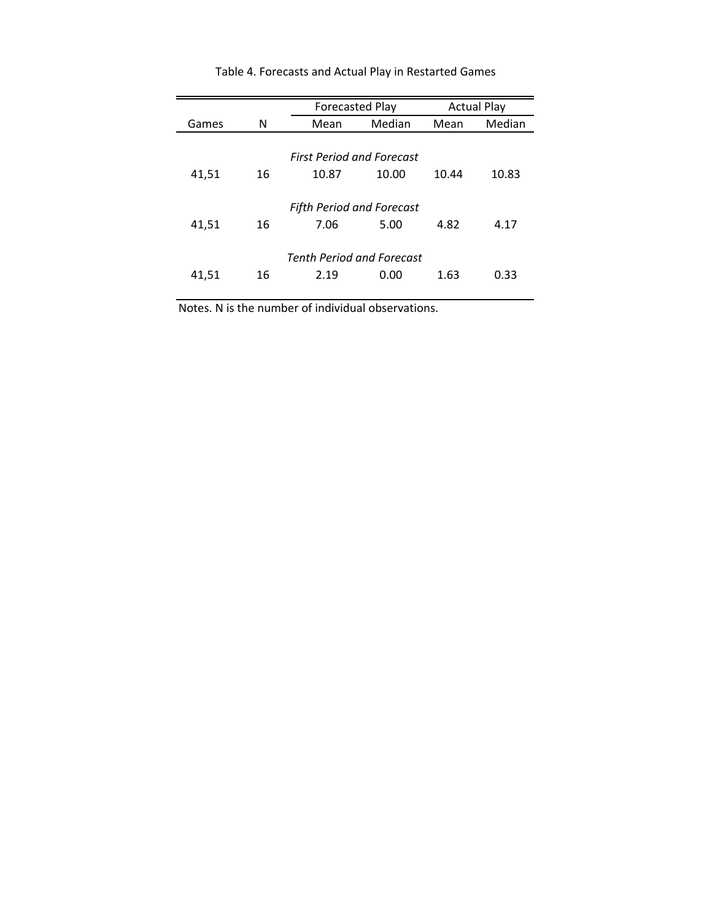Table 4. Forecasts and Actual Play in Restarted Games

| Games | N | Forecasted Play | | Actual Play | |
|---|---|---|---|---|---|
| | | Mean | Median | Mean | Median |
| | | *First Period and Forecast* | | | |
| 41,51 | 16 | 10.87 | 10.00 | 10.44 | 10.83 |
| | | *Fifth Period and Forecast* | | | |
| 41,51 | 16 | 7.06 | 5.00 | 4.82 | 4.17 |
| | | *Tenth Period and Forecast* | | | |
| 41,51 | 16 | 2.19 | 0.00 | 1.63 | 0.33 |

Notes. N is the number of individual observations.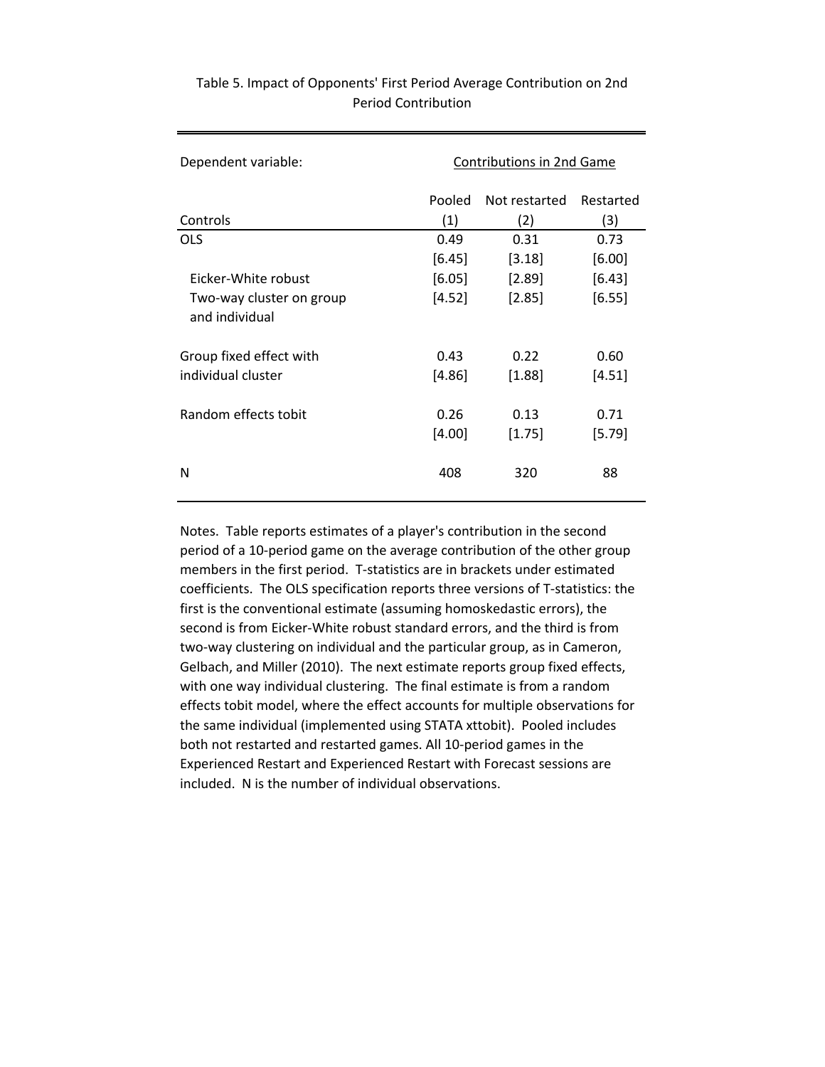Table 5. Impact of Opponents' First Period Average Contribution on 2nd Period Contribution

| Dependent variable: | Contributions in 2nd Game | | |
|---|---|---|---|
| | Pooled | Not restarted | Restarted |
| Controls | (1) | (2) | (3) |
| OLS | 0.49 | 0.31 | 0.73 |
| | [6.45] | [3.18] | [6.00] |
| Eicker-White robust | [6.05] | [2.89] | [6.43] |
| Two-way cluster on group and individual | [4.52] | [2.85] | [6.55] |
| Group fixed effect with individual cluster | 0.43 | 0.22 | 0.60 |
| | [4.86] | [1.88] | [4.51] |
| Random effects tobit | 0.26 | 0.13 | 0.71 |
| | [4.00] | [1.75] | [5.79] |
| N | 408 | 320 | 88 |

Notes. Table reports estimates of a player's contribution in the second period of a 10-period game on the average contribution of the other group members in the first period. T-statistics are in brackets under estimated coefficients. The OLS specification reports three versions of T-statistics: the first is the conventional estimate (assuming homoskedastic errors), the second is from Eicker-White robust standard errors, and the third is from two-way clustering on individual and the particular group, as in Cameron, Gelbach, and Miller (2010). The next estimate reports group fixed effects, with one way individual clustering. The final estimate is from a random effects tobit model, where the effect accounts for multiple observations for the same individual (implemented using STATA xttobit). Pooled includes both not restarted and restarted games. All 10-period games in the Experienced Restart and Experienced Restart with Forecast sessions are included. N is the number of individual observations.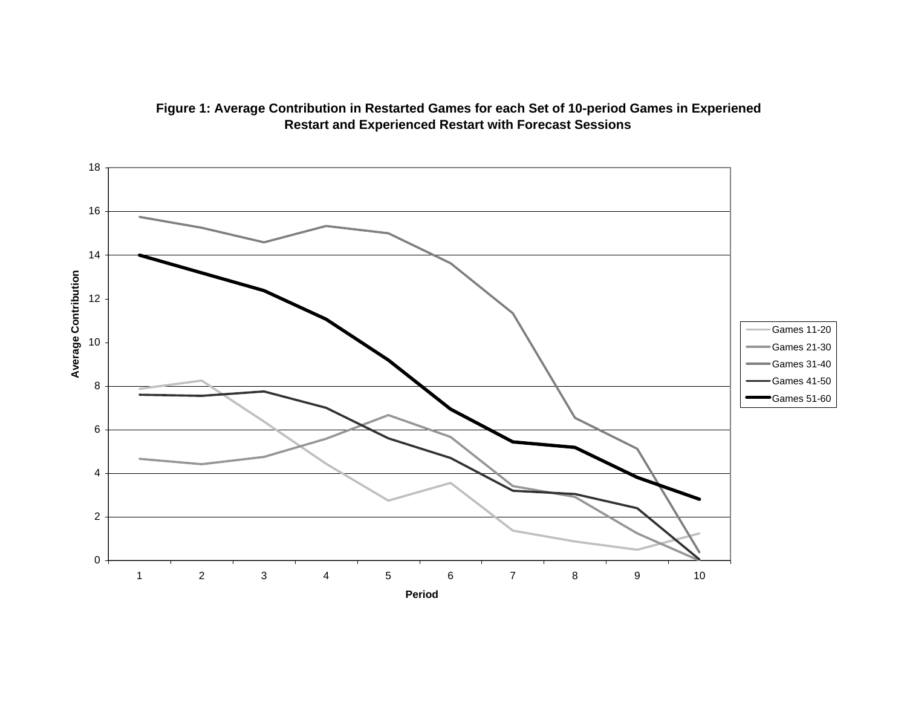**Figure 1: Average Contribution in Restarted Games for each Set of 10-period Games in Experiened Restart and Experienced Restart with Forecast Sessions**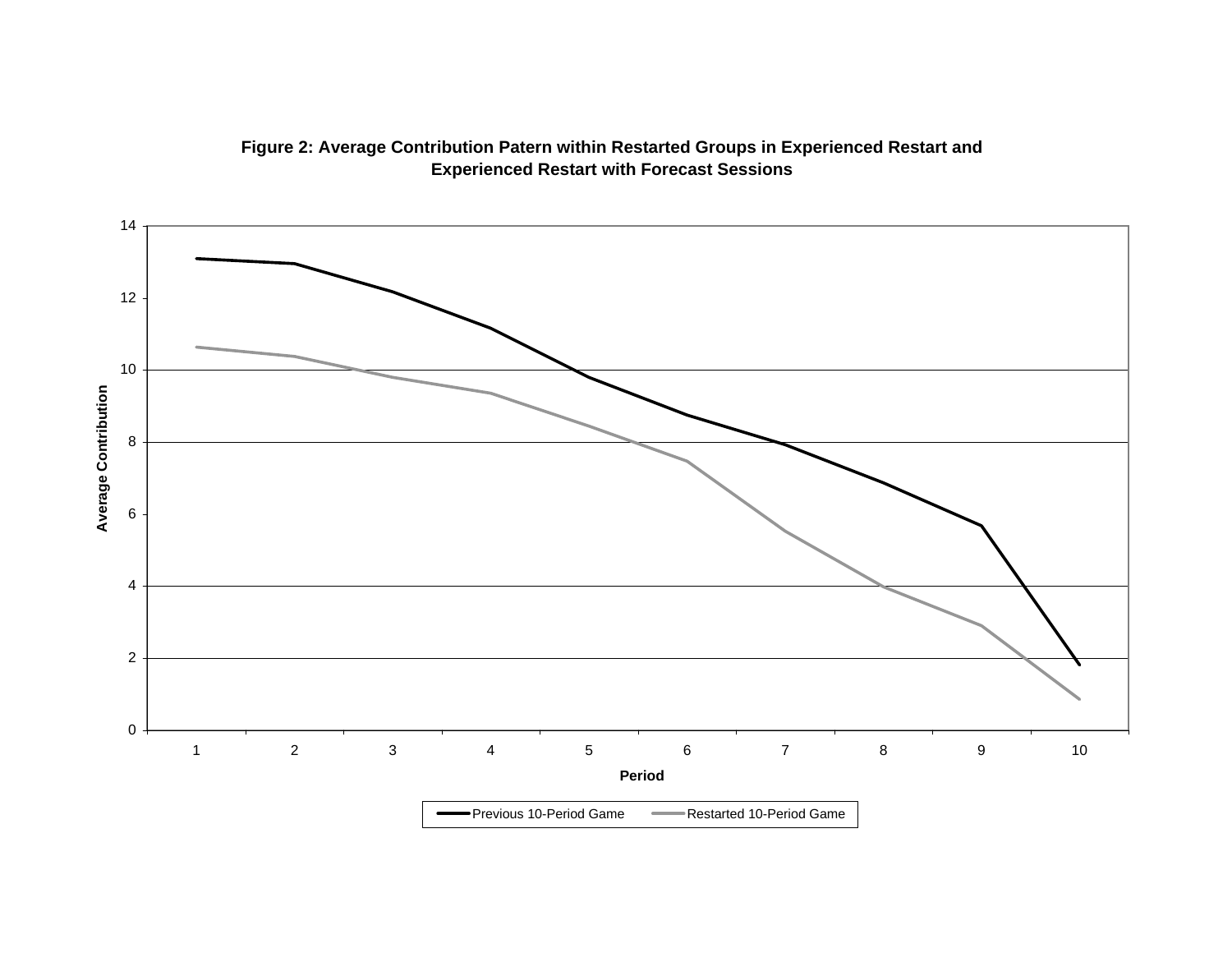**Figure 2: Average Contribution Patern within Restarted Groups in Experienced Restart and Experienced Restart with Forecast Sessions**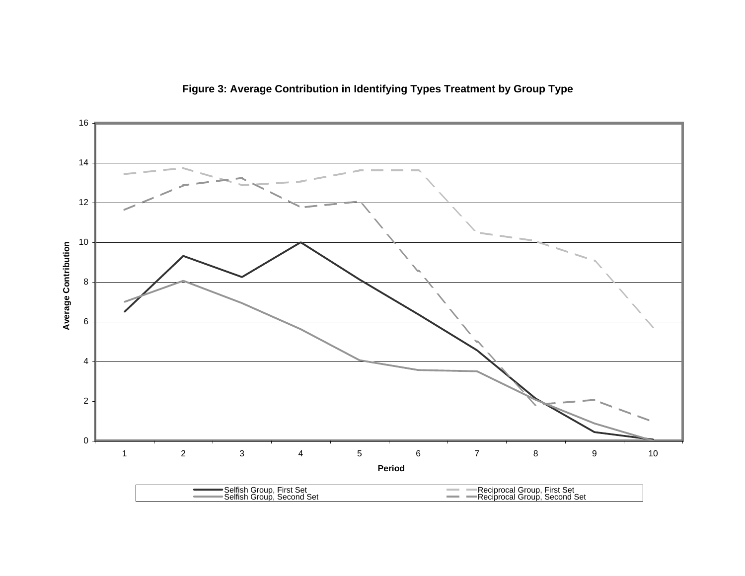**Figure 3: Average Contribution in Identifying Types Treatment by Group Type**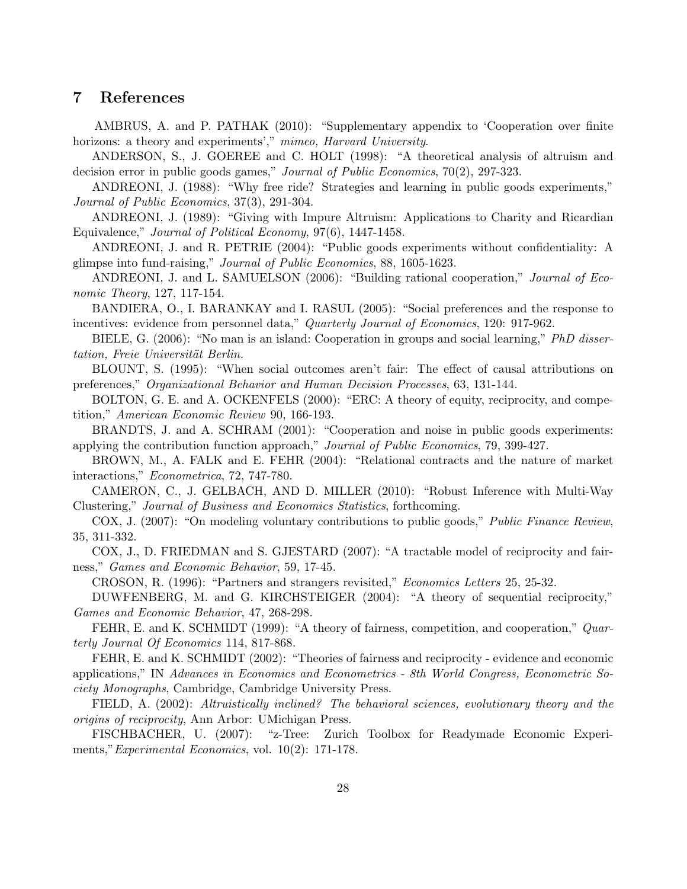## 7 References

AMBRUS, A. and P. PATHAK (2010): "Supplementary appendix to 'Cooperation over finite horizons: a theory and experiments'," *mimeo, Harvard University*.

ANDERSON, S., J. GOEREE and C. HOLT (1998): "A theoretical analysis of altruism and decision error in public goods games," *Journal of Public Economics*, 70(2), 297-323.

ANDREONI, J. (1988): "Why free ride? Strategies and learning in public goods experiments," *Journal of Public Economics*, 37(3), 291-304.

ANDREONI, J. (1989): "Giving with Impure Altruism: Applications to Charity and Ricardian Equivalence," *Journal of Political Economy*, 97(6), 1447-1458.

ANDREONI, J. and R. PETRIE (2004): "Public goods experiments without confidentiality: A glimpse into fund-raising," *Journal of Public Economics*, 88, 1605-1623.

ANDREONI, J. and L. SAMUELSON (2006): "Building rational cooperation," *Journal of Economic Theory*, 127, 117-154.

BANDIERA, O., I. BARANKAY and I. RASUL (2005): "Social preferences and the response to incentives: evidence from personnel data," *Quarterly Journal of Economics*, 120: 917-962.

BIELE, G. (2006): "No man is an island: Cooperation in groups and social learning," *PhD dissertation, Freie Universität Berlin.*

BLOUNT, S. (1995): "When social outcomes aren't fair: The effect of causal attributions on preferences," *Organizational Behavior and Human Decision Processes*, 63, 131-144.

BOLTON, G. E. and A. OCKENFELS (2000): "ERC: A theory of equity, reciprocity, and competition," *American Economic Review* 90, 166-193.

BRANDTS, J. and A. SCHRAM (2001): "Cooperation and noise in public goods experiments: applying the contribution function approach," *Journal of Public Economics*, 79, 399-427.

BROWN, M., A. FALK and E. FEHR (2004): "Relational contracts and the nature of market interactions," *Econometrica*, 72, 747-780.

CAMERON, C., J. GELBACH, AND D. MILLER (2010): "Robust Inference with Multi-Way Clustering," *Journal of Business and Economics Statistics*, forthcoming.

COX, J. (2007): "On modeling voluntary contributions to public goods," *Public Finance Review*, 35, 311-332.

COX, J., D. FRIEDMAN and S. GJESTARD (2007): "A tractable model of reciprocity and fairness," *Games and Economic Behavior*, 59, 17-45.

CROSON, R. (1996): "Partners and strangers revisited," *Economics Letters* 25, 25-32.

DUWFENBERG, M. and G. KIRCHSTEIGER (2004): "A theory of sequential reciprocity," *Games and Economic Behavior*, 47, 268-298.

FEHR, E. and K. SCHMIDT (1999): "A theory of fairness, competition, and cooperation," *Quarterly Journal Of Economics* 114, 817-868.

FEHR, E. and K. SCHMIDT (2002): "Theories of fairness and reciprocity - evidence and economic applications," IN *Advances in Economics and Econometrics - 8th World Congress, Econometric Society Monographs*, Cambridge, Cambridge University Press.

FIELD, A. (2002): *Altruistically inclined? The behavioral sciences, evolutionary theory and the origins of reciprocity*, Ann Arbor: UMichigan Press.

FISCHBACHER, U. (2007): "z-Tree: Zurich Toolbox for Readymade Economic Experiments,"*Experimental Economics*, vol. 10(2): 171-178.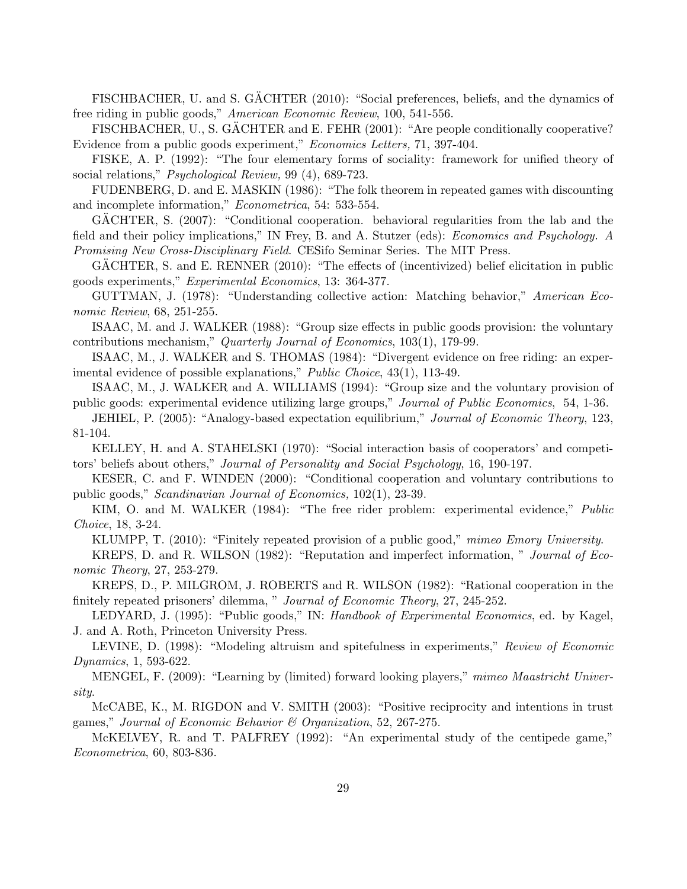FISCHBACHER, U. and S. GÄCHTER (2010): "Social preferences, beliefs, and the dynamics of free riding in public goods," *American Economic Review*, 100, 541-556.

FISCHBACHER, U., S. GÄCHTER and E. FEHR (2001): "Are people conditionally cooperative? Evidence from a public goods experiment," *Economics Letters,* 71, 397-404.

FISKE, A. P. (1992): "The four elementary forms of sociality: framework for unified theory of social relations," *Psychological Review,* 99 (4), 689-723.

FUDENBERG, D. and E. MASKIN (1986): "The folk theorem in repeated games with discounting and incomplete information," *Econometrica*, 54: 533-554.

GÄCHTER, S. (2007): "Conditional cooperation. behavioral regularities from the lab and the field and their policy implications," IN Frey, B. and A. Stutzer (eds): *Economics and Psychology. A Promising New Cross-Disciplinary Field*. CESifo Seminar Series. The MIT Press.

GÄCHTER, S. and E. RENNER (2010): "The effects of (incentivized) belief elicitation in public goods experiments," *Experimental Economics*, 13: 364-377.

GUTTMAN, J. (1978): "Understanding collective action: Matching behavior," *American Economic Review*, 68, 251-255.

ISAAC, M. and J. WALKER (1988): "Group size effects in public goods provision: the voluntary contributions mechanism," *Quarterly Journal of Economics*, 103(1), 179-99.

ISAAC, M., J. WALKER and S. THOMAS (1984): "Divergent evidence on free riding: an experimental evidence of possible explanations," *Public Choice*, 43(1), 113-49.

ISAAC, M., J. WALKER and A. WILLIAMS (1994): "Group size and the voluntary provision of public goods: experimental evidence utilizing large groups," *Journal of Public Economics*, 54, 1-36.

JEHIEL, P. (2005): "Analogy-based expectation equilibrium," *Journal of Economic Theory*, 123, 81-104.

KELLEY, H. and A. STAHELSKI (1970): "Social interaction basis of cooperators' and competitors' beliefs about others," *Journal of Personality and Social Psychology*, 16, 190-197.

KESER, C. and F. WINDEN (2000): "Conditional cooperation and voluntary contributions to public goods," *Scandinavian Journal of Economics,* 102(1), 23-39.

KIM, O. and M. WALKER (1984): "The free rider problem: experimental evidence," *Public Choice*, 18, 3-24.

KLUMPP, T. (2010): "Finitely repeated provision of a public good," *mimeo Emory University*.

KREPS, D. and R. WILSON (1982): "Reputation and imperfect information, " *Journal of Economic Theory*, 27, 253-279.

KREPS, D., P. MILGROM, J. ROBERTS and R. WILSON (1982): "Rational cooperation in the finitely repeated prisoners' dilemma, " *Journal of Economic Theory*, 27, 245-252.

LEDYARD, J. (1995): "Public goods," IN: *Handbook of Experimental Economics*, ed. by Kagel, J. and A. Roth, Princeton University Press.

LEVINE, D. (1998): "Modeling altruism and spitefulness in experiments," *Review of Economic Dynamics*, 1, 593-622.

MENGEL, F. (2009): "Learning by (limited) forward looking players," *mimeo Maastricht University*.

McCABE, K., M. RIGDON and V. SMITH (2003): "Positive reciprocity and intentions in trust games," *Journal of Economic Behavior & Organization*, 52, 267-275.

McKELVEY, R. and T. PALFREY (1992): "An experimental study of the centipede game," *Econometrica*, 60, 803-836.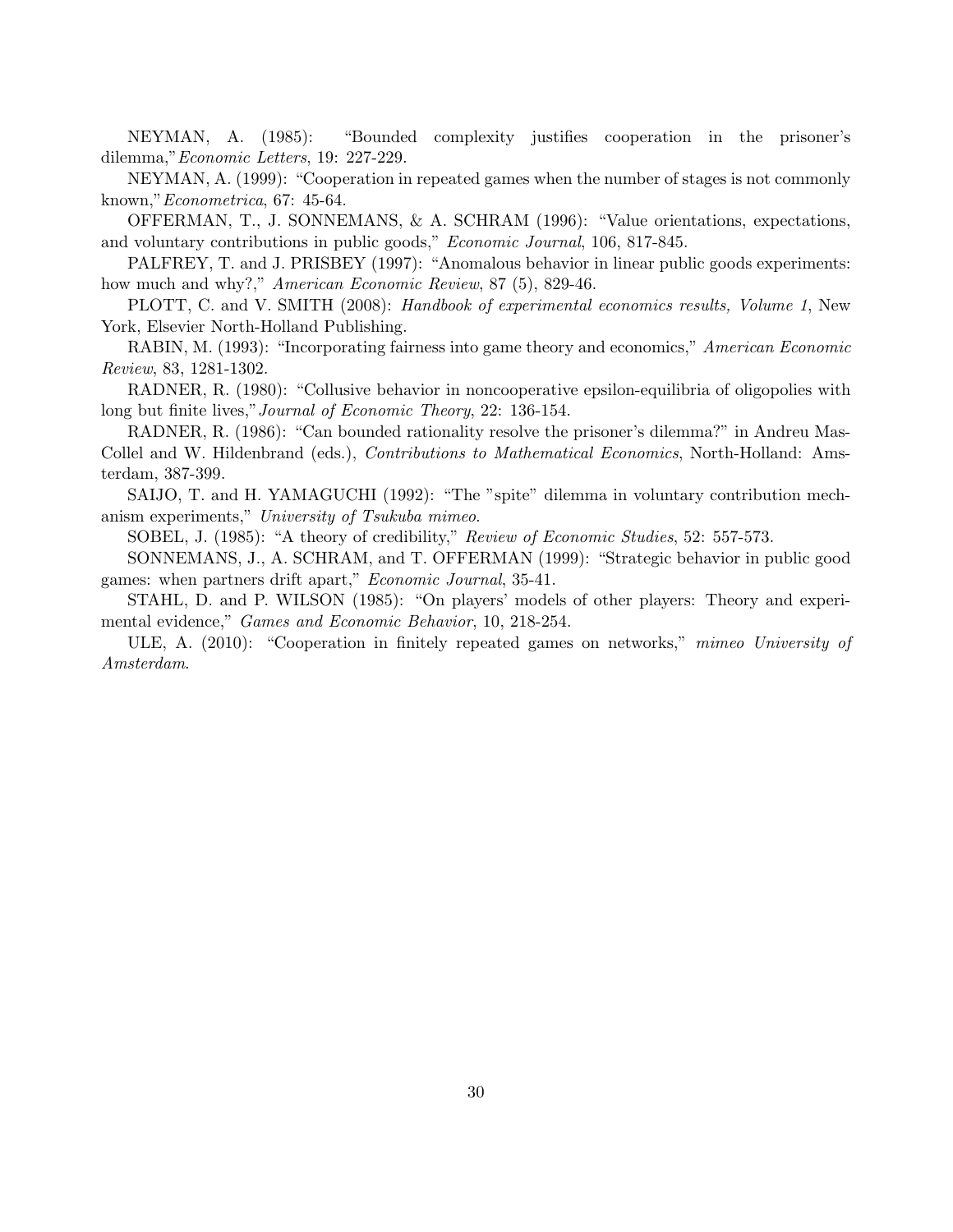NEYMAN, A. (1985): "Bounded complexity justifies cooperation in the prisoner's dilemma,"*Economic Letters*, 19: 227-229.

NEYMAN, A. (1999): "Cooperation in repeated games when the number of stages is not commonly known,"*Econometrica*, 67: 45-64.

OFFERMAN, T., J. SONNEMANS, & A. SCHRAM (1996): "Value orientations, expectations, and voluntary contributions in public goods," *Economic Journal*, 106, 817-845.

PALFREY, T. and J. PRISBEY (1997): "Anomalous behavior in linear public goods experiments: how much and why?," *American Economic Review*, 87 (5), 829-46.

PLOTT, C. and V. SMITH (2008): *Handbook of experimental economics results, Volume 1*, New York, Elsevier North-Holland Publishing.

RABIN, M. (1993): "Incorporating fairness into game theory and economics," *American Economic Review*, 83, 1281-1302.

RADNER, R. (1980): "Collusive behavior in noncooperative epsilon-equilibria of oligopolies with long but finite lives,"*Journal of Economic Theory*, 22: 136-154.

RADNER, R. (1986): "Can bounded rationality resolve the prisoner's dilemma?" in Andreu Mas-Collel and W. Hildenbrand (eds.), *Contributions to Mathematical Economics*, North-Holland: Amsterdam, 387-399.

SAIJO, T. and H. YAMAGUCHI (1992): "The "spite" dilemma in voluntary contribution mechanism experiments," *University of Tsukuba mimeo*.

SOBEL, J. (1985): "A theory of credibility," *Review of Economic Studies*, 52: 557-573.

SONNEMANS, J., A. SCHRAM, and T. OFFERMAN (1999): "Strategic behavior in public good games: when partners drift apart," *Economic Journal*, 35-41.

STAHL, D. and P. WILSON (1985): "On players' models of other players: Theory and experimental evidence," *Games and Economic Behavior*, 10, 218-254.

ULE, A. (2010): "Cooperation in finitely repeated games on networks," *mimeo University of Amsterdam*.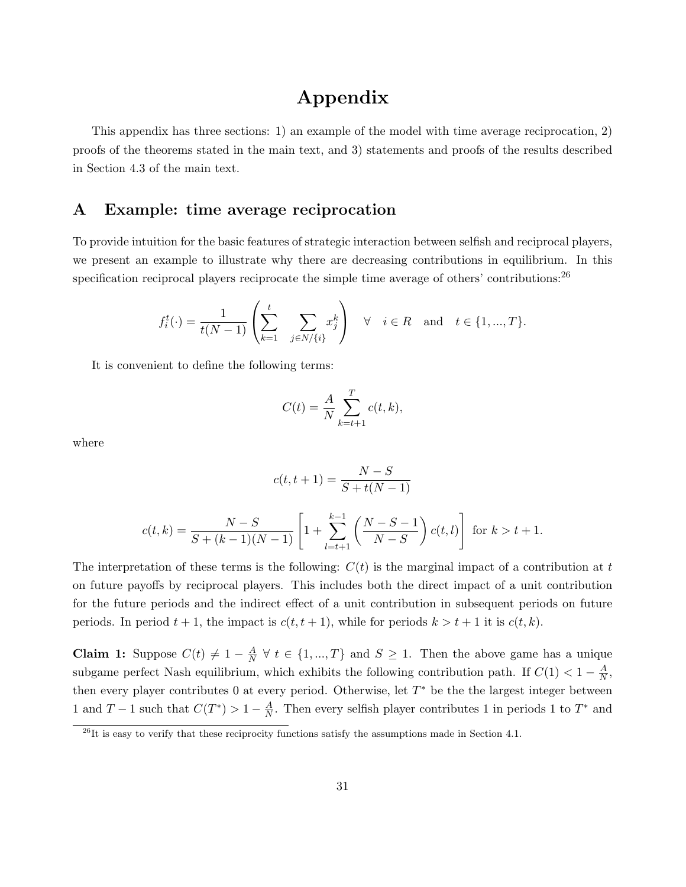# Appendix

This appendix has three sections: 1) an example of the model with time average reciprocation, 2) proofs of the theorems stated in the main text, and 3) statements and proofs of the results described in Section 4.3 of the main text.

## A Example: time average reciprocation

To provide intuition for the basic features of strategic interaction between selfish and reciprocal players, we present an example to illustrate why there are decreasing contributions in equilibrium. In this specification reciprocal players reciprocate the simple time average of others' contributions:[26]

$$f_i^t(\cdot) = \frac{1}{t(N-1)} \left( \sum_{k=1}^{t} \sum_{j \in N/\{i\}} x_j^k \right) \quad \forall \quad i \in R \quad \text{and} \quad t \in \{1, ..., T\}.$$

It is convenient to define the following terms:

$$C(t) = \frac{A}{N} \sum_{k=t+1}^{T} c(t,k),$$

where

$$c(t, t+1) = \frac{N-S}{S + t(N-1)}$$

$$c(t,k) = \frac{N-S}{S + (k-1)(N-1)} \left[ 1 + \sum_{l=t+1}^{k-1} \left( \frac{N-S-1}{N-S} \right) c(t,l) \right] \text{ for } k > t+1.$$

The interpretation of these terms is the following: $C(t)$ is the marginal impact of a contribution at $t$ on future payoffs by reciprocal players. This includes both the direct impact of a unit contribution for the future periods and the indirect effect of a unit contribution in subsequent periods on future periods. In period $t+1$, the impact is $c(t, t+1)$, while for periods $k > t+1$ it is $c(t,k)$.

**Claim 1:** Suppose $C(t) \neq 1 - \frac{A}{N}$ $\forall$ $t \in \{1, ..., T\}$ and $S \geq 1$. Then the above game has a unique subgame perfect Nash equilibrium, which exhibits the following contribution path. If $C(1) < 1 - \frac{A}{N}$, then every player contributes 0 at every period. Otherwise, let $T^*$ be the the largest integer between 1 and $T-1$ such that $C(T^*) > 1 - \frac{A}{N}$. Then every selfish player contributes 1 in periods 1 to $T^*$ and

[26] It is easy to verify that these reciprocity functions satisfy the assumptions made in Section 4.1.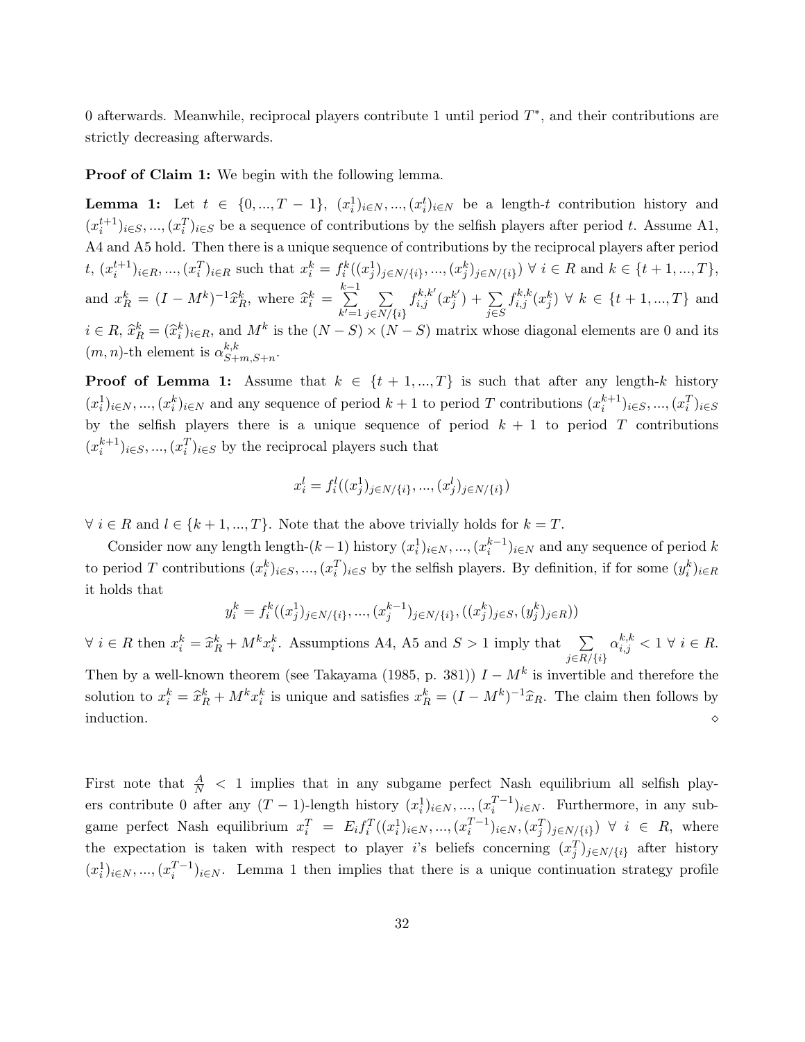0 afterwards. Meanwhile, reciprocal players contribute 1 until period $T^*$, and their contributions are strictly decreasing afterwards.

**Proof of Claim 1:** We begin with the following lemma.

**Lemma 1:** Let $t \in \{0, ..., T-1\}$, $(x_i^1)_{i\in N}, ..., (x_i^t)_{i\in N}$ be a length-$t$ contribution history and $(x_i^{t+1})_{i\in S}, ..., (x_i^T)_{i\in S}$ be a sequence of contributions by the selfish players after period $t$. Assume A1, A4 and A5 hold. Then there is a unique sequence of contributions by the reciprocal players after period $t$, $(x_i^{t+1})_{i\in R}, ..., (x_i^T)_{i\in R}$ such that $x_i^k = f_i^k((x_j^1)_{j\in N/\{i\}}, ..., (x_j^k)_{j\in N/\{i\}})$ $\forall\ i \in R$ and $k \in \{t+1, ..., T\}$, and $x_R^k = (I - M^k)^{-1}\widehat{x}_R^k$, where $\widehat{x}_i^k = \sum_{k'=1}^{k-1} \sum_{j\in N/\{i\}} f_{i,j}^{k,k'}(x_j^{k'}) + \sum_{j\in S} f_{i,j}^{k,k}(x_j^k)$ $\forall\ k \in \{t+1, ..., T\}$ and $i \in R$, $\widehat{x}_R^k = (\widehat{x}_i^k)_{i\in R}$, and $M^k$ is the $(N-S)\times(N-S)$ matrix whose diagonal elements are 0 and its $(m,n)$-th element is $\alpha_{S+m,S+n}^{k,k}$.

**Proof of Lemma 1:** Assume that $k \in \{t+1, ..., T\}$ is such that after any length-$k$ history $(x_i^1)_{i\in N}, ..., (x_i^k)_{i\in N}$ and any sequence of period $k+1$ to period $T$ contributions $(x_i^{k+1})_{i\in S}, ..., (x_i^T)_{i\in S}$ by the selfish players there is a unique sequence of period $k+1$ to period $T$ contributions $(x_i^{k+1})_{i\in S}, ..., (x_i^T)_{i\in S}$ by the reciprocal players such that

$$x_i^l = f_i^l((x_j^1)_{j\in N/\{i\}}, ..., (x_j^l)_{j\in N/\{i\}})$$

$\forall\ i \in R$ and $l \in \{k+1, ..., T\}$. Note that the above trivially holds for $k = T$.

Consider now any length length-$(k-1)$ history $(x_i^1)_{i\in N}, ..., (x_i^{k-1})_{i\in N}$ and any sequence of period $k$ to period $T$ contributions $(x_i^k)_{i\in S}, ..., (x_i^T)_{i\in S}$ by the selfish players. By definition, if for some $(y_i^k)_{i\in R}$ it holds that

$$y_i^k = f_i^k((x_j^1)_{j\in N/\{i\}}, ..., (x_j^{k-1})_{j\in N/\{i\}}, ((x_j^k)_{j\in S}, (y_j^k)_{j\in R}))$$

$\forall\ i \in R$ then $x_i^k = \widehat{x}_R^k + M^k x_i^k$. Assumptions A4, A5 and $S > 1$ imply that $\sum_{j\in R/\{i\}} \alpha_{i,j}^{k,k} < 1$ $\forall\ i \in R$. Then by a well-known theorem (see Takayama (1985, p. 381)) $I - M^k$ is invertible and therefore the solution to $x_i^k = \widehat{x}_R^k + M^k x_i^k$ is unique and satisfies $x_R^k = (I - M^k)^{-1}\widehat{x}_R$. The claim then follows by induction. $\diamond$

First note that $\frac{A}{N} < 1$ implies that in any subgame perfect Nash equilibrium all selfish players contribute 0 after any $(T-1)$-length history $(x_i^1)_{i\in N}, ..., (x_i^{T-1})_{i\in N}$. Furthermore, in any subgame perfect Nash equilibrium $x_i^T = E_i f_i^T((x_i^1)_{i\in N}, ..., (x_i^{T-1})_{i\in N}, (x_j^T)_{j\in N/\{i\}})$ $\forall\ i \in R$, where the expectation is taken with respect to player $i$'s beliefs concerning $(x_j^T)_{j\in N/\{i\}}$ after history $(x_i^1)_{i\in N}, ..., (x_i^{T-1})_{i\in N}$. Lemma 1 then implies that there is a unique continuation strategy profile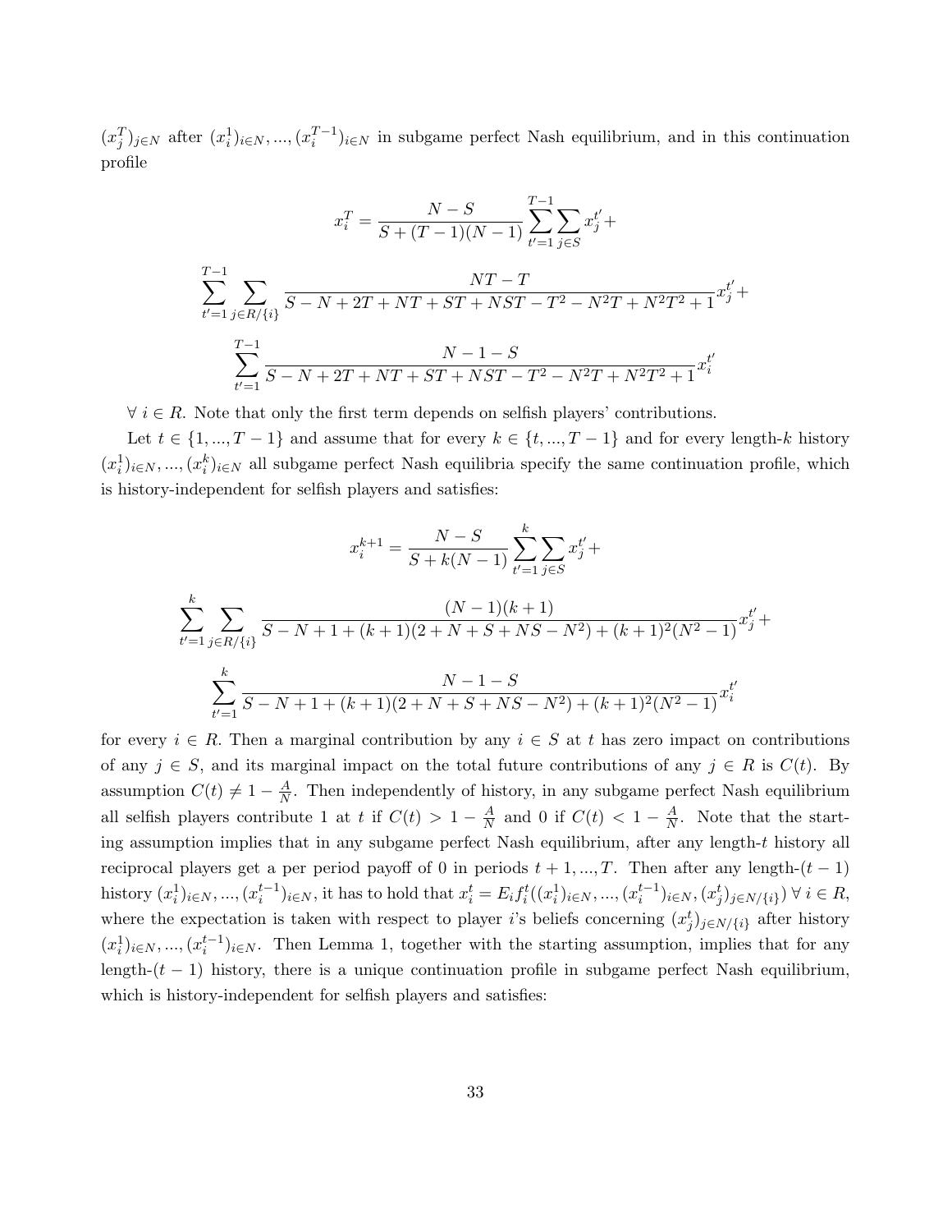$(x_j^T)_{j\in N}$ after $(x_i^1)_{i\in N}, ..., (x_i^{T-1})_{i\in N}$ in subgame perfect Nash equilibrium, and in this continuation profile

$$x_i^T = \frac{N-S}{S+(T-1)(N-1)}\sum_{t'=1}^{T-1}\sum_{j\in S} x_j^{t'} +$$

$$\sum_{t'=1}^{T-1}\sum_{j\in R/\{i\}} \frac{NT-T}{S-N+2T+NT+ST+NST-T^2-N^2T+N^2T^2+1} x_j^{t'} +$$

$$\sum_{t'=1}^{T-1} \frac{N-1-S}{S-N+2T+NT+ST+NST-T^2-N^2T+N^2T^2+1} x_i^{t'}$$

$\forall\ i \in R$. Note that only the first term depends on selfish players' contributions.

Let $t \in \{1, ..., T-1\}$ and assume that for every $k \in \{t, ..., T-1\}$ and for every length-$k$ history $(x_i^1)_{i\in N}, ..., (x_i^k)_{i\in N}$ all subgame perfect Nash equilibria specify the same continuation profile, which is history-independent for selfish players and satisfies:

$$x_i^{k+1} = \frac{N-S}{S+k(N-1)}\sum_{t'=1}^{k}\sum_{j\in S} x_j^{t'} +$$

$$\sum_{t'=1}^{k}\sum_{j\in R/\{i\}} \frac{(N-1)(k+1)}{S-N+1+(k+1)(2+N+S+NS-N^2)+(k+1)^2(N^2-1)} x_j^{t'} +$$

$$\sum_{t'=1}^{k} \frac{N-1-S}{S-N+1+(k+1)(2+N+S+NS-N^2)+(k+1)^2(N^2-1)} x_i^{t'}$$

for every $i \in R$. Then a marginal contribution by any $i \in S$ at $t$ has zero impact on contributions of any $j \in S$, and its marginal impact on the total future contributions of any $j \in R$ is $C(t)$. By assumption $C(t) \neq 1 - \frac{A}{N}$. Then independently of history, in any subgame perfect Nash equilibrium all selfish players contribute 1 at $t$ if $C(t) > 1 - \frac{A}{N}$ and 0 if $C(t) < 1 - \frac{A}{N}$. Note that the starting assumption implies that in any subgame perfect Nash equilibrium, after any length-$t$ history all reciprocal players get a per period payoff of 0 in periods $t+1, ..., T$. Then after any length-$(t-1)$ history $(x_i^1)_{i\in N}, ..., (x_i^{t-1})_{i\in N}$, it has to hold that $x_i^t = E_i f_i^t((x_i^1)_{i\in N}, ..., (x_i^{t-1})_{i\in N}, (x_j^t)_{j\in N/\{i\}})\ \forall\ i \in R$, where the expectation is taken with respect to player $i$'s beliefs concerning $(x_j^t)_{j\in N/\{i\}}$ after history $(x_i^1)_{i\in N}, ..., (x_i^{t-1})_{i\in N}$. Then Lemma 1, together with the starting assumption, implies that for any length-$(t-1)$ history, there is a unique continuation profile in subgame perfect Nash equilibrium, which is history-independent for selfish players and satisfies: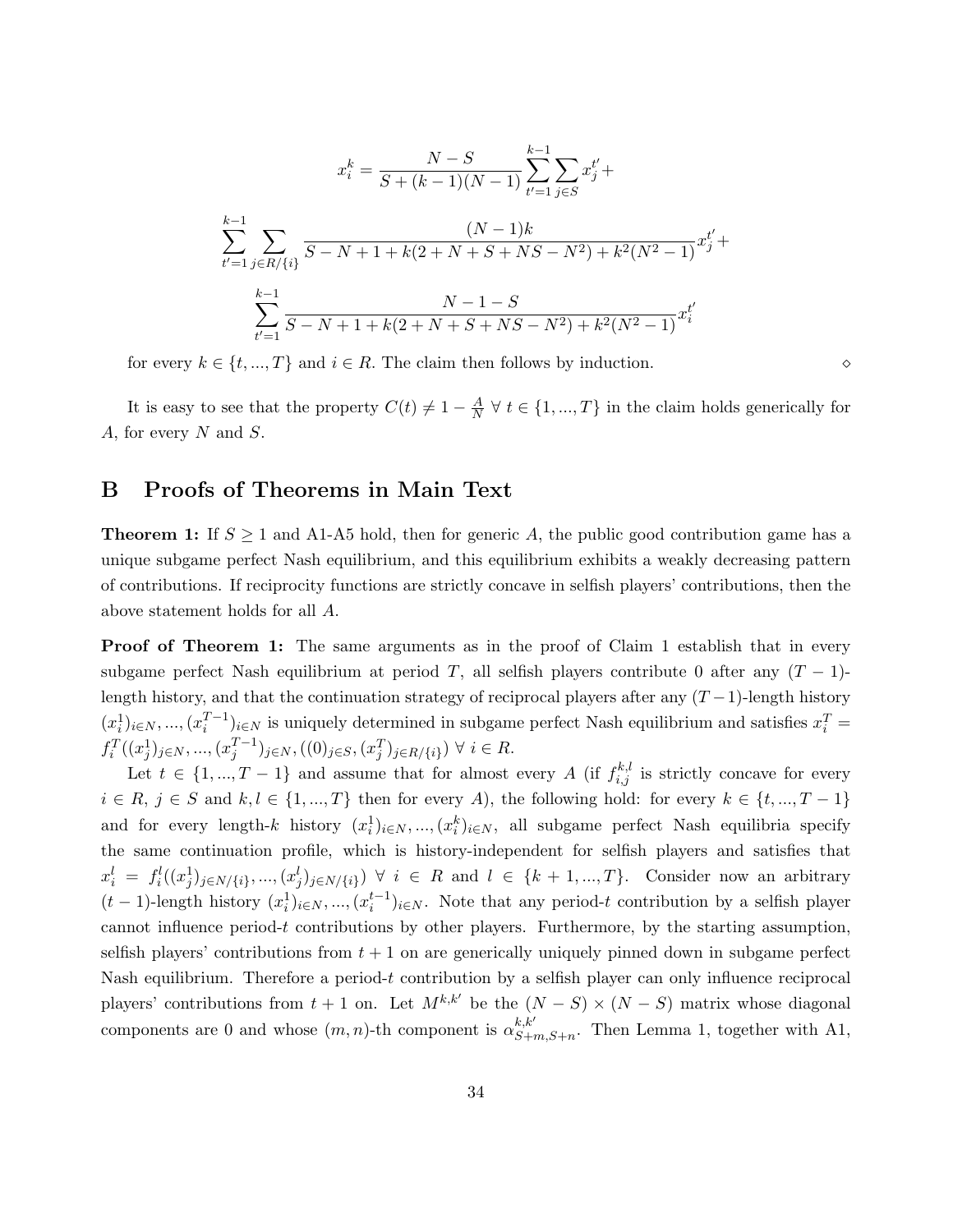$$x_i^k = \frac{N-S}{S+(k-1)(N-1)} \sum_{t'=1}^{k-1} \sum_{j \in S} x_j^{t'} +$$

$$\sum_{t'=1}^{k-1} \sum_{j \in R/\{i\}} \frac{(N-1)k}{S-N+1+k(2+N+S+NS-N^2)+k^2(N^2-1)} x_j^{t'} +$$

$$\sum_{t'=1}^{k-1} \frac{N-1-S}{S-N+1+k(2+N+S+NS-N^2)+k^2(N^2-1)} x_i^{t'}$$

for every $k \in \{t, ..., T\}$ and $i \in R$. The claim then follows by induction. ◇

It is easy to see that the property $C(t) \neq 1 - \frac{A}{N} \ \forall \ t \in \{1, ..., T\}$ in the claim holds generically for $A$, for every $N$ and $S$.

## B Proofs of Theorems in Main Text

**Theorem 1:** If $S \geq 1$ and A1-A5 hold, then for generic $A$, the public good contribution game has a unique subgame perfect Nash equilibrium, and this equilibrium exhibits a weakly decreasing pattern of contributions. If reciprocity functions are strictly concave in selfish players' contributions, then the above statement holds for all $A$.

**Proof of Theorem 1:** The same arguments as in the proof of Claim 1 establish that in every subgame perfect Nash equilibrium at period $T$, all selfish players contribute 0 after any $(T-1)$-length history, and that the continuation strategy of reciprocal players after any $(T-1)$-length history $(x_i^1)_{i \in N}, ..., (x_i^{T-1})_{i \in N}$ is uniquely determined in subgame perfect Nash equilibrium and satisfies $x_i^T = f_i^T((x_j^1)_{j \in N}, ..., (x_j^{T-1})_{j \in N}, ((0)_{j \in S}, (x_j^T)_{j \in R/\{i\}}) \ \forall \ i \in R$.

Let $t \in \{1, ..., T-1\}$ and assume that for almost every $A$ (if $f_{i,j}^{k,l}$ is strictly concave for every $i \in R$, $j \in S$ and $k, l \in \{1, ..., T\}$ then for every $A$), the following hold: for every $k \in \{t, ..., T-1\}$ and for every length-$k$ history $(x_i^1)_{i \in N}, ..., (x_i^k)_{i \in N}$, all subgame perfect Nash equilibria specify the same continuation profile, which is history-independent for selfish players and satisfies that $x_i^l = f_i^l((x_j^1)_{j \in N/\{i\}}, ..., (x_j^l)_{j \in N/\{i\}}) \ \forall \ i \in R$ and $l \in \{k+1, ..., T\}$. Consider now an arbitrary $(t-1)$-length history $(x_i^1)_{i \in N}, ..., (x_i^{t-1})_{i \in N}$. Note that any period-$t$ contribution by a selfish player cannot influence period-$t$ contributions by other players. Furthermore, by the starting assumption, selfish players' contributions from $t+1$ on are generically uniquely pinned down in subgame perfect Nash equilibrium. Therefore a period-$t$ contribution by a selfish player can only influence reciprocal players' contributions from $t+1$ on. Let $M^{k,k'}$ be the $(N-S) \times (N-S)$ matrix whose diagonal components are 0 and whose $(m,n)$-th component is $\alpha_{S+m,S+n}^{k,k'}$. Then Lemma 1, together with A1,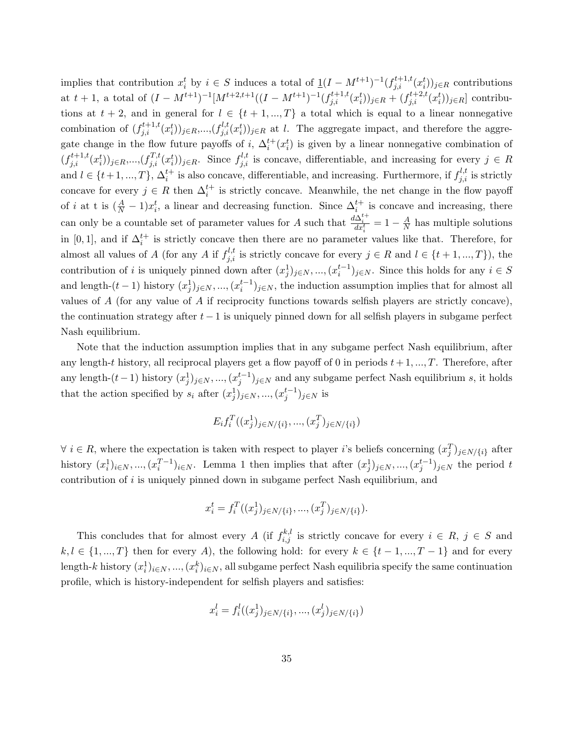implies that contribution $x_i^t$ by $i \in S$ induces a total of $\underline{1}(I - M^{t+1})^{-1}(f_{j,i}^{t+1,t}(x_i^t))_{j \in R}$ contributions at $t+1$, a total of $(I - M^{t+1})^{-1}[M^{t+2,t+1}((I - M^{t+1})^{-1}(f_{j,i}^{t+1,t}(x_i^t))_{j \in R} + (f_{j,i}^{t+2,t}(x_i^t))_{j \in R}]$ contributions at $t+2$, and in general for $l \in \{t+1, ..., T\}$ a total which is equal to a linear nonnegative combination of $(f_{j,i}^{t+1,t}(x_i^t))_{j \in R}, ..., (f_{j,i}^{l,t}(x_i^t))_{j \in R}$ at $l$. The aggregate impact, and therefore the aggregate change in the flow future payoffs of $i$, $\Delta_i^{t+}(x_i^t)$ is given by a linear nonnegative combination of $(f_{j,i}^{t+1,t}(x_i^t))_{j \in R}, ..., (f_{j,i}^{T,t}(x_i^t))_{j \in R}$. Since $f_{j,i}^{l,t}$ is concave, differentiable, and increasing for every $j \in R$ and $l \in \{t+1, ..., T\}$, $\Delta_i^{t+}$ is also concave, differentiable, and increasing. Furthermore, if $f_{j,i}^{l,t}$ is strictly concave for every $j \in R$ then $\Delta_i^{t+}$ is strictly concave. Meanwhile, the net change in the flow payoff of $i$ at t is $(\frac{A}{N} - 1)x_i^t$, a linear and decreasing function. Since $\Delta_i^{t+}$ is concave and increasing, there can only be a countable set of parameter values for $A$ such that $\frac{d\Delta_i^{t+}}{dx_i^t} = 1 - \frac{A}{N}$ has multiple solutions in $[0, 1]$, and if $\Delta_i^{t+}$ is strictly concave then there are no parameter values like that. Therefore, for almost all values of $A$ (for any $A$ if $f_{j,i}^{l,t}$ is strictly concave for every $j \in R$ and $l \in \{t+1, ..., T\}$), the contribution of $i$ is uniquely pinned down after $(x_j^1)_{j \in N}, ..., (x_i^{t-1})_{j \in N}$. Since this holds for any $i \in S$ and length-$(t-1)$ history $(x_j^1)_{j \in N}, ..., (x_i^{t-1})_{j \in N}$, the induction assumption implies that for almost all values of $A$ (for any value of $A$ if reciprocity functions towards selfish players are strictly concave), the continuation strategy after $t-1$ is uniquely pinned down for all selfish players in subgame perfect Nash equilibrium.

Note that the induction assumption implies that in any subgame perfect Nash equilibrium, after any length-$t$ history, all reciprocal players get a flow payoff of 0 in periods $t+1, ..., T$. Therefore, after any length-$(t-1)$ history $(x_j^1)_{j \in N}, ..., (x_j^{t-1})_{j \in N}$ and any subgame perfect Nash equilibrium $s$, it holds that the action specified by $s_i$ after $(x_j^1)_{j \in N}, ..., (x_j^{t-1})_{j \in N}$ is

$$E_i f_i^T((x_j^1)_{j \in N/\{i\}}, ..., (x_j^T)_{j \in N/\{i\}})$$

$\forall\ i \in R$, where the expectation is taken with respect to player $i$'s beliefs concerning $(x_j^T)_{j \in N/\{i\}}$ after history $(x_i^1)_{i \in N}, ..., (x_i^{T-1})_{i \in N}$. Lemma 1 then implies that after $(x_j^1)_{j \in N}, ..., (x_j^{t-1})_{j \in N}$ the period $t$ contribution of $i$ is uniquely pinned down in subgame perfect Nash equilibrium, and

$$x_i^t = f_i^T((x_j^1)_{j \in N/\{i\}}, ..., (x_j^T)_{j \in N/\{i\}}).$$

This concludes that for almost every $A$ (if $f_{i,j}^{k,l}$ is strictly concave for every $i \in R$, $j \in S$ and $k, l \in \{1, ..., T\}$ then for every $A$), the following hold: for every $k \in \{t-1, ..., T-1\}$ and for every length-$k$ history $(x_i^1)_{i \in N}, ..., (x_i^k)_{i \in N}$, all subgame perfect Nash equilibria specify the same continuation profile, which is history-independent for selfish players and satisfies:

$$x_i^l = f_i^l((x_j^1)_{j \in N/\{i\}}, ..., (x_j^l)_{j \in N/\{i\}})$$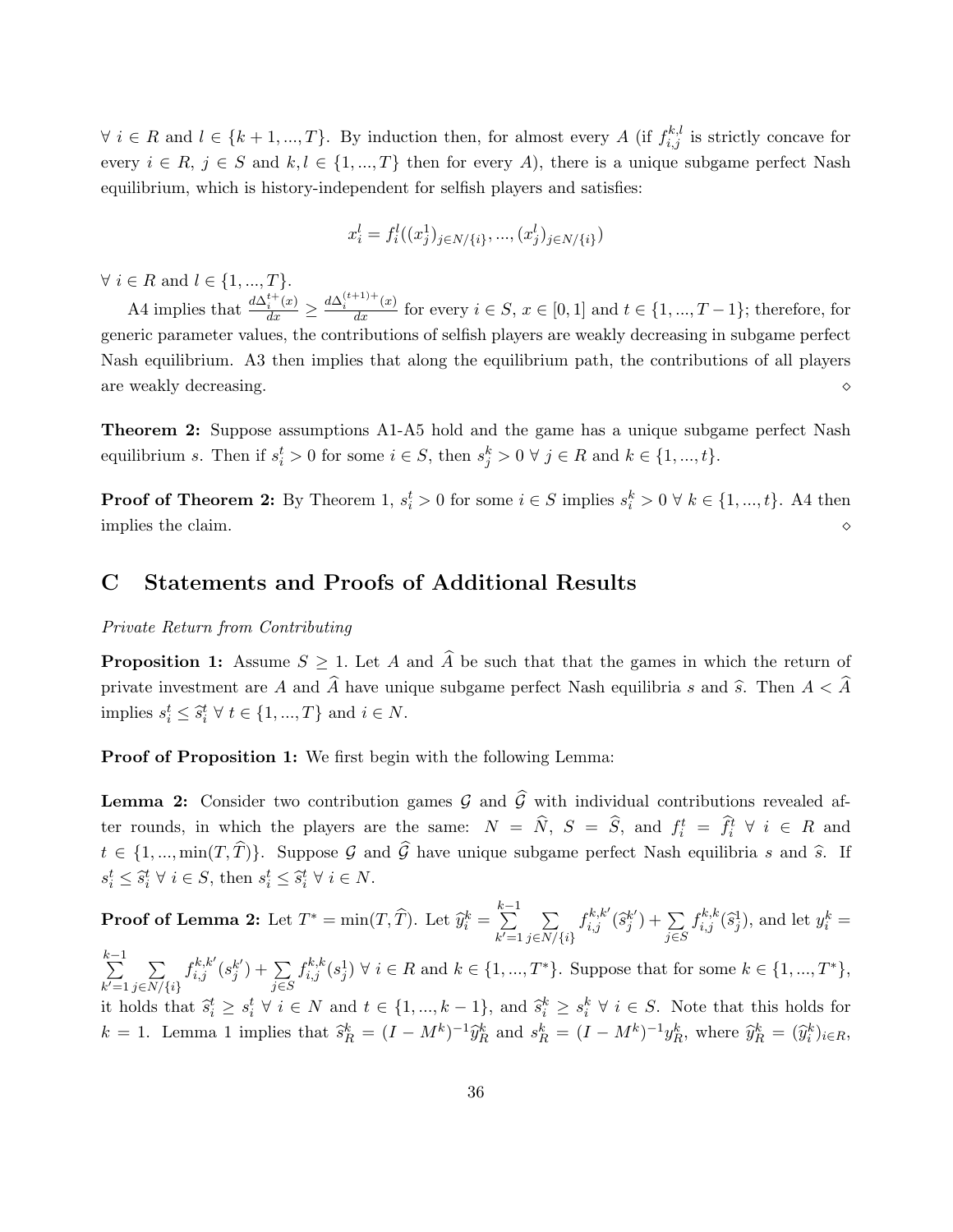$\forall\ i \in R$ and $l \in \{k+1, ..., T\}$. By induction then, for almost every $A$ (if $f_{i,j}^{k,l}$ is strictly concave for every $i \in R$, $j \in S$ and $k, l \in \{1, ..., T\}$ then for every $A$), there is a unique subgame perfect Nash equilibrium, which is history-independent for selfish players and satisfies:

$$x_i^l = f_i^l((x_j^1)_{j \in N/\{i\}}, ..., (x_j^l)_{j \in N/\{i\}})$$

$\forall\ i \in R$ and $l \in \{1, ..., T\}$.

A4 implies that $\frac{d\Delta_i^{t+}(x)}{dx} \geq \frac{d\Delta_i^{(t+1)+}(x)}{dx}$ for every $i \in S$, $x \in [0,1]$ and $t \in \{1, ..., T-1\}$; therefore, for generic parameter values, the contributions of selfish players are weakly decreasing in subgame perfect Nash equilibrium. A3 then implies that along the equilibrium path, the contributions of all players are weakly decreasing. $\diamond$

**Theorem 2:** Suppose assumptions A1-A5 hold and the game has a unique subgame perfect Nash equilibrium $s$. Then if $s_i^t > 0$ for some $i \in S$, then $s_j^k > 0\ \forall\ j \in R$ and $k \in \{1, ..., t\}$.

**Proof of Theorem 2:** By Theorem 1, $s_i^t > 0$ for some $i \in S$ implies $s_i^k > 0\ \forall\ k \in \{1, ..., t\}$. A4 then implies the claim. $\diamond$

## C Statements and Proofs of Additional Results

*Private Return from Contributing*

**Proposition 1:** Assume $S \geq 1$. Let $A$ and $\widehat{A}$ be such that that the games in which the return of private investment are $A$ and $\widehat{A}$ have unique subgame perfect Nash equilibria $s$ and $\widehat{s}$. Then $A < \widehat{A}$ implies $s_i^t \leq \widehat{s}_i^t\ \forall\ t \in \{1, ..., T\}$ and $i \in N$.

**Proof of Proposition 1:** We first begin with the following Lemma:

**Lemma 2:** Consider two contribution games $\mathcal{G}$ and $\widehat{\mathcal{G}}$ with individual contributions revealed after rounds, in which the players are the same: $N = \widehat{N}$, $S = \widehat{S}$, and $f_i^t = \widehat{f}_i^t\ \forall\ i \in R$ and $t \in \{1, ..., \min(T, \widehat{T})\}$. Suppose $\mathcal{G}$ and $\widehat{\mathcal{G}}$ have unique subgame perfect Nash equilibria $s$ and $\widehat{s}$. If $s_i^t \leq \widehat{s}_i^t\ \forall\ i \in S$, then $s_i^t \leq \widehat{s}_i^t\ \forall\ i \in N$.

**Proof of Lemma 2:** Let $T^* = \min(T, \widehat{T})$. Let $\widehat{y}_i^k = \sum_{k'=1}^{k-1} \sum_{j \in N/\{i\}} f_{i,j}^{k,k'}(\widehat{s}_j^{k'}) + \sum_{j \in S} f_{i,j}^{k,k}(\widehat{s}_j^1)$, and let $y_i^k = \sum_{k'=1}^{k-1} \sum_{j \in N/\{i\}} f_{i,j}^{k,k'}(s_j^{k'}) + \sum_{j \in S} f_{i,j}^{k,k}(s_j^1)\ \forall\ i \in R$ and $k \in \{1, ..., T^*\}$. Suppose that for some $k \in \{1, ..., T^*\}$, it holds that $\widehat{s}_i^t \geq s_i^t\ \forall\ i \in N$ and $t \in \{1, ..., k-1\}$, and $\widehat{s}_i^k \geq s_i^k\ \forall\ i \in S$. Note that this holds for $k = 1$. Lemma 1 implies that $\widehat{s}_R^k = (I - M^k)^{-1}\widehat{y}_R^k$ and $s_R^k = (I - M^k)^{-1}y_R^k$, where $\widehat{y}_R^k = (\widehat{y}_i^k)_{i \in R}$,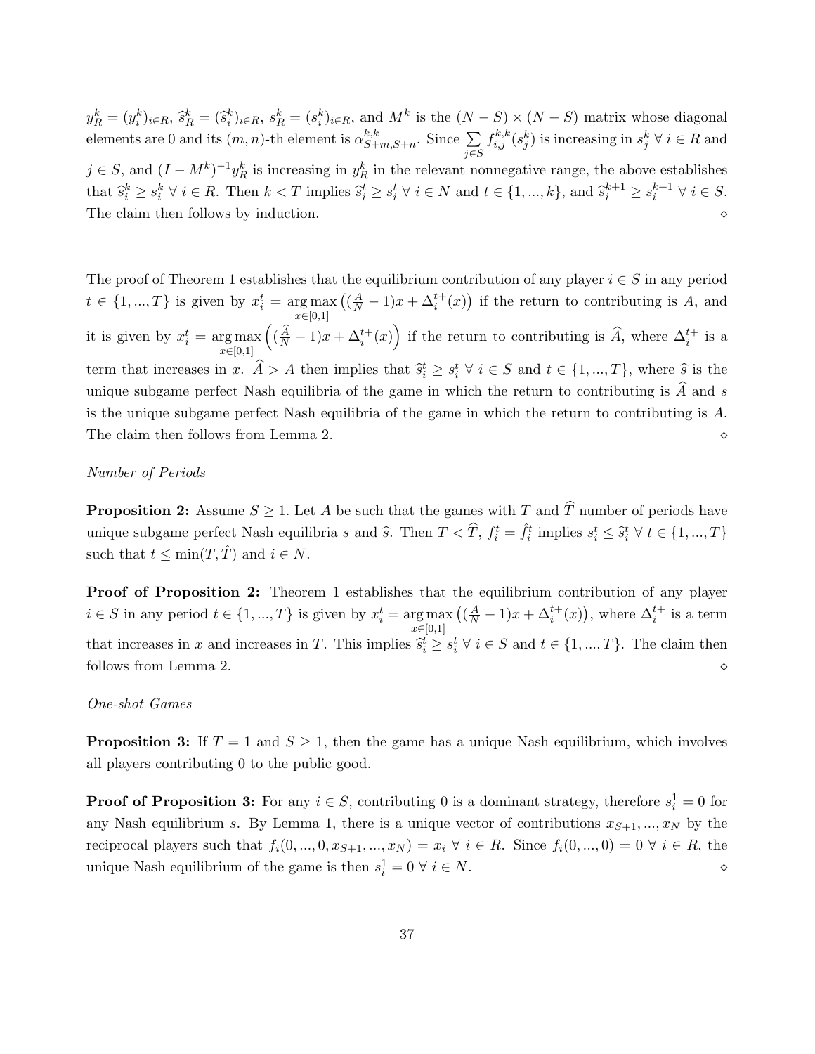$y_R^k = (y_i^k)_{i \in R}$, $\widehat{s}_R^k = (\widehat{s}_i^k)_{i \in R}$, $s_R^k = (s_i^k)_{i \in R}$, and $M^k$ is the $(N-S) \times (N-S)$ matrix whose diagonal elements are 0 and its $(m,n)$-th element is $\alpha_{S+m,S+n}^{k,k}$. Since $\sum_{j \in S} f_{i,j}^{k,k}(s_j^k)$ is increasing in $s_j^k \; \forall \; i \in R$ and $j \in S$, and $(I - M^k)^{-1} y_R^k$ is increasing in $y_R^k$ in the relevant nonnegative range, the above establishes that $\widehat{s}_i^k \geq s_i^k \; \forall \; i \in R$. Then $k < T$ implies $\widehat{s}_i^t \geq s_i^t \; \forall \; i \in N$ and $t \in \{1, ..., k\}$, and $\widehat{s}_i^{k+1} \geq s_i^{k+1} \; \forall \; i \in S$. The claim then follows by induction. $\diamond$

The proof of Theorem 1 establishes that the equilibrium contribution of any player $i \in S$ in any period $t \in \{1, ..., T\}$ is given by $x_i^t = \underset{x \in [0,1]}{\arg\max} \left( (\frac{A}{N} - 1)x + \Delta_i^{t+}(x) \right)$ if the return to contributing is $A$, and it is given by $x_i^t = \underset{x \in [0,1]}{\arg\max} \left( (\frac{\widehat{A}}{N} - 1)x + \Delta_i^{t+}(x) \right)$ if the return to contributing is $\widehat{A}$, where $\Delta_i^{t+}$ is a term that increases in $x$. $\widehat{A} > A$ then implies that $\widehat{s}_i^t \geq s_i^t \; \forall \; i \in S$ and $t \in \{1, ..., T\}$, where $\widehat{s}$ is the unique subgame perfect Nash equilibria of the game in which the return to contributing is $\widehat{A}$ and $s$ is the unique subgame perfect Nash equilibria of the game in which the return to contributing is $A$. The claim then follows from Lemma 2. $\diamond$

*Number of Periods*

**Proposition 2:** Assume $S \geq 1$. Let $A$ be such that the games with $T$ and $\widehat{T}$ number of periods have unique subgame perfect Nash equilibria $s$ and $\widehat{s}$. Then $T < \widehat{T}$, $f_i^t = \hat{f}_i^t$ implies $s_i^t \leq \widehat{s}_i^t \; \forall \; t \in \{1, ..., T\}$ such that $t \leq \min(T, \hat{T})$ and $i \in N$.

**Proof of Proposition 2:** Theorem 1 establishes that the equilibrium contribution of any player $i \in S$ in any period $t \in \{1, ..., T\}$ is given by $x_i^t = \underset{x \in [0,1]}{\arg\max} \left( (\frac{A}{N} - 1)x + \Delta_i^{t+}(x) \right)$, where $\Delta_i^{t+}$ is a term that increases in $x$ and increases in $T$. This implies $\widehat{s}_i^t \geq s_i^t \; \forall \; i \in S$ and $t \in \{1, ..., T\}$. The claim then follows from Lemma 2. $\diamond$

*One-shot Games*

**Proposition 3:** If $T = 1$ and $S \geq 1$, then the game has a unique Nash equilibrium, which involves all players contributing 0 to the public good.

**Proof of Proposition 3:** For any $i \in S$, contributing 0 is a dominant strategy, therefore $s_i^1 = 0$ for any Nash equilibrium $s$. By Lemma 1, there is a unique vector of contributions $x_{S+1}, ..., x_N$ by the reciprocal players such that $f_i(0, ..., 0, x_{S+1}, ..., x_N) = x_i \; \forall \; i \in R$. Since $f_i(0, ..., 0) = 0 \; \forall \; i \in R$, the unique Nash equilibrium of the game is then $s_i^1 = 0 \; \forall \; i \in N$. $\diamond$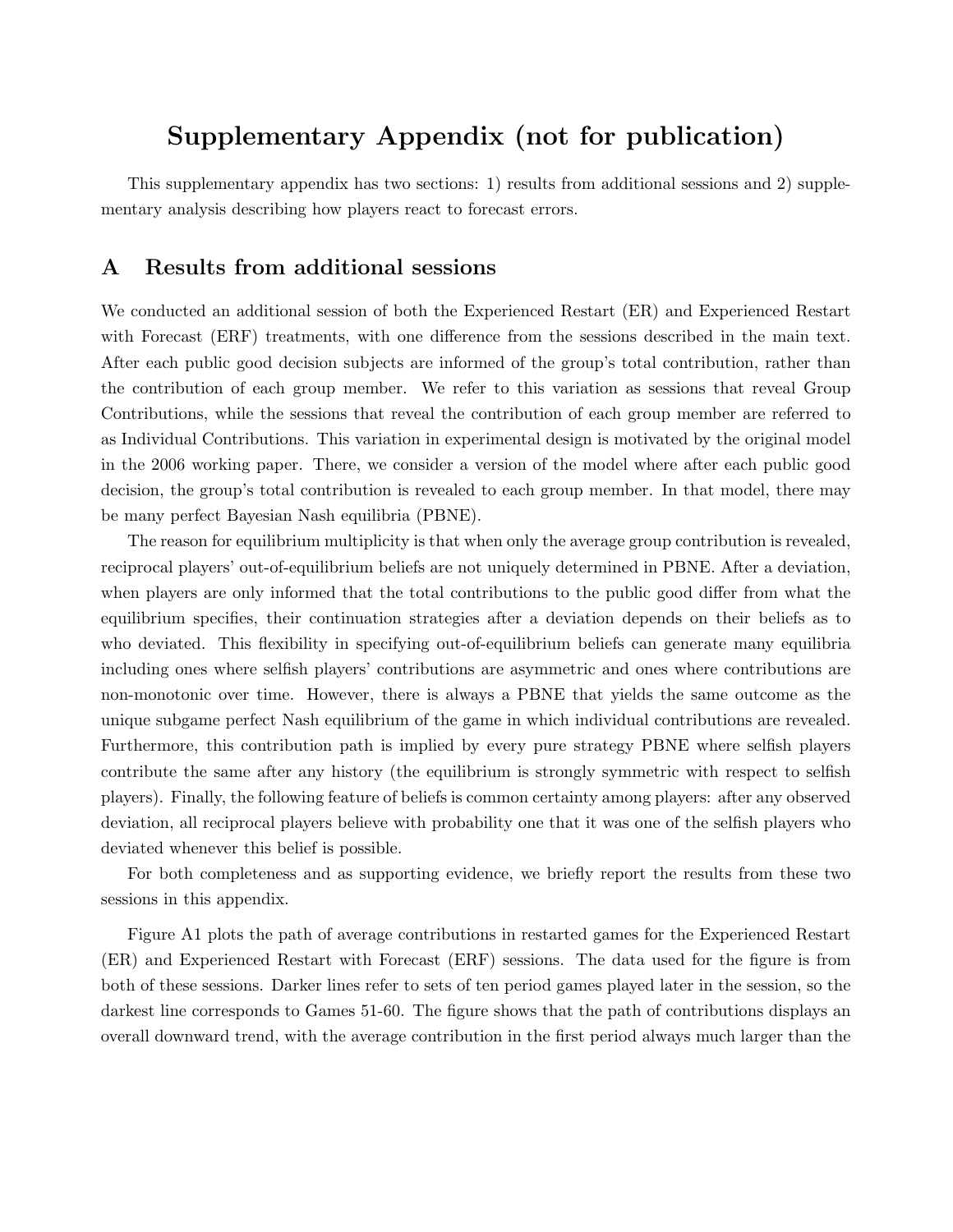# Supplementary Appendix (not for publication)

This supplementary appendix has two sections: 1) results from additional sessions and 2) supplementary analysis describing how players react to forecast errors.

## A Results from additional sessions

We conducted an additional session of both the Experienced Restart (ER) and Experienced Restart with Forecast (ERF) treatments, with one difference from the sessions described in the main text. After each public good decision subjects are informed of the group's total contribution, rather than the contribution of each group member. We refer to this variation as sessions that reveal Group Contributions, while the sessions that reveal the contribution of each group member are referred to as Individual Contributions. This variation in experimental design is motivated by the original model in the 2006 working paper. There, we consider a version of the model where after each public good decision, the group's total contribution is revealed to each group member. In that model, there may be many perfect Bayesian Nash equilibria (PBNE).

The reason for equilibrium multiplicity is that when only the average group contribution is revealed, reciprocal players' out-of-equilibrium beliefs are not uniquely determined in PBNE. After a deviation, when players are only informed that the total contributions to the public good differ from what the equilibrium specifies, their continuation strategies after a deviation depends on their beliefs as to who deviated. This flexibility in specifying out-of-equilibrium beliefs can generate many equilibria including ones where selfish players' contributions are asymmetric and ones where contributions are non-monotonic over time. However, there is always a PBNE that yields the same outcome as the unique subgame perfect Nash equilibrium of the game in which individual contributions are revealed. Furthermore, this contribution path is implied by every pure strategy PBNE where selfish players contribute the same after any history (the equilibrium is strongly symmetric with respect to selfish players). Finally, the following feature of beliefs is common certainty among players: after any observed deviation, all reciprocal players believe with probability one that it was one of the selfish players who deviated whenever this belief is possible.

For both completeness and as supporting evidence, we briefly report the results from these two sessions in this appendix.

Figure A1 plots the path of average contributions in restarted games for the Experienced Restart (ER) and Experienced Restart with Forecast (ERF) sessions. The data used for the figure is from both of these sessions. Darker lines refer to sets of ten period games played later in the session, so the darkest line corresponds to Games 51-60. The figure shows that the path of contributions displays an overall downward trend, with the average contribution in the first period always much larger than the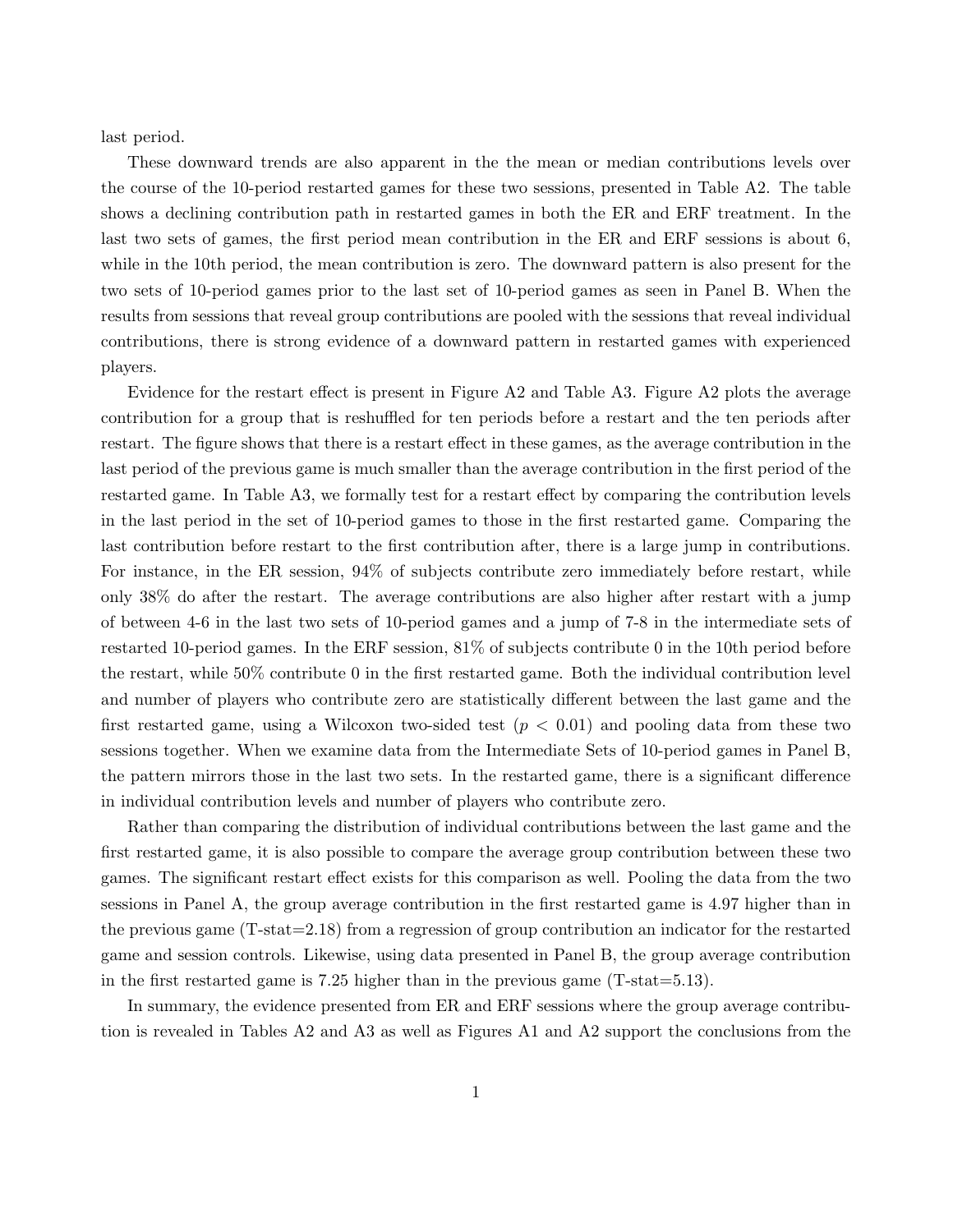last period.

These downward trends are also apparent in the the mean or median contributions levels over the course of the 10-period restarted games for these two sessions, presented in Table A2. The table shows a declining contribution path in restarted games in both the ER and ERF treatment. In the last two sets of games, the first period mean contribution in the ER and ERF sessions is about 6, while in the 10th period, the mean contribution is zero. The downward pattern is also present for the two sets of 10-period games prior to the last set of 10-period games as seen in Panel B. When the results from sessions that reveal group contributions are pooled with the sessions that reveal individual contributions, there is strong evidence of a downward pattern in restarted games with experienced players.

Evidence for the restart effect is present in Figure A2 and Table A3. Figure A2 plots the average contribution for a group that is reshuffled for ten periods before a restart and the ten periods after restart. The figure shows that there is a restart effect in these games, as the average contribution in the last period of the previous game is much smaller than the average contribution in the first period of the restarted game. In Table A3, we formally test for a restart effect by comparing the contribution levels in the last period in the set of 10-period games to those in the first restarted game. Comparing the last contribution before restart to the first contribution after, there is a large jump in contributions. For instance, in the ER session, 94% of subjects contribute zero immediately before restart, while only 38% do after the restart. The average contributions are also higher after restart with a jump of between 4-6 in the last two sets of 10-period games and a jump of 7-8 in the intermediate sets of restarted 10-period games. In the ERF session, 81% of subjects contribute 0 in the 10th period before the restart, while 50% contribute 0 in the first restarted game. Both the individual contribution level and number of players who contribute zero are statistically different between the last game and the first restarted game, using a Wilcoxon two-sided test ($p < 0.01$) and pooling data from these two sessions together. When we examine data from the Intermediate Sets of 10-period games in Panel B, the pattern mirrors those in the last two sets. In the restarted game, there is a significant difference in individual contribution levels and number of players who contribute zero.

Rather than comparing the distribution of individual contributions between the last game and the first restarted game, it is also possible to compare the average group contribution between these two games. The significant restart effect exists for this comparison as well. Pooling the data from the two sessions in Panel A, the group average contribution in the first restarted game is 4.97 higher than in the previous game (T-stat=2.18) from a regression of group contribution an indicator for the restarted game and session controls. Likewise, using data presented in Panel B, the group average contribution in the first restarted game is 7.25 higher than in the previous game (T-stat=5.13).

In summary, the evidence presented from ER and ERF sessions where the group average contribution is revealed in Tables A2 and A3 as well as Figures A1 and A2 support the conclusions from the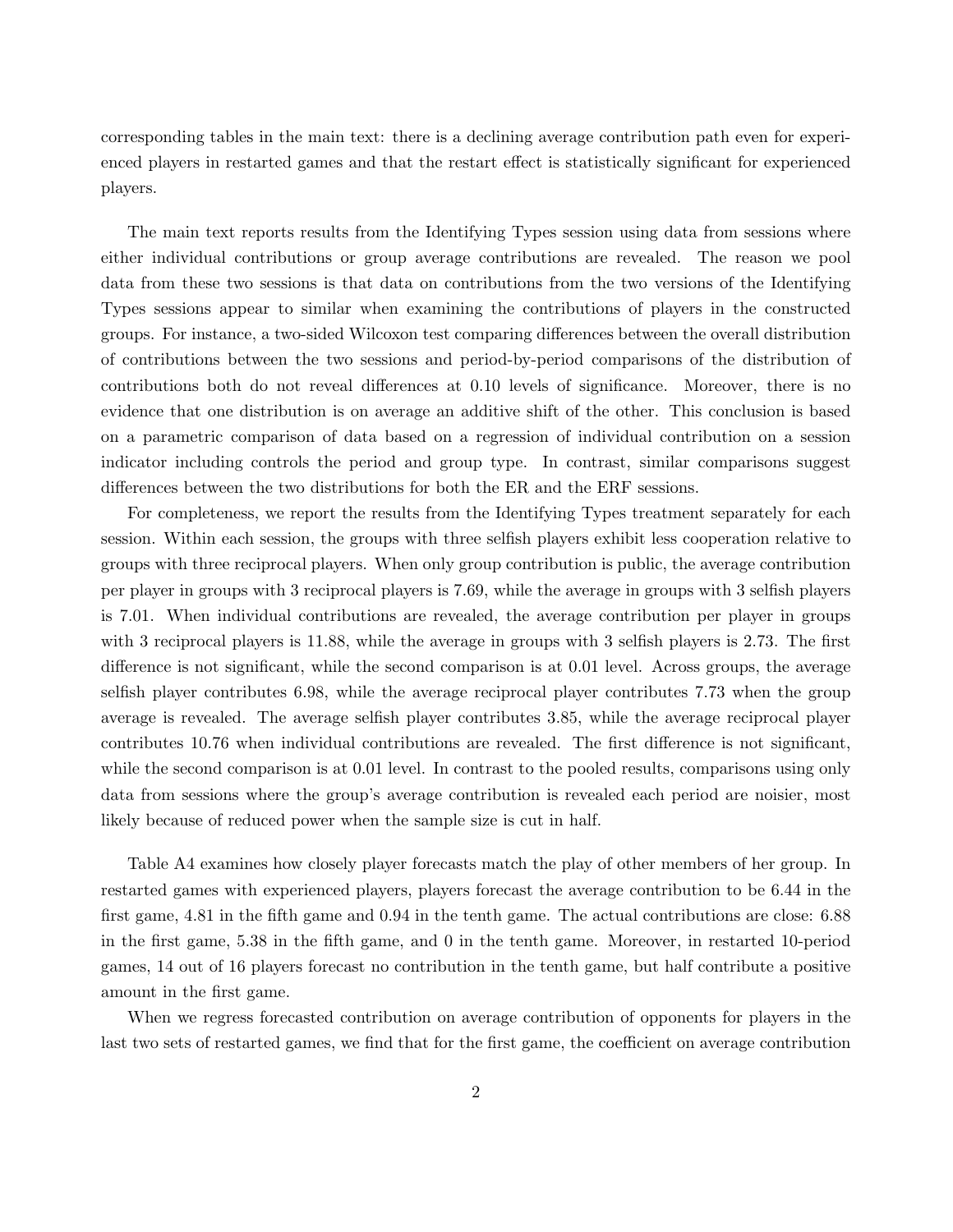corresponding tables in the main text: there is a declining average contribution path even for experienced players in restarted games and that the restart effect is statistically significant for experienced players.

The main text reports results from the Identifying Types session using data from sessions where either individual contributions or group average contributions are revealed. The reason we pool data from these two sessions is that data on contributions from the two versions of the Identifying Types sessions appear to similar when examining the contributions of players in the constructed groups. For instance, a two-sided Wilcoxon test comparing differences between the overall distribution of contributions between the two sessions and period-by-period comparisons of the distribution of contributions both do not reveal differences at 0.10 levels of significance. Moreover, there is no evidence that one distribution is on average an additive shift of the other. This conclusion is based on a parametric comparison of data based on a regression of individual contribution on a session indicator including controls the period and group type. In contrast, similar comparisons suggest differences between the two distributions for both the ER and the ERF sessions.

For completeness, we report the results from the Identifying Types treatment separately for each session. Within each session, the groups with three selfish players exhibit less cooperation relative to groups with three reciprocal players. When only group contribution is public, the average contribution per player in groups with 3 reciprocal players is 7.69, while the average in groups with 3 selfish players is 7.01. When individual contributions are revealed, the average contribution per player in groups with 3 reciprocal players is 11.88, while the average in groups with 3 selfish players is 2.73. The first difference is not significant, while the second comparison is at 0.01 level. Across groups, the average selfish player contributes 6.98, while the average reciprocal player contributes 7.73 when the group average is revealed. The average selfish player contributes 3.85, while the average reciprocal player contributes 10.76 when individual contributions are revealed. The first difference is not significant, while the second comparison is at 0.01 level. In contrast to the pooled results, comparisons using only data from sessions where the group's average contribution is revealed each period are noisier, most likely because of reduced power when the sample size is cut in half.

Table A4 examines how closely player forecasts match the play of other members of her group. In restarted games with experienced players, players forecast the average contribution to be 6.44 in the first game, 4.81 in the fifth game and 0.94 in the tenth game. The actual contributions are close: 6.88 in the first game, 5.38 in the fifth game, and 0 in the tenth game. Moreover, in restarted 10-period games, 14 out of 16 players forecast no contribution in the tenth game, but half contribute a positive amount in the first game.

When we regress forecasted contribution on average contribution of opponents for players in the last two sets of restarted games, we find that for the first game, the coefficient on average contribution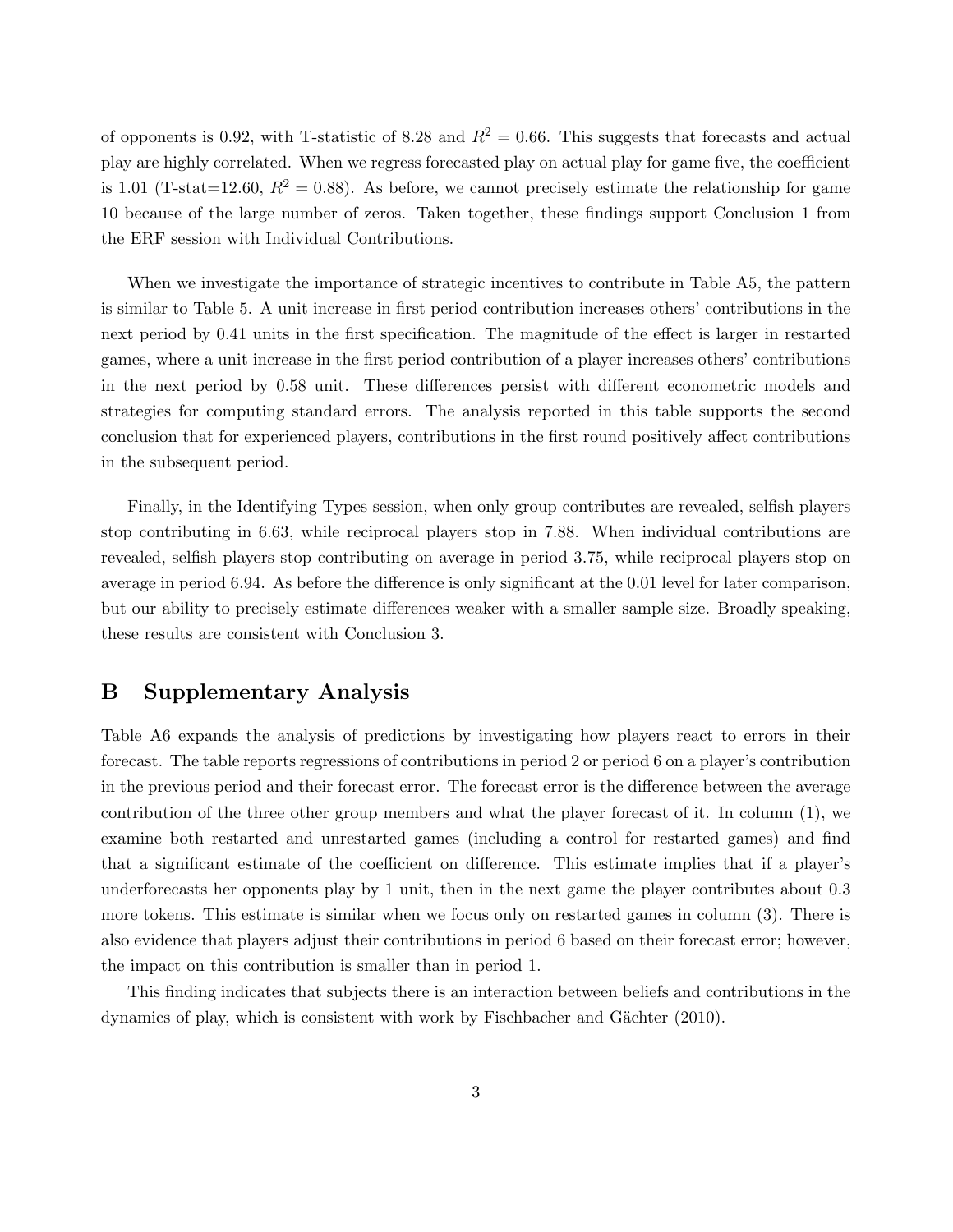of opponents is 0.92, with T-statistic of 8.28 and $R^2 = 0.66$. This suggests that forecasts and actual play are highly correlated. When we regress forecasted play on actual play for game five, the coefficient is 1.01 (T-stat=12.60, $R^2 = 0.88$). As before, we cannot precisely estimate the relationship for game 10 because of the large number of zeros. Taken together, these findings support Conclusion 1 from the ERF session with Individual Contributions.

When we investigate the importance of strategic incentives to contribute in Table A5, the pattern is similar to Table 5. A unit increase in first period contribution increases others' contributions in the next period by 0.41 units in the first specification. The magnitude of the effect is larger in restarted games, where a unit increase in the first period contribution of a player increases others' contributions in the next period by 0.58 unit. These differences persist with different econometric models and strategies for computing standard errors. The analysis reported in this table supports the second conclusion that for experienced players, contributions in the first round positively affect contributions in the subsequent period.

Finally, in the Identifying Types session, when only group contributes are revealed, selfish players stop contributing in 6.63, while reciprocal players stop in 7.88. When individual contributions are revealed, selfish players stop contributing on average in period 3.75, while reciprocal players stop on average in period 6.94. As before the difference is only significant at the 0.01 level for later comparison, but our ability to precisely estimate differences weaker with a smaller sample size. Broadly speaking, these results are consistent with Conclusion 3.

# B Supplementary Analysis

Table A6 expands the analysis of predictions by investigating how players react to errors in their forecast. The table reports regressions of contributions in period 2 or period 6 on a player's contribution in the previous period and their forecast error. The forecast error is the difference between the average contribution of the three other group members and what the player forecast of it. In column (1), we examine both restarted and unrestarted games (including a control for restarted games) and find that a significant estimate of the coefficient on difference. This estimate implies that if a player's underforecasts her opponents play by 1 unit, then in the next game the player contributes about 0.3 more tokens. This estimate is similar when we focus only on restarted games in column (3). There is also evidence that players adjust their contributions in period 6 based on their forecast error; however, the impact on this contribution is smaller than in period 1.

This finding indicates that subjects there is an interaction between beliefs and contributions in the dynamics of play, which is consistent with work by Fischbacher and Gächter (2010).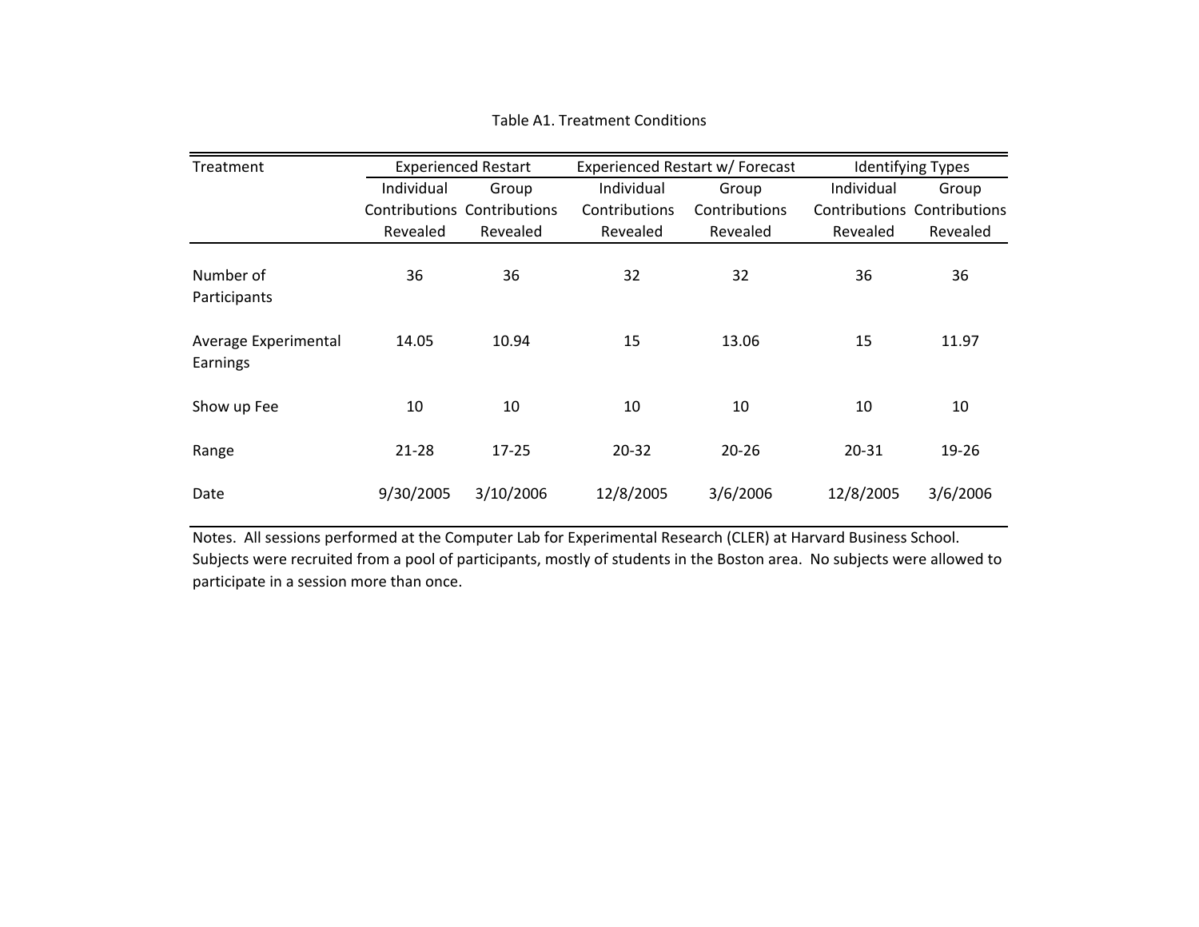Table A1. Treatment Conditions

| Treatment | Experienced Restart | | Experienced Restart w/ Forecast | | Identifying Types | |
|---|---|---|---|---|---|---|
| | Individual Contributions Revealed | Group Contributions Revealed | Individual Contributions Revealed | Group Contributions Revealed | Individual Contributions Revealed | Group Contributions Revealed |
| Number of Participants | 36 | 36 | 32 | 32 | 36 | 36 |
| Average Experimental Earnings | 14.05 | 10.94 | 15 | 13.06 | 15 | 11.97 |
| Show up Fee | 10 | 10 | 10 | 10 | 10 | 10 |
| Range | 21-28 | 17-25 | 20-32 | 20-26 | 20-31 | 19-26 |
| Date | 9/30/2005 | 3/10/2006 | 12/8/2005 | 3/6/2006 | 12/8/2005 | 3/6/2006 |

Notes. All sessions performed at the Computer Lab for Experimental Research (CLER) at Harvard Business School. Subjects were recruited from a pool of participants, mostly of students in the Boston area. No subjects were allowed to participate in a session more than once.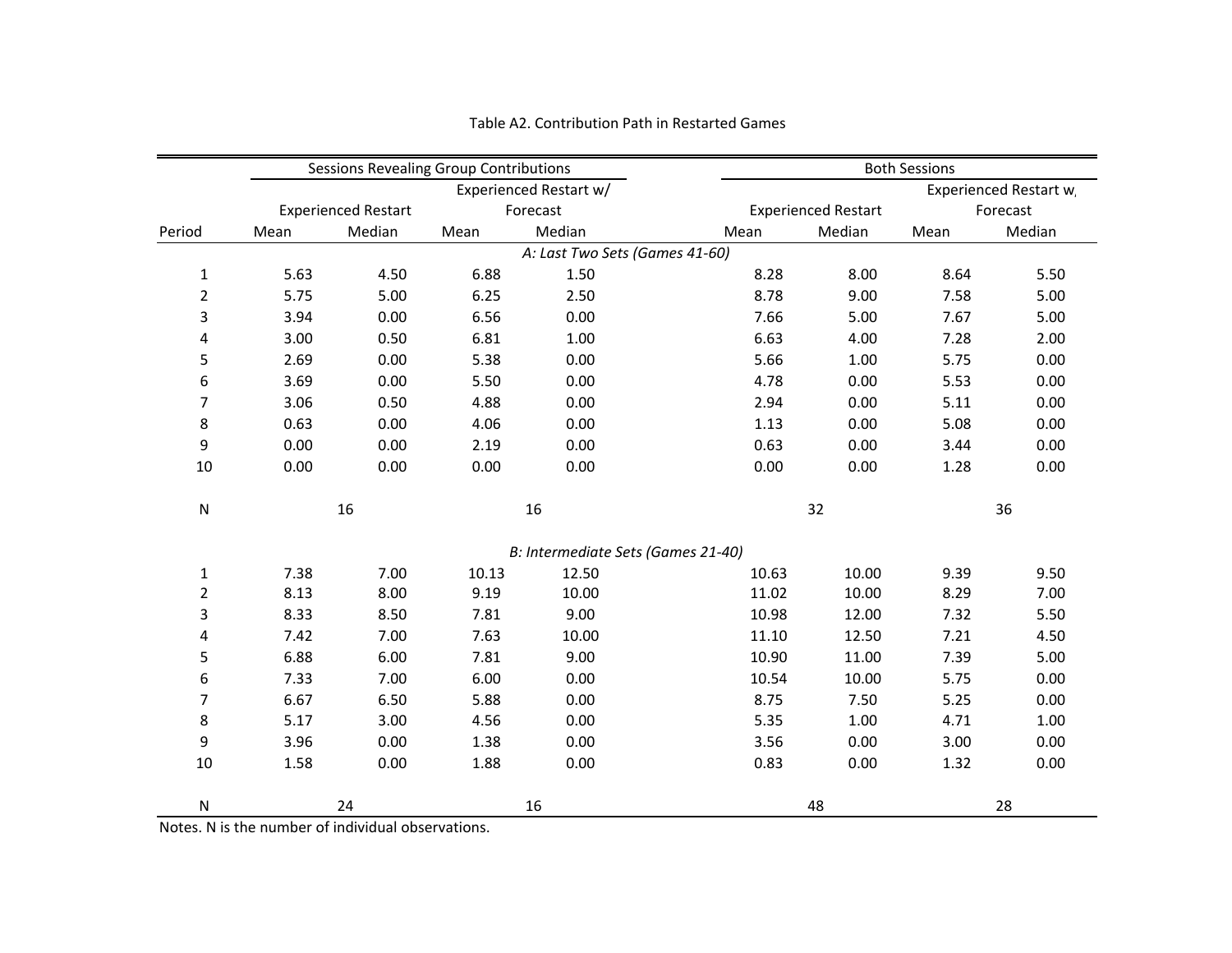Table A2. Contribution Path in Restarted Games

| | Sessions Revealing Group Contributions | | | | Both Sessions | | | |
|---|---|---|---|---|---|---|---|---|
| | Experienced Restart | | Experienced Restart w/ Forecast | | Experienced Restart | | Experienced Restart w/ Forecast | |
| Period | Mean | Median | Mean | Median | Mean | Median | Mean | Median |
| *A: Last Two Sets (Games 41-60)* | | | | | | | | |
| 1 | 5.63 | 4.50 | 6.88 | 1.50 | 8.28 | 8.00 | 8.64 | 5.50 |
| 2 | 5.75 | 5.00 | 6.25 | 2.50 | 8.78 | 9.00 | 7.58 | 5.00 |
| 3 | 3.94 | 0.00 | 6.56 | 0.00 | 7.66 | 5.00 | 7.67 | 5.00 |
| 4 | 3.00 | 0.50 | 6.81 | 1.00 | 6.63 | 4.00 | 7.28 | 2.00 |
| 5 | 2.69 | 0.00 | 5.38 | 0.00 | 5.66 | 1.00 | 5.75 | 0.00 |
| 6 | 3.69 | 0.00 | 5.50 | 0.00 | 4.78 | 0.00 | 5.53 | 0.00 |
| 7 | 3.06 | 0.50 | 4.88 | 0.00 | 2.94 | 0.00 | 5.11 | 0.00 |
| 8 | 0.63 | 0.00 | 4.06 | 0.00 | 1.13 | 0.00 | 5.08 | 0.00 |
| 9 | 0.00 | 0.00 | 2.19 | 0.00 | 0.63 | 0.00 | 3.44 | 0.00 |
| 10 | 0.00 | 0.00 | 0.00 | 0.00 | 0.00 | 0.00 | 1.28 | 0.00 |
| N | 16 | | 16 | | 32 | | 36 | |
| *B: Intermediate Sets (Games 21-40)* | | | | | | | | |
| 1 | 7.38 | 7.00 | 10.13 | 12.50 | 10.63 | 10.00 | 9.39 | 9.50 |
| 2 | 8.13 | 8.00 | 9.19 | 10.00 | 11.02 | 10.00 | 8.29 | 7.00 |
| 3 | 8.33 | 8.50 | 7.81 | 9.00 | 10.98 | 12.00 | 7.32 | 5.50 |
| 4 | 7.42 | 7.00 | 7.63 | 10.00 | 11.10 | 12.50 | 7.21 | 4.50 |
| 5 | 6.88 | 6.00 | 7.81 | 9.00 | 10.90 | 11.00 | 7.39 | 5.00 |
| 6 | 7.33 | 7.00 | 6.00 | 0.00 | 10.54 | 10.00 | 5.75 | 0.00 |
| 7 | 6.67 | 6.50 | 5.88 | 0.00 | 8.75 | 7.50 | 5.25 | 0.00 |
| 8 | 5.17 | 3.00 | 4.56 | 0.00 | 5.35 | 1.00 | 4.71 | 1.00 |
| 9 | 3.96 | 0.00 | 1.38 | 0.00 | 3.56 | 0.00 | 3.00 | 0.00 |
| 10 | 1.58 | 0.00 | 1.88 | 0.00 | 0.83 | 0.00 | 1.32 | 0.00 |
| N | 24 | | 16 | | 48 | | 28 | |

Notes. N is the number of individual observations.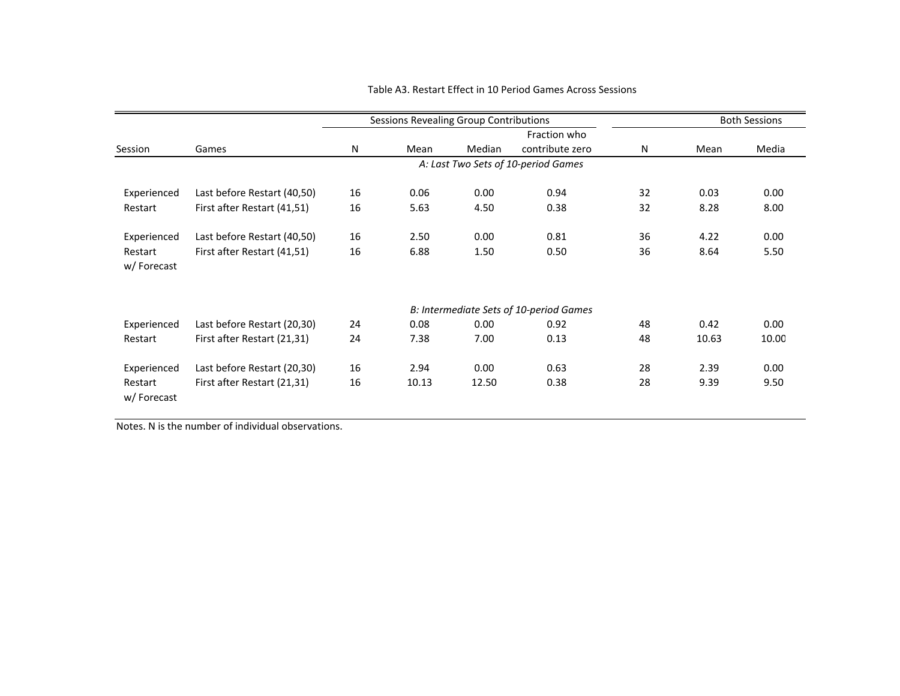Table A3. Restart Effect in 10 Period Games Across Sessions

| Session | Games | Sessions Revealing Group Contributions | | | | Both Sessions | | |
|---|---|---|---|---|---|---|---|---|
| | | N | Mean | Median | Fraction who contribute zero | N | Mean | Media |
| *A: Last Two Sets of 10-period Games* | | | | | | | | |
| Experienced Restart | Last before Restart (40,50) | 16 | 0.06 | 0.00 | 0.94 | 32 | 0.03 | 0.00 |
| | First after Restart (41,51) | 16 | 5.63 | 4.50 | 0.38 | 32 | 8.28 | 8.00 |
| Experienced Restart w/ Forecast | Last before Restart (40,50) | 16 | 2.50 | 0.00 | 0.81 | 36 | 4.22 | 0.00 |
| | First after Restart (41,51) | 16 | 6.88 | 1.50 | 0.50 | 36 | 8.64 | 5.50 |
| *B: Intermediate Sets of 10-period Games* | | | | | | | | |
| Experienced Restart | Last before Restart (20,30) | 24 | 0.08 | 0.00 | 0.92 | 48 | 0.42 | 0.00 |
| | First after Restart (21,31) | 24 | 7.38 | 7.00 | 0.13 | 48 | 10.63 | 10.00 |
| Experienced Restart w/ Forecast | Last before Restart (20,30) | 16 | 2.94 | 0.00 | 0.63 | 28 | 2.39 | 0.00 |
| | First after Restart (21,31) | 16 | 10.13 | 12.50 | 0.38 | 28 | 9.39 | 9.50 |

Notes. N is the number of individual observations.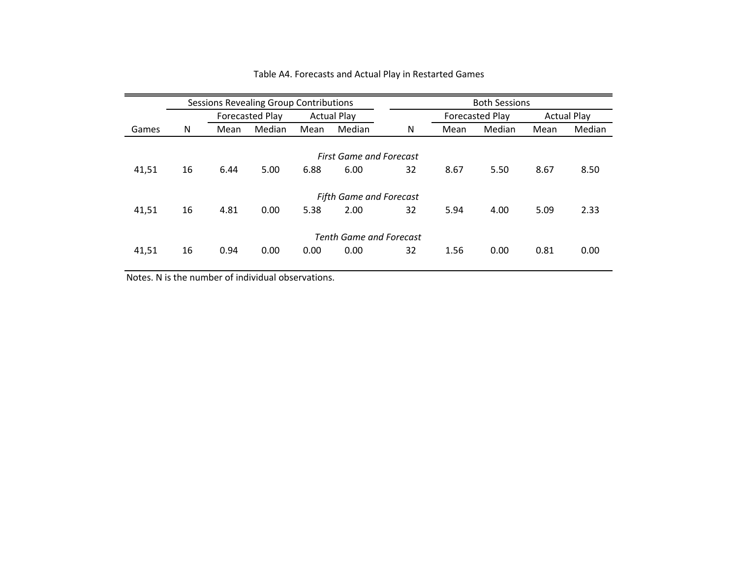Table A4. Forecasts and Actual Play in Restarted Games

| | Sessions Revealing Group Contributions | | | | | Both Sessions | | | | |
|---|---|---|---|---|---|---|---|---|---|---|
| | | Forecasted Play | | Actual Play | | | Forecasted Play | | Actual Play | |
| Games | N | Mean | Median | Mean | Median | N | Mean | Median | Mean | Median |
| | | | | | *First Game and Forecast* | | | | | |
| 41,51 | 16 | 6.44 | 5.00 | 6.88 | 6.00 | 32 | 8.67 | 5.50 | 8.67 | 8.50 |
| | | | | | *Fifth Game and Forecast* | | | | | |
| 41,51 | 16 | 4.81 | 0.00 | 5.38 | 2.00 | 32 | 5.94 | 4.00 | 5.09 | 2.33 |
| | | | | | *Tenth Game and Forecast* | | | | | |
| 41,51 | 16 | 0.94 | 0.00 | 0.00 | 0.00 | 32 | 1.56 | 0.00 | 0.81 | 0.00 |

Notes. N is the number of individual observations.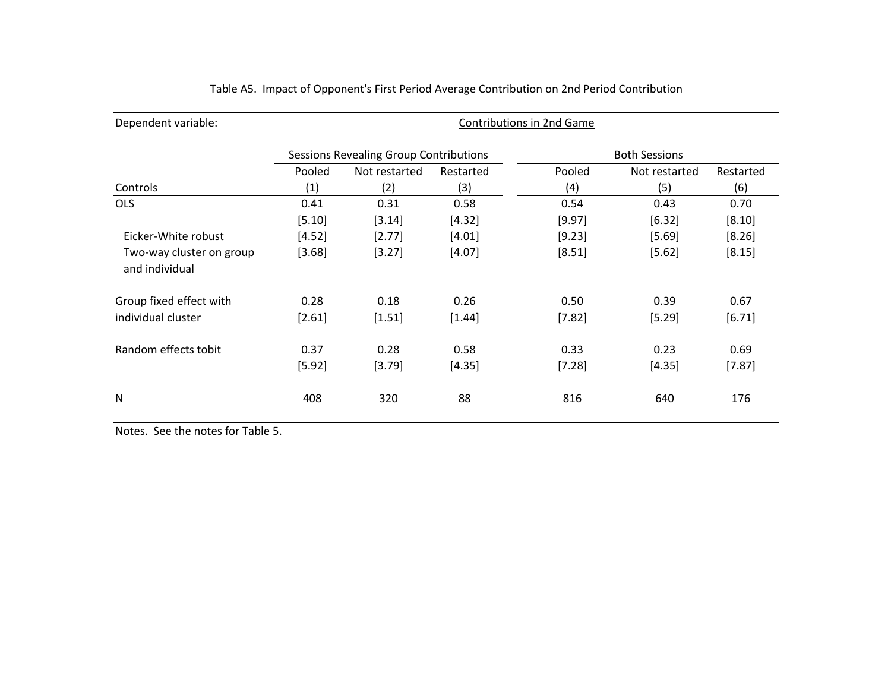Table A5. Impact of Opponent's First Period Average Contribution on 2nd Period Contribution

| Dependent variable: | Contributions in 2nd Game | | | | | |
|---|---|---|---|---|---|---|
| | Sessions Revealing Group Contributions | | | Both Sessions | | |
| | Pooled | Not restarted | Restarted | Pooled | Not restarted | Restarted |
| Controls | (1) | (2) | (3) | (4) | (5) | (6) |
| OLS | 0.41 | 0.31 | 0.58 | 0.54 | 0.43 | 0.70 |
| | [5.10] | [3.14] | [4.32] | [9.97] | [6.32] | [8.10] |
| Eicker-White robust | [4.52] | [2.77] | [4.01] | [9.23] | [5.69] | [8.26] |
| Two-way cluster on group and individual | [3.68] | [3.27] | [4.07] | [8.51] | [5.62] | [8.15] |
| Group fixed effect with individual cluster | 0.28 | 0.18 | 0.26 | 0.50 | 0.39 | 0.67 |
| | [2.61] | [1.51] | [1.44] | [7.82] | [5.29] | [6.71] |
| Random effects tobit | 0.37 | 0.28 | 0.58 | 0.33 | 0.23 | 0.69 |
| | [5.92] | [3.79] | [4.35] | [7.28] | [4.35] | [7.87] |
| N | 408 | 320 | 88 | 816 | 640 | 176 |

Notes. See the notes for Table 5.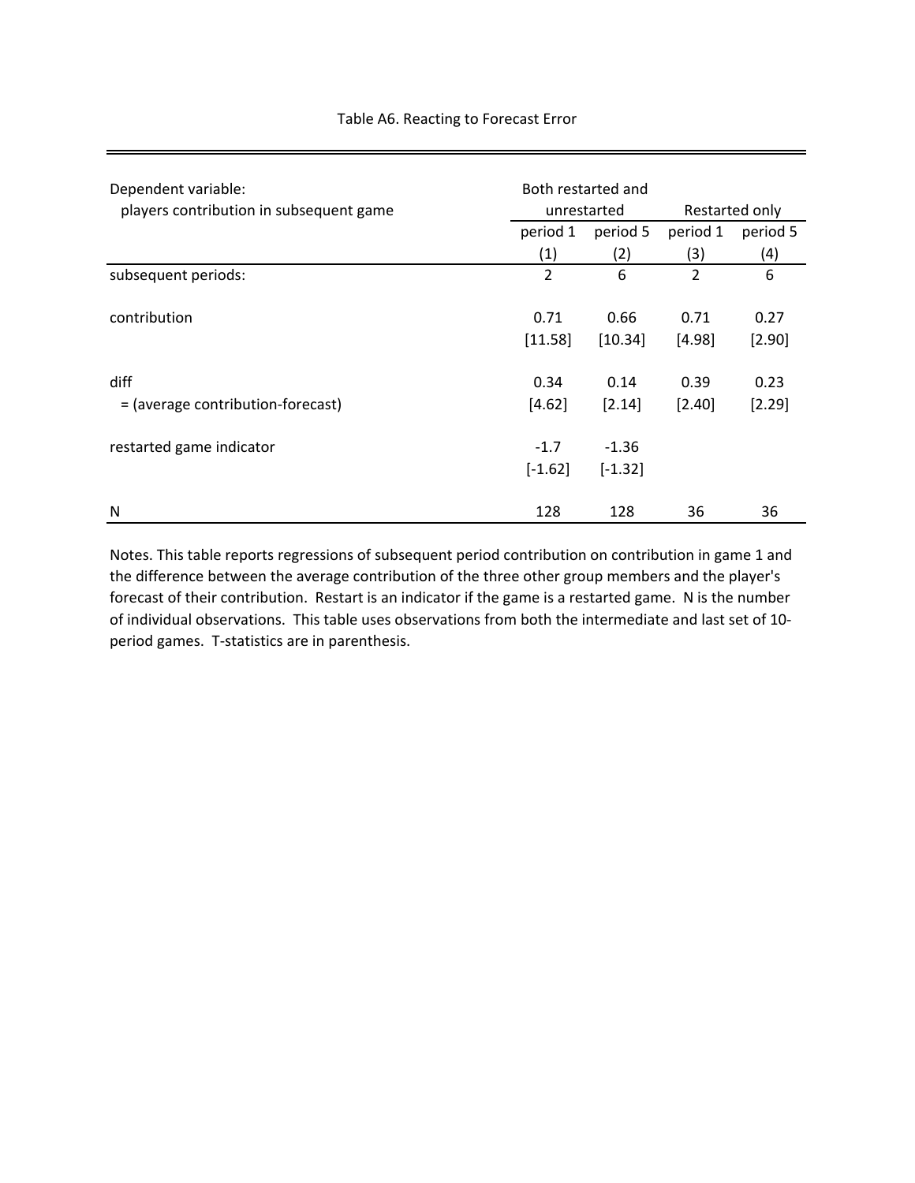Table A6. Reacting to Forecast Error

| Dependent variable: players contribution in subsequent game | Both restarted and unrestarted | | Restarted only | |
|---|---|---|---|---|
| | period 1 | period 5 | period 1 | period 5 |
| | (1) | (2) | (3) | (4) |
| subsequent periods: | 2 | 6 | 2 | 6 |
| contribution | 0.71 | 0.66 | 0.71 | 0.27 |
| | [11.58] | [10.34] | [4.98] | [2.90] |
| diff = (average contribution-forecast) | 0.34 | 0.14 | 0.39 | 0.23 |
| | [4.62] | [2.14] | [2.40] | [2.29] |
| restarted game indicator | -1.7 | -1.36 | | |
| | [-1.62] | [-1.32] | | |
| N | 128 | 128 | 36 | 36 |

Notes. This table reports regressions of subsequent period contribution on contribution in game 1 and the difference between the average contribution of the three other group members and the player's forecast of their contribution. Restart is an indicator if the game is a restarted game. N is the number of individual observations. This table uses observations from both the intermediate and last set of 10-period games. T-statistics are in parenthesis.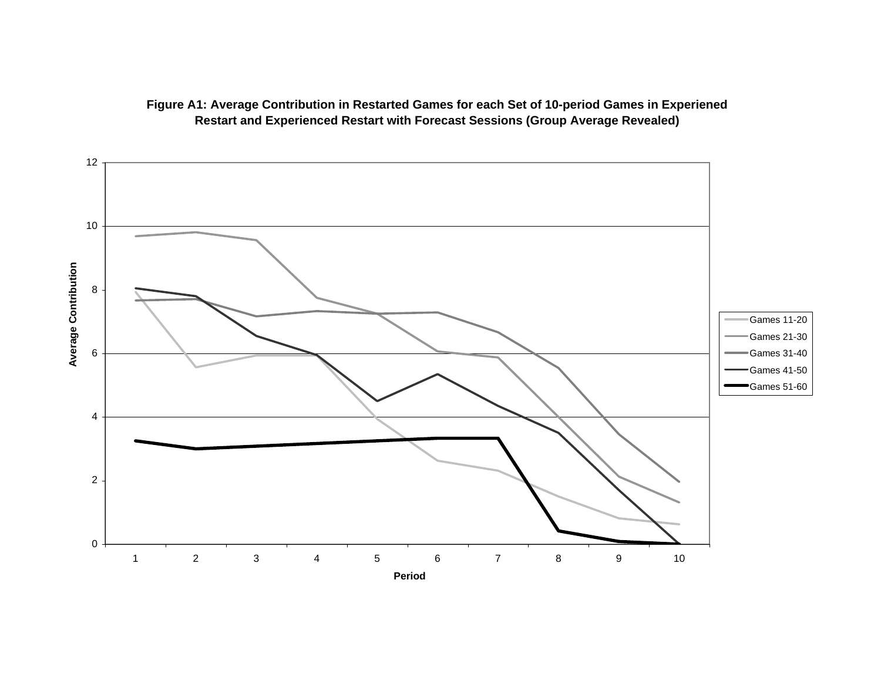**Figure A1: Average Contribution in Restarted Games for each Set of 10-period Games in Experiened Restart and Experienced Restart with Forecast Sessions (Group Average Revealed)**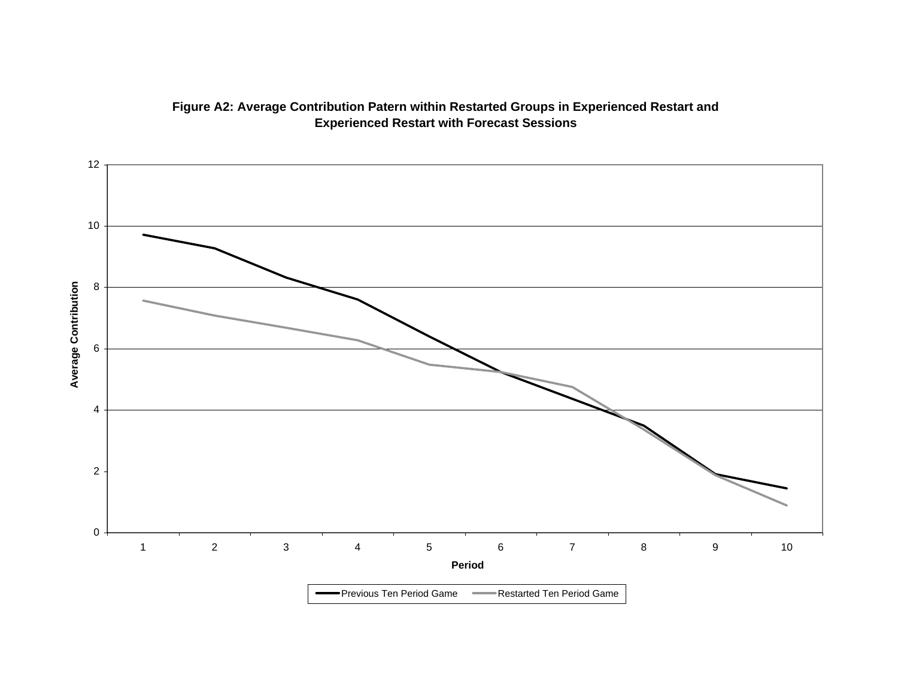**Figure A2: Average Contribution Patern within Restarted Groups in Experienced Restart and Experienced Restart with Forecast Sessions**

Average Contribution

Period

Previous Ten Period Game — Restarted Ten Period Game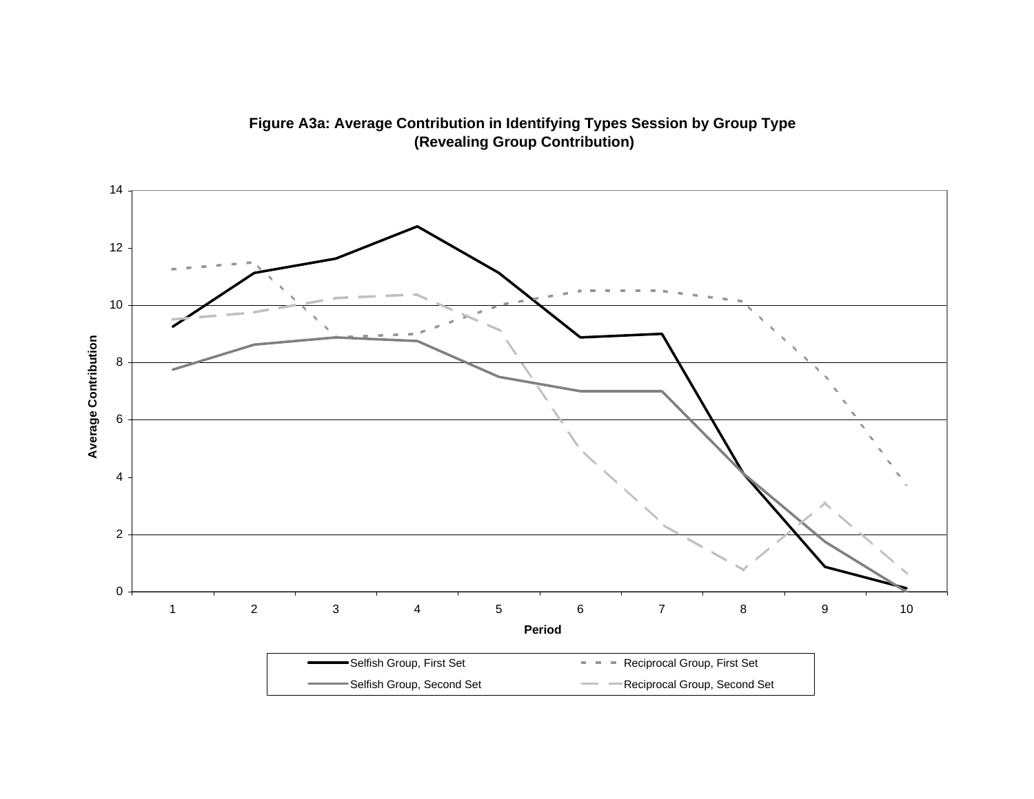**Figure A3a: Average Contribution in Identifying Types Session by Group Type (Revealing Group Contribution)**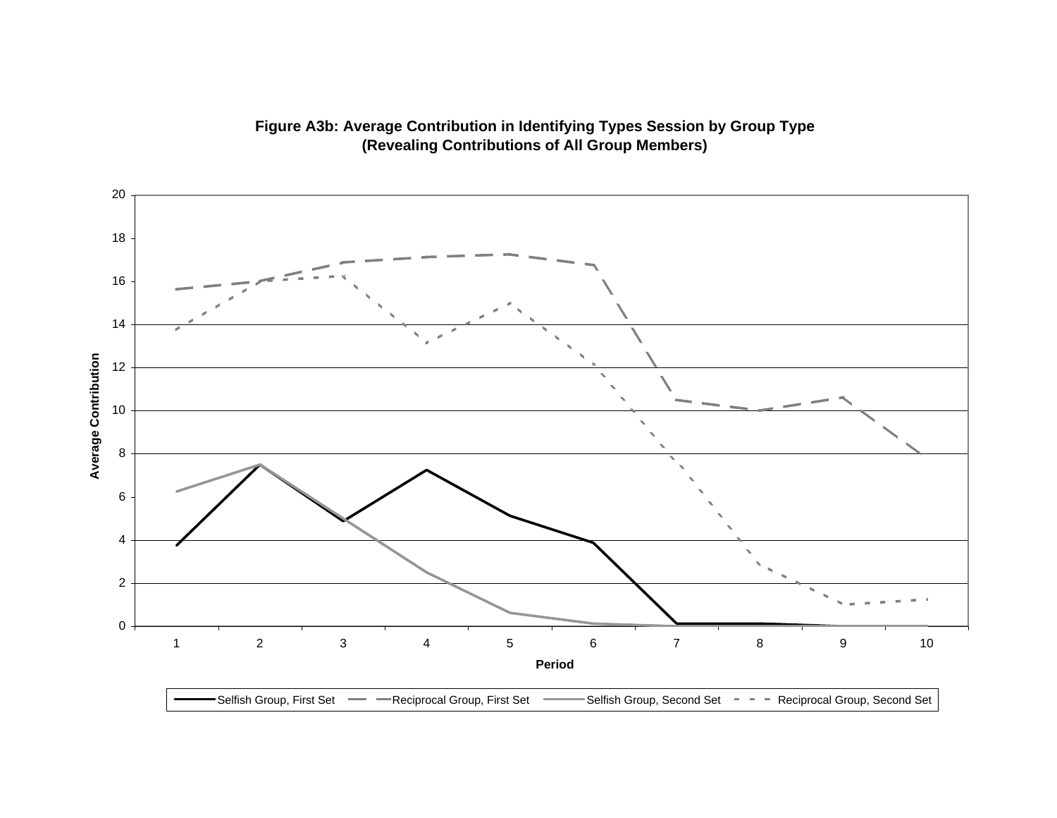**Figure A3b: Average Contribution in Identifying Types Session by Group Type**
**(Revealing Contributions of All Group Members)**

Average Contribution

20
18
16
14
12
10
8
6
4
2
0

1 2 3 4 5 6 7 8 9 10

Period

Selfish Group, First Set
Reciprocal Group, First Set
Selfish Group, Second Set
Reciprocal Group, Second Set